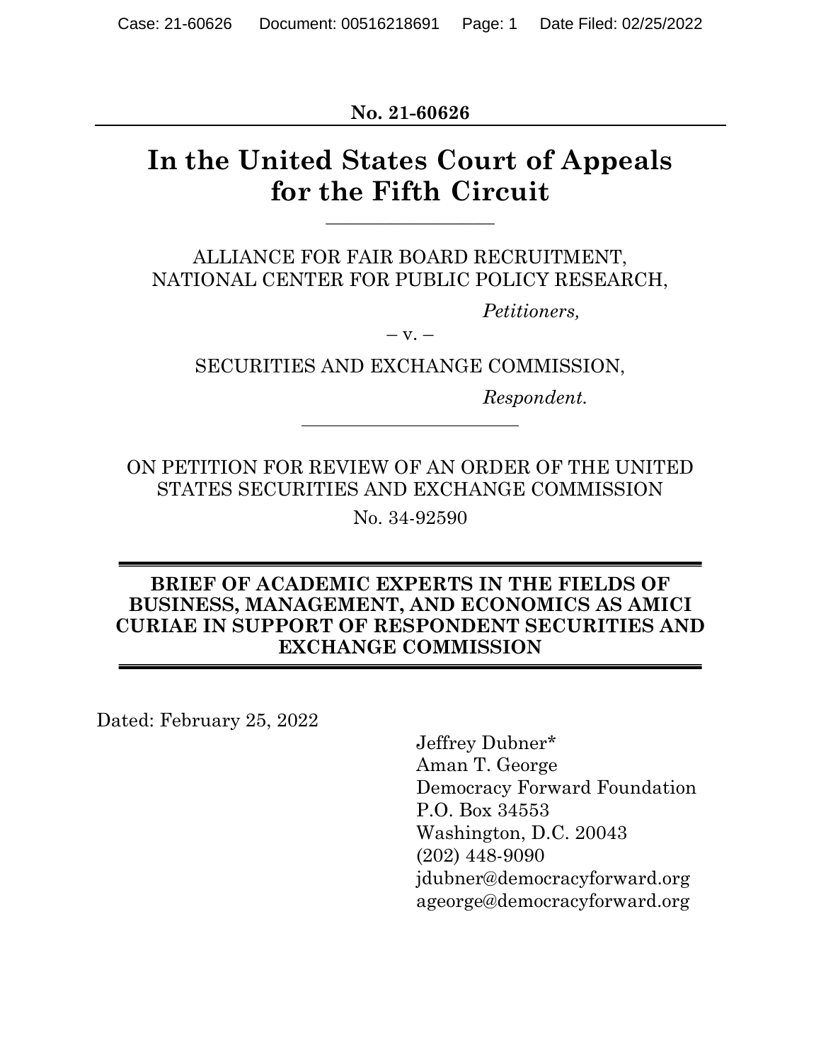**No. 21-60626**

# In the United States Court of Appeals for the Fifth Circuit

ALLIANCE FOR FAIR BOARD RECRUITMENT,
NATIONAL CENTER FOR PUBLIC POLICY RESEARCH,

*Petitioners,*

– v. –

SECURITIES AND EXCHANGE COMMISSION,

*Respondent.*

ON PETITION FOR REVIEW OF AN ORDER OF THE UNITED STATES SECURITIES AND EXCHANGE COMMISSION

No. 34-92590

**BRIEF OF ACADEMIC EXPERTS IN THE FIELDS OF BUSINESS, MANAGEMENT, AND ECONOMICS AS AMICI CURIAE IN SUPPORT OF RESPONDENT SECURITIES AND EXCHANGE COMMISSION**

Dated: February 25, 2022

Jeffrey Dubner*
Aman T. George
Democracy Forward Foundation
P.O. Box 34553
Washington, D.C. 20043
(202) 448-9090
jdubner@democracyforward.org
ageorge@democracyforward.org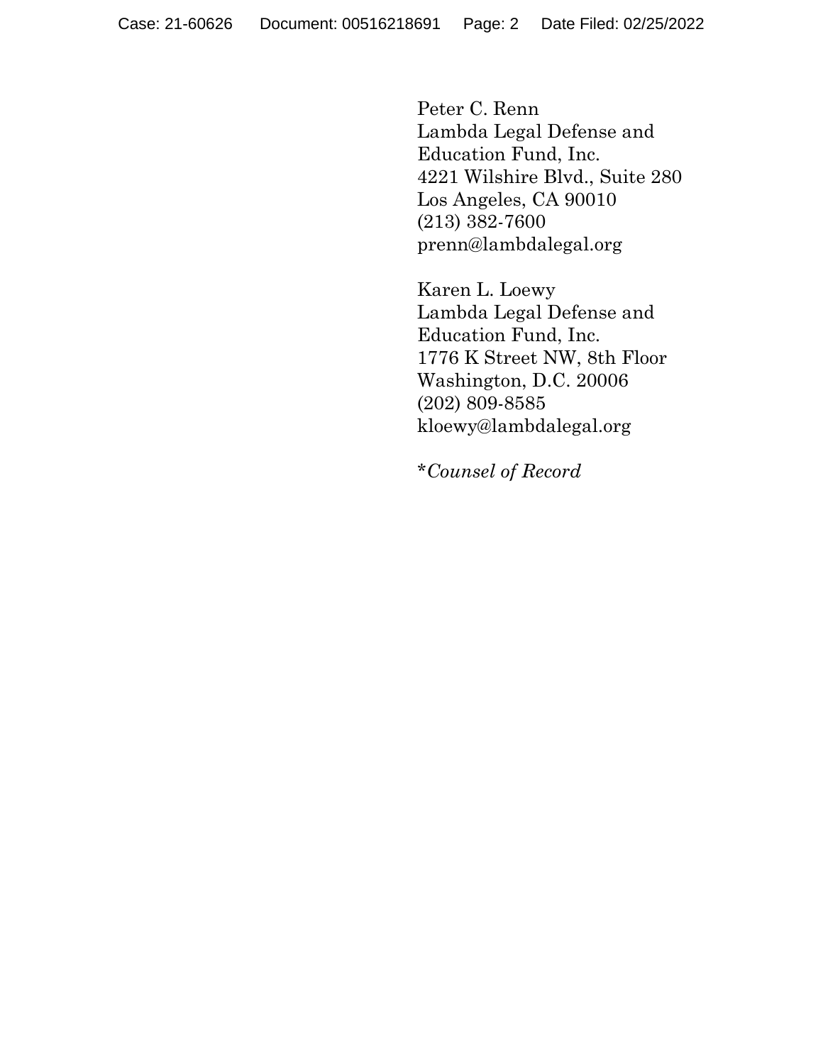Peter C. Renn
Lambda Legal Defense and
Education Fund, Inc.
4221 Wilshire Blvd., Suite 280
Los Angeles, CA 90010
(213) 382-7600
prenn@lambdalegal.org

Karen L. Loewy
Lambda Legal Defense and
Education Fund, Inc.
1776 K Street NW, 8th Floor
Washington, D.C. 20006
(202) 809-8585
kloewy@lambdalegal.org

**\****Counsel of Record*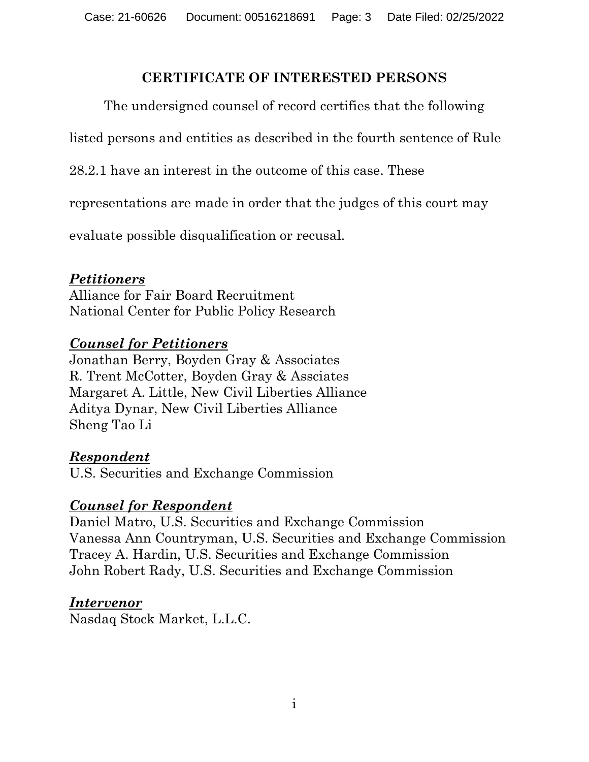# CERTIFICATE OF INTERESTED PERSONS

The undersigned counsel of record certifies that the following listed persons and entities as described in the fourth sentence of Rule 28.2.1 have an interest in the outcome of this case. These representations are made in order that the judges of this court may evaluate possible disqualification or recusal.

***Petitioners***
Alliance for Fair Board Recruitment
National Center for Public Policy Research

***Counsel for Petitioners***
Jonathan Berry, Boyden Gray & Associates
R. Trent McCotter, Boyden Gray & Assciates
Margaret A. Little, New Civil Liberties Alliance
Aditya Dynar, New Civil Liberties Alliance
Sheng Tao Li

***Respondent***
U.S. Securities and Exchange Commission

***Counsel for Respondent***
Daniel Matro, U.S. Securities and Exchange Commission
Vanessa Ann Countryman, U.S. Securities and Exchange Commission
Tracey A. Hardin, U.S. Securities and Exchange Commission
John Robert Rady, U.S. Securities and Exchange Commission

***Intervenor***
Nasdaq Stock Market, L.L.C.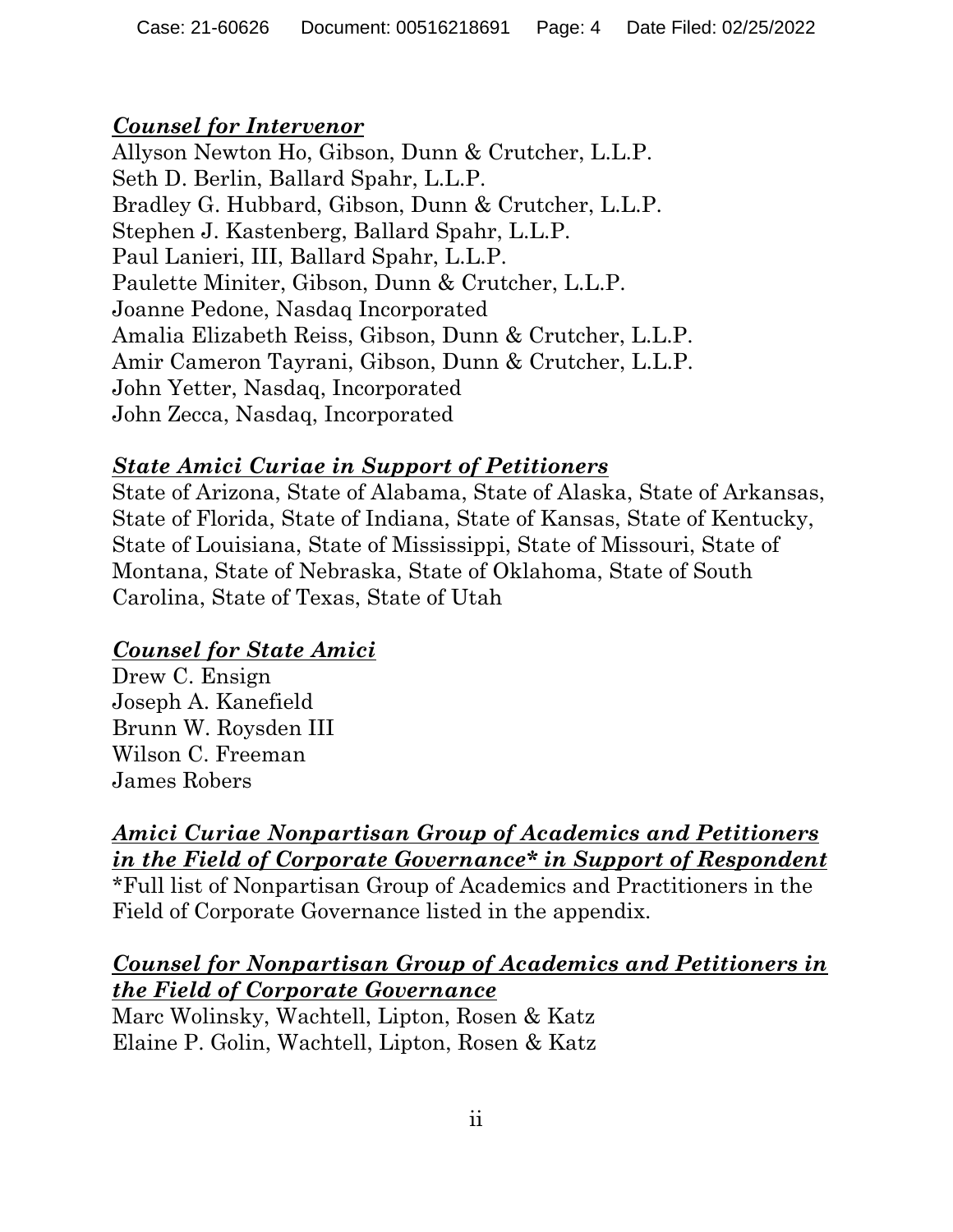***Counsel for Intervenor***

Allyson Newton Ho, Gibson, Dunn & Crutcher, L.L.P.
Seth D. Berlin, Ballard Spahr, L.L.P.
Bradley G. Hubbard, Gibson, Dunn & Crutcher, L.L.P.
Stephen J. Kastenberg, Ballard Spahr, L.L.P.
Paul Lanieri, III, Ballard Spahr, L.L.P.
Paulette Miniter, Gibson, Dunn & Crutcher, L.L.P.
Joanne Pedone, Nasdaq Incorporated
Amalia Elizabeth Reiss, Gibson, Dunn & Crutcher, L.L.P.
Amir Cameron Tayrani, Gibson, Dunn & Crutcher, L.L.P.
John Yetter, Nasdaq, Incorporated
John Zecca, Nasdaq, Incorporated

***State Amici Curiae in Support of Petitioners***

State of Arizona, State of Alabama, State of Alaska, State of Arkansas, State of Florida, State of Indiana, State of Kansas, State of Kentucky, State of Louisiana, State of Mississippi, State of Missouri, State of Montana, State of Nebraska, State of Oklahoma, State of South Carolina, State of Texas, State of Utah

***Counsel for State Amici***

Drew C. Ensign
Joseph A. Kanefield
Brunn W. Roysden III
Wilson C. Freeman
James Robers

***Amici Curiae Nonpartisan Group of Academics and Petitioners in the Field of Corporate Governance* in Support of Respondent***

*Full list of Nonpartisan Group of Academics and Practitioners in the Field of Corporate Governance listed in the appendix.

***Counsel for Nonpartisan Group of Academics and Petitioners in the Field of Corporate Governance***

Marc Wolinsky, Wachtell, Lipton, Rosen & Katz
Elaine P. Golin, Wachtell, Lipton, Rosen & Katz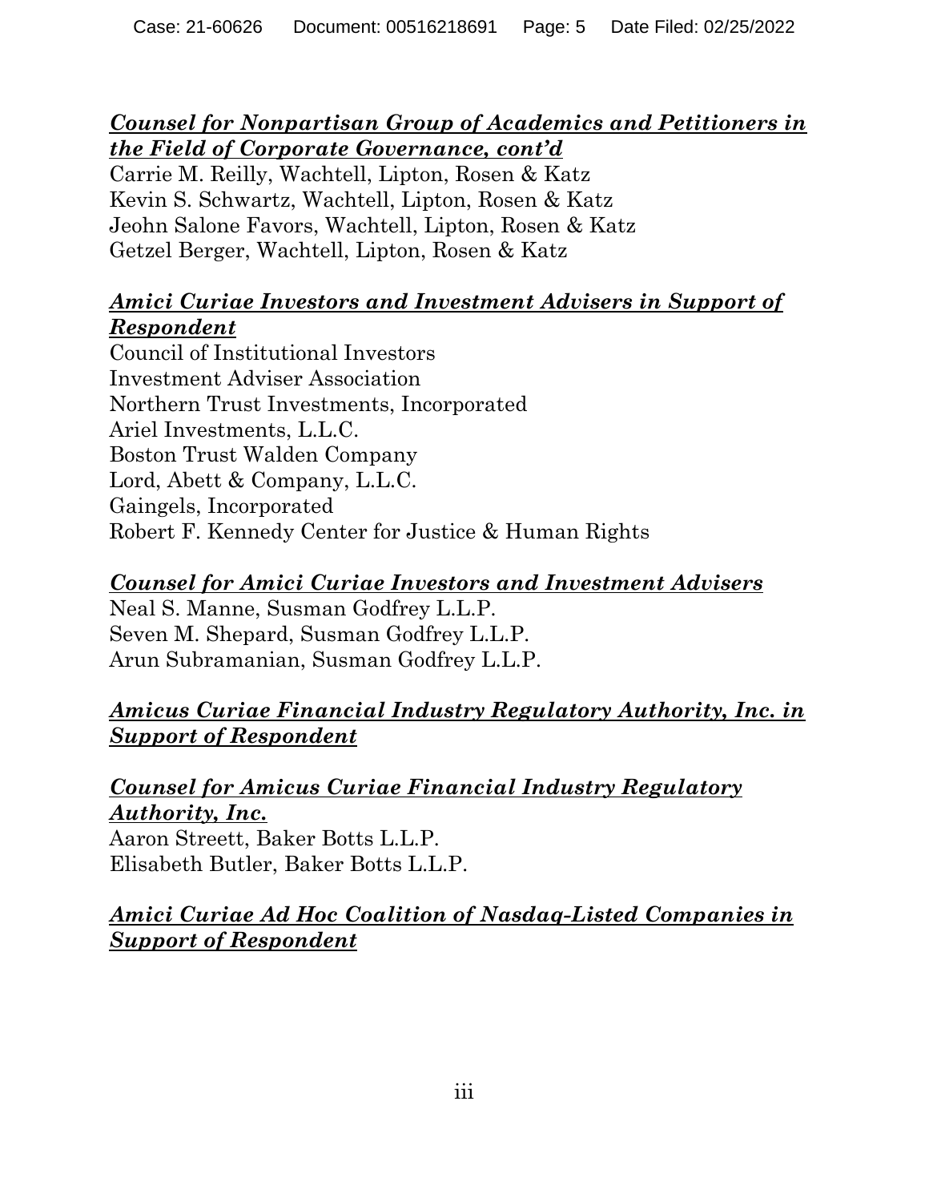***<u>Counsel for Nonpartisan Group of Academics and Petitioners in the Field of Corporate Governance, cont'd</u>***

Carrie M. Reilly, Wachtell, Lipton, Rosen & Katz
Kevin S. Schwartz, Wachtell, Lipton, Rosen & Katz
Jeohn Salone Favors, Wachtell, Lipton, Rosen & Katz
Getzel Berger, Wachtell, Lipton, Rosen & Katz

***<u>Amici Curiae Investors and Investment Advisers in Support of Respondent</u>***

Council of Institutional Investors
Investment Adviser Association
Northern Trust Investments, Incorporated
Ariel Investments, L.L.C.
Boston Trust Walden Company
Lord, Abett & Company, L.L.C.
Gaingels, Incorporated
Robert F. Kennedy Center for Justice & Human Rights

***<u>Counsel for Amici Curiae Investors and Investment Advisers</u>***

Neal S. Manne, Susman Godfrey L.L.P.
Seven M. Shepard, Susman Godfrey L.L.P.
Arun Subramanian, Susman Godfrey L.L.P.

***<u>Amicus Curiae Financial Industry Regulatory Authority, Inc. in Support of Respondent</u>***

***<u>Counsel for Amicus Curiae Financial Industry Regulatory Authority, Inc.</u>***

Aaron Streett, Baker Botts L.L.P.
Elisabeth Butler, Baker Botts L.L.P.

***<u>Amici Curiae Ad Hoc Coalition of Nasdaq-Listed Companies in Support of Respondent</u>***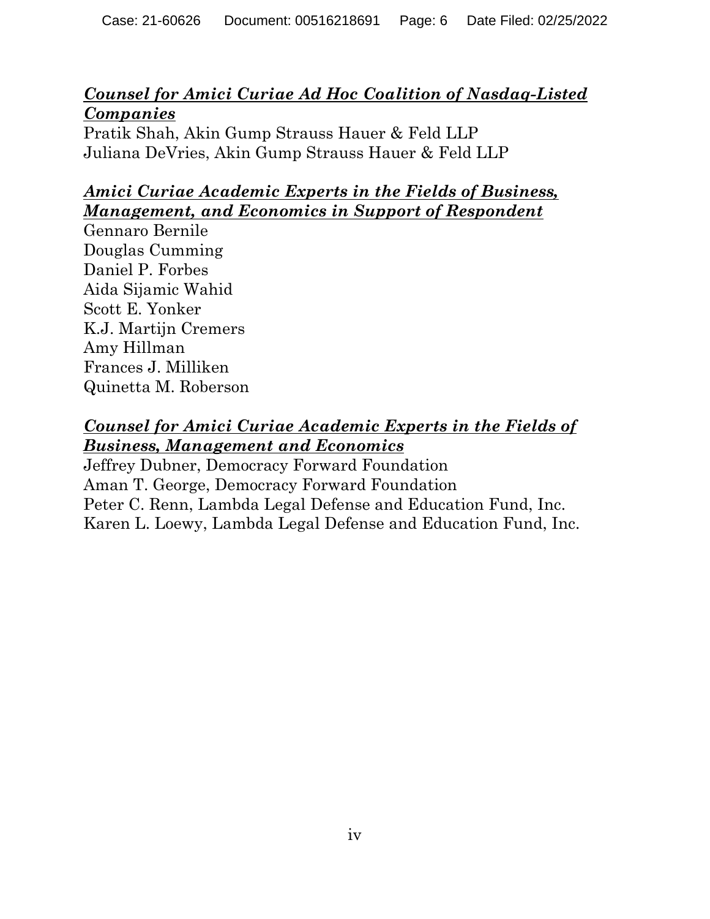***<u>Counsel for Amici Curiae Ad Hoc Coalition of Nasdaq-Listed Companies</u>***

Pratik Shah, Akin Gump Strauss Hauer & Feld LLP
Juliana DeVries, Akin Gump Strauss Hauer & Feld LLP

***<u>Amici Curiae Academic Experts in the Fields of Business, Management, and Economics in Support of Respondent</u>***

Gennaro Bernile
Douglas Cumming
Daniel P. Forbes
Aida Sijamic Wahid
Scott E. Yonker
K.J. Martijn Cremers
Amy Hillman
Frances J. Milliken
Quinetta M. Roberson

***<u>Counsel for Amici Curiae Academic Experts in the Fields of Business, Management and Economics</u>***

Jeffrey Dubner, Democracy Forward Foundation
Aman T. George, Democracy Forward Foundation
Peter C. Renn, Lambda Legal Defense and Education Fund, Inc.
Karen L. Loewy, Lambda Legal Defense and Education Fund, Inc.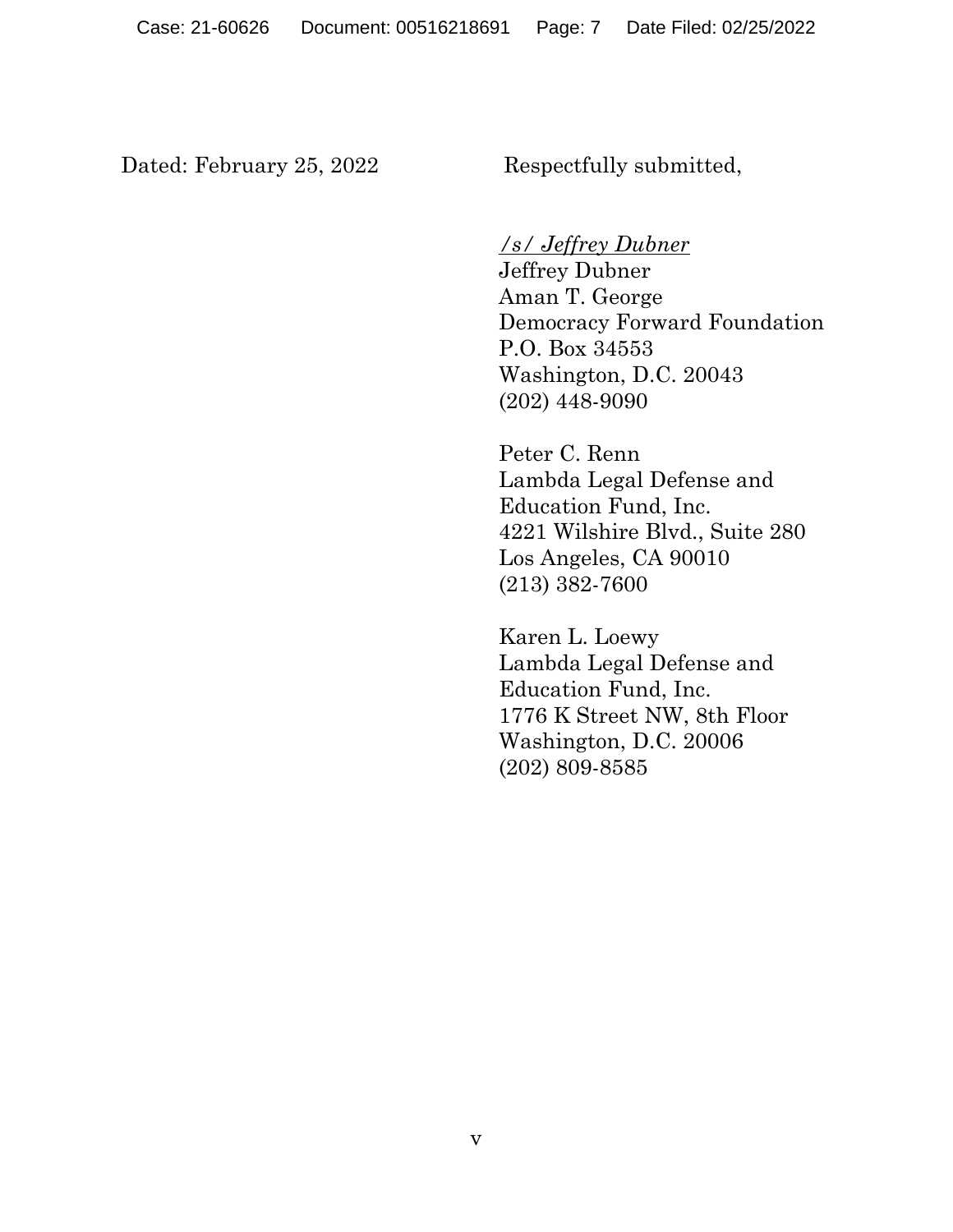Dated: February 25, 2022

Respectfully submitted,

*/s/ Jeffrey Dubner*
Jeffrey Dubner
Aman T. George
Democracy Forward Foundation
P.O. Box 34553
Washington, D.C. 20043
(202) 448-9090

Peter C. Renn
Lambda Legal Defense and
Education Fund, Inc.
4221 Wilshire Blvd., Suite 280
Los Angeles, CA 90010
(213) 382-7600

Karen L. Loewy
Lambda Legal Defense and
Education Fund, Inc.
1776 K Street NW, 8th Floor
Washington, D.C. 20006
(202) 809-8585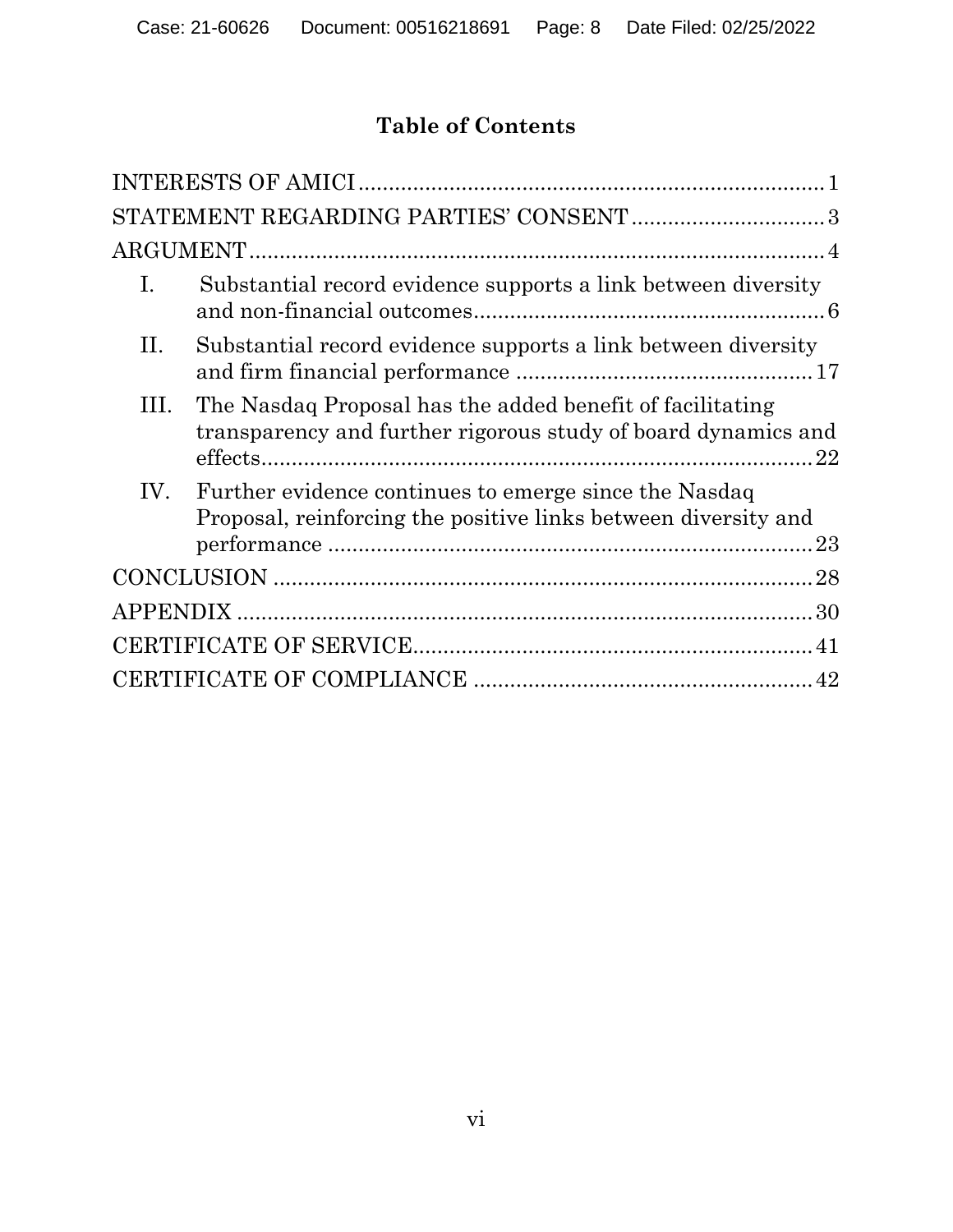# Table of Contents

- INTERESTS OF AMICI ........................................................................ 1
- STATEMENT REGARDING PARTIES' CONSENT ................................ 3
- ARGUMENT ........................................................................................ 4
  - I. Substantial record evidence supports a link between diversity and non-financial outcomes ........................................................ 6
  - II. Substantial record evidence supports a link between diversity and firm financial performance ................................................. 17
  - III. The Nasdaq Proposal has the added benefit of facilitating transparency and further rigorous study of board dynamics and effects ........................................................................................ 22
  - IV. Further evidence continues to emerge since the Nasdaq Proposal, reinforcing the positive links between diversity and performance ............................................................................... 23
- CONCLUSION ..................................................................................... 28
- APPENDIX .......................................................................................... 30
- CERTIFICATE OF SERVICE ................................................................ 41
- CERTIFICATE OF COMPLIANCE ........................................................ 42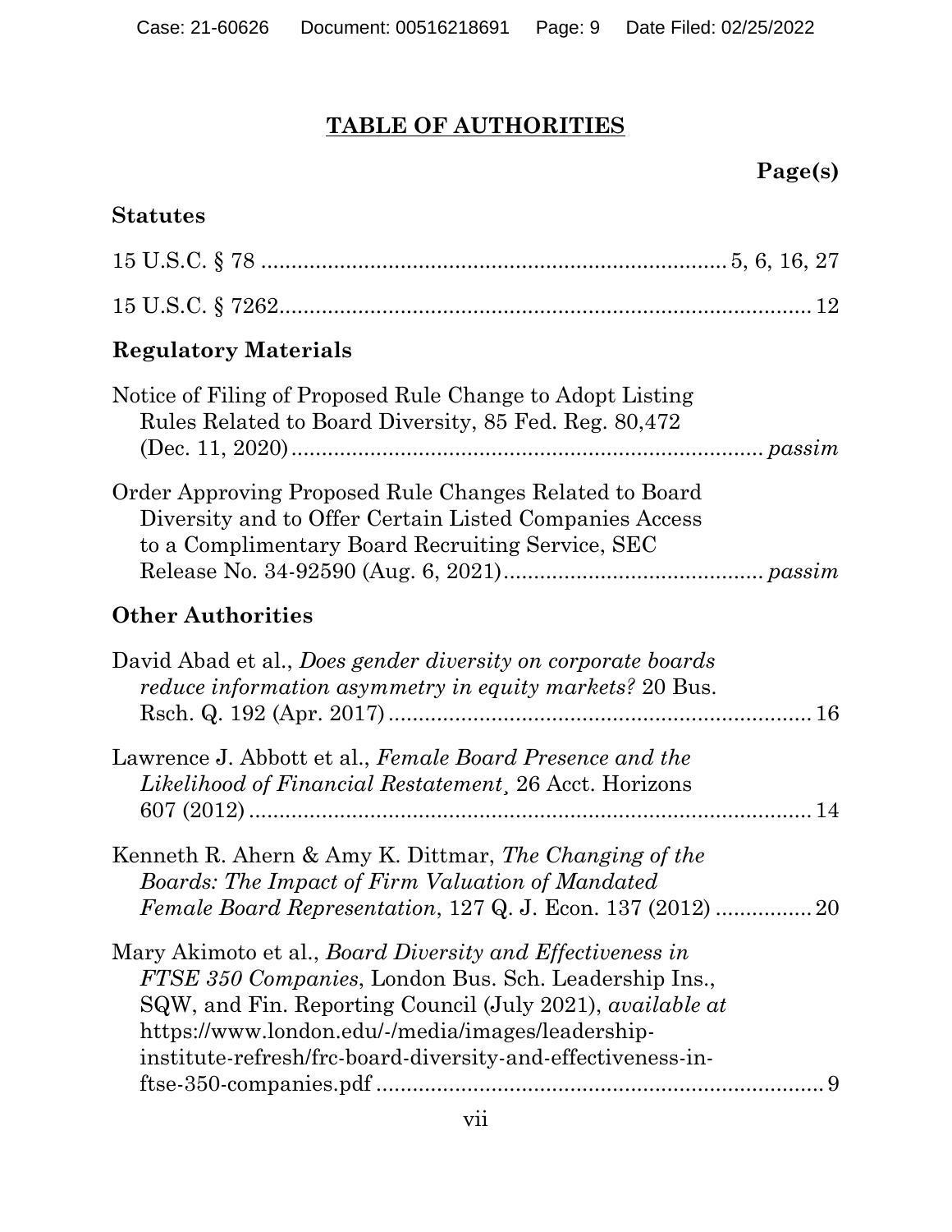# TABLE OF AUTHORITIES

**Page(s)**

## Statutes

15 U.S.C. § 78 ........................................................................ 5, 6, 16, 27

15 U.S.C. § 7262........................................................................................ 12

## Regulatory Materials

Notice of Filing of Proposed Rule Change to Adopt Listing Rules Related to Board Diversity, 85 Fed. Reg. 80,472 (Dec. 11, 2020)............................................................................ *passim*

Order Approving Proposed Rule Changes Related to Board Diversity and to Offer Certain Listed Companies Access to a Complimentary Board Recruiting Service, SEC Release No. 34-92590 (Aug. 6, 2021)........................................... *passim*

## Other Authorities

David Abad et al., *Does gender diversity on corporate boards reduce information asymmetry in equity markets?* 20 Bus. Rsch. Q. 192 (Apr. 2017)...................................................................... 16

Lawrence J. Abbott et al., *Female Board Presence and the Likelihood of Financial Restatement*¸ 26 Acct. Horizons 607 (2012)............................................................................................ 14

Kenneth R. Ahern & Amy K. Dittmar, *The Changing of the Boards: The Impact of Firm Valuation of Mandated Female Board Representation*, 127 Q. J. Econ. 137 (2012) ................ 20

Mary Akimoto et al., *Board Diversity and Effectiveness in FTSE 350 Companies*, London Bus. Sch. Leadership Ins., SQW, and Fin. Reporting Council (July 2021), *available at* https://www.london.edu/-/media/images/leadership-institute-refresh/frc-board-diversity-and-effectiveness-in-ftse-350-companies.pdf .......................................................................... 9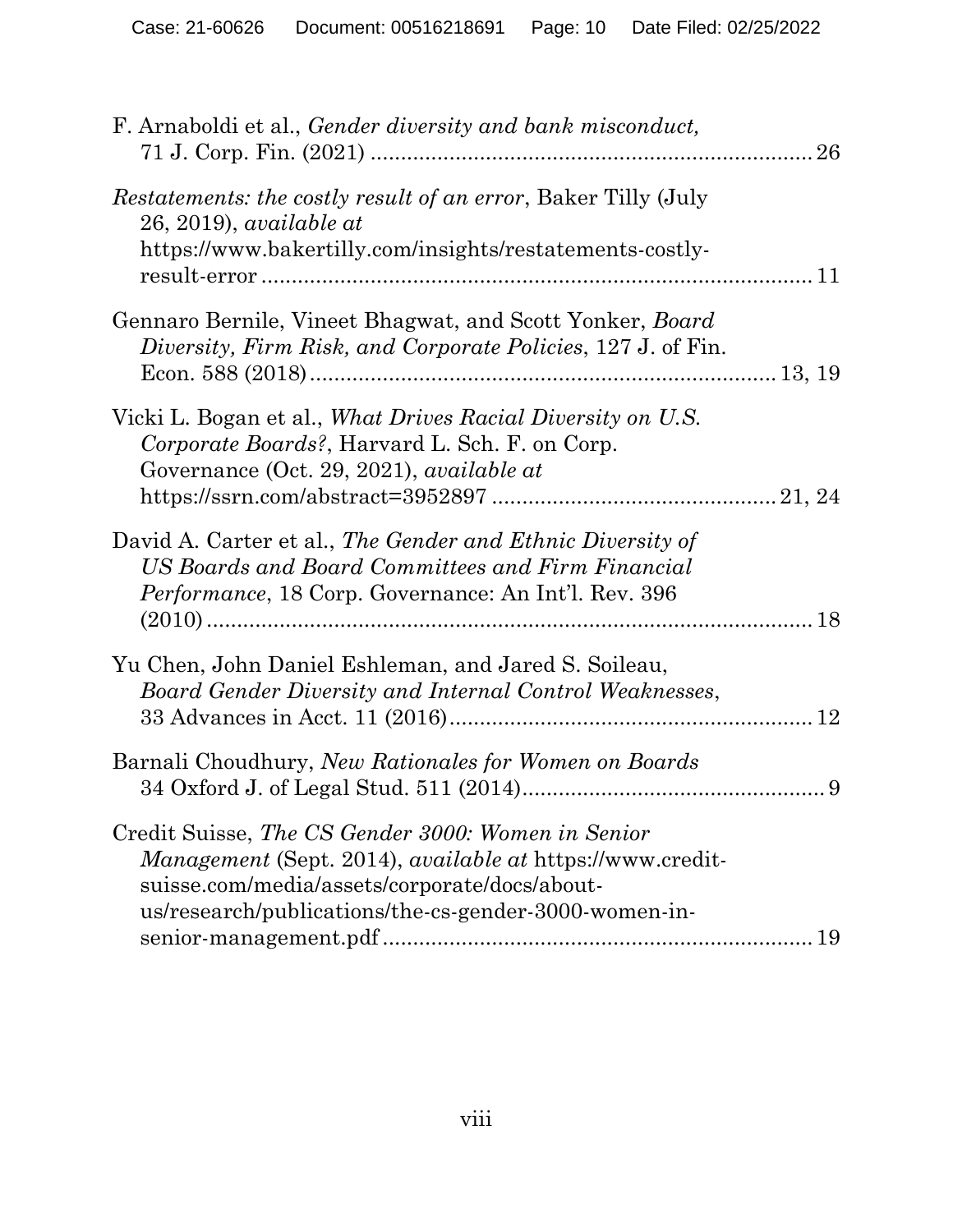F. Arnaboldi et al., *Gender diversity and bank misconduct,* 71 J. Corp. Fin. (2021) ........................................................................ 26

*Restatements: the costly result of an error*, Baker Tilly (July 26, 2019), *available at* https://www.bakertilly.com/insights/restatements-costly-result-error ............................................................................................ 11

Gennaro Bernile, Vineet Bhagwat, and Scott Yonker, *Board Diversity, Firm Risk, and Corporate Policies*, 127 J. of Fin. Econ. 588 (2018) .............................................................................. 13, 19

Vicki L. Bogan et al., *What Drives Racial Diversity on U.S. Corporate Boards?*, Harvard L. Sch. F. on Corp. Governance (Oct. 29, 2021), *available at* https://ssrn.com/abstract=3952897 ............................................... 21, 24

David A. Carter et al., *The Gender and Ethnic Diversity of US Boards and Board Committees and Firm Financial Performance*, 18 Corp. Governance: An Int'l. Rev. 396 (2010) ......................................................................................... 18

Yu Chen, John Daniel Eshleman, and Jared S. Soileau, *Board Gender Diversity and Internal Control Weaknesses*, 33 Advances in Acct. 11 (2016) ............................................................ 12

Barnali Choudhury, *New Rationales for Women on Boards* 34 Oxford J. of Legal Stud. 511 (2014) .................................................. 9

Credit Suisse, *The CS Gender 3000: Women in Senior Management* (Sept. 2014), *available at* https://www.credit-suisse.com/media/assets/corporate/docs/about-us/research/publications/the-cs-gender-3000-women-in-senior-management.pdf ....................................................................... 19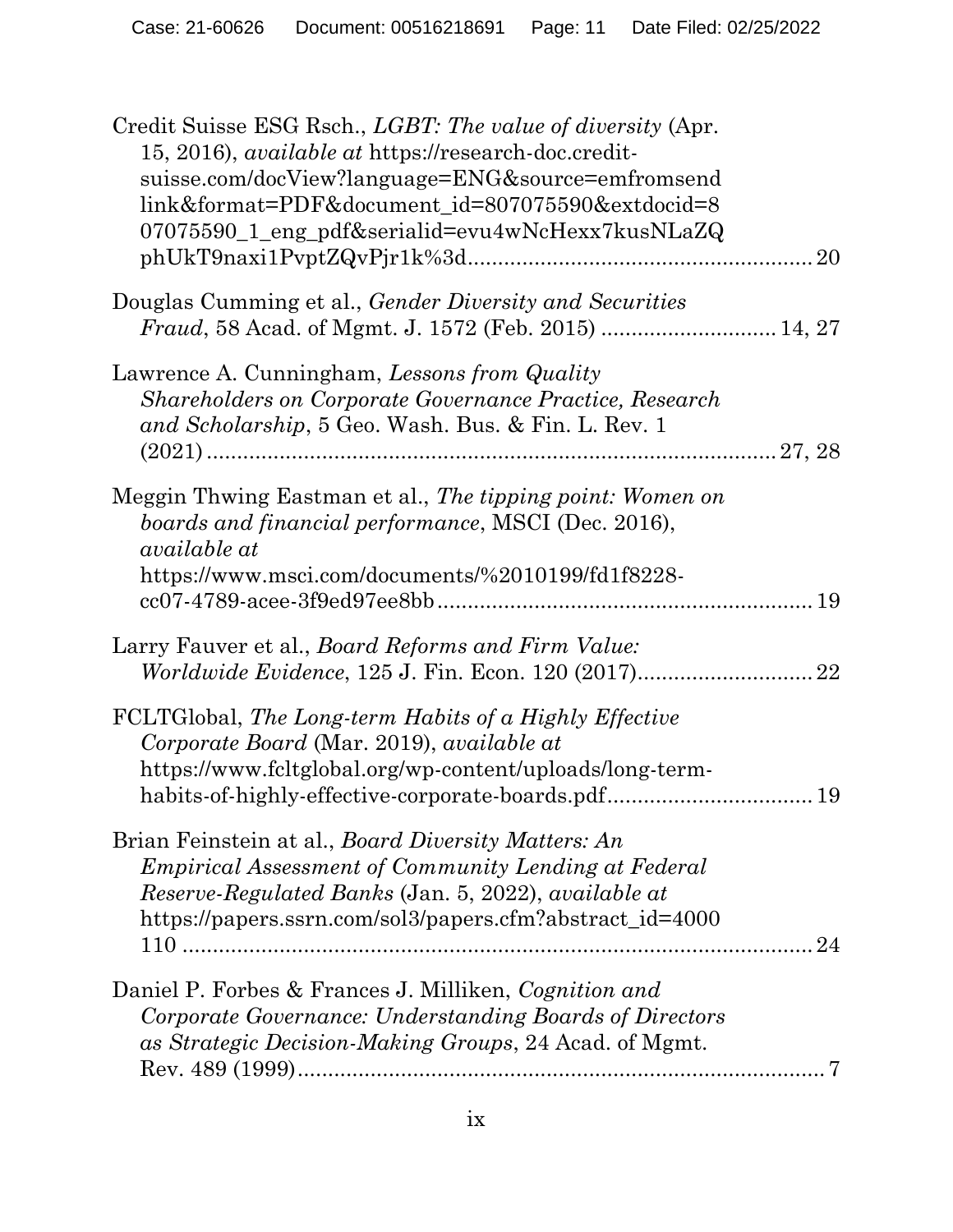Credit Suisse ESG Rsch., *LGBT: The value of diversity* (Apr. 15, 2016), *available at* https://research-doc.credit-suisse.com/docView?language=ENG&source=emfromsendlink&format=PDF&document_id=807075590&extdocid=807075590_1_eng_pdf&serialid=evu4wNcHexx7kusNLaZQphUkT9naxi1PvptZQvPjr1k%3d........................................................ 20

Douglas Cumming et al., *Gender Diversity and Securities Fraud*, 58 Acad. of Mgmt. J. 1572 (Feb. 2015) ............................. 14, 27

Lawrence A. Cunningham, *Lessons from Quality Shareholders on Corporate Governance Practice, Research and Scholarship*, 5 Geo. Wash. Bus. & Fin. L. Rev. 1 (2021) ............................................................................... 27, 28

Meggin Thwing Eastman et al., *The tipping point: Women on boards and financial performance*, MSCI (Dec. 2016), *available at* https://www.msci.com/documents/%2010199/fd1f8228-cc07-4789-acee-3f9ed97ee8bb............................................................. 19

Larry Fauver et al., *Board Reforms and Firm Value: Worldwide Evidence*, 125 J. Fin. Econ. 120 (2017)............................. 22

FCLTGlobal, *The Long-term Habits of a Highly Effective Corporate Board* (Mar. 2019), *available at* https://www.fcltglobal.org/wp-content/uploads/long-term-habits-of-highly-effective-corporate-boards.pdf.................................. 19

Brian Feinstein at al., *Board Diversity Matters: An Empirical Assessment of Community Lending at Federal Reserve-Regulated Banks* (Jan. 5, 2022), *available at* https://papers.ssrn.com/sol3/papers.cfm?abstract_id=4000110 ......................................................................................... 24

Daniel P. Forbes & Frances J. Milliken, *Cognition and Corporate Governance: Understanding Boards of Directors as Strategic Decision-Making Groups*, 24 Acad. of Mgmt. Rev. 489 (1999)....................................................................................... 7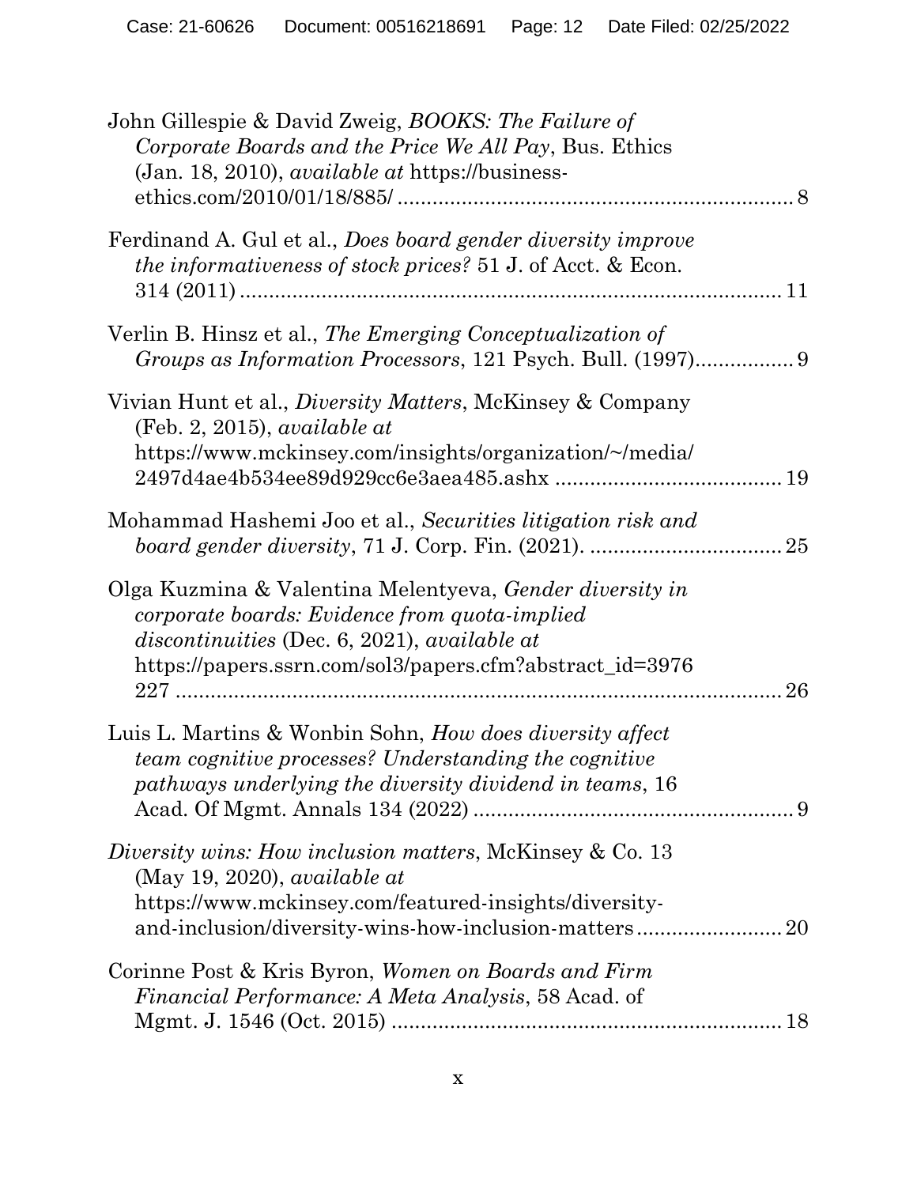John Gillespie & David Zweig, *BOOKS: The Failure of Corporate Boards and the Price We All Pay*, Bus. Ethics (Jan. 18, 2010), *available at* https://business-ethics.com/2010/01/18/885/ .................................................................... 8

Ferdinand A. Gul et al., *Does board gender diversity improve the informativeness of stock prices?* 51 J. of Acct. & Econ. 314 (2011) .......................................................................................... 11

Verlin B. Hinsz et al., *The Emerging Conceptualization of Groups as Information Processors*, 121 Psych. Bull. (1997)................. 9

Vivian Hunt et al., *Diversity Matters*, McKinsey & Company (Feb. 2, 2015), *available at* https://www.mckinsey.com/insights/organization/~/media/2497d4ae4b534ee89d929cc6e3aea485.ashx ...................................... 19

Mohammad Hashemi Joo et al., *Securities litigation risk and board gender diversity*, 71 J. Corp. Fin. (2021). ................................ 25

Olga Kuzmina & Valentina Melentyeva, *Gender diversity in corporate boards: Evidence from quota-implied discontinuities* (Dec. 6, 2021), *available at* https://papers.ssrn.com/sol3/papers.cfm?abstract_id=3976227 ........................................................................................... 26

Luis L. Martins & Wonbin Sohn, *How does diversity affect team cognitive processes? Understanding the cognitive pathways underlying the diversity dividend in teams*, 16 Acad. Of Mgmt. Annals 134 (2022) ........................................................ 9

*Diversity wins: How inclusion matters*, McKinsey & Co. 13 (May 19, 2020), *available at* https://www.mckinsey.com/featured-insights/diversity-and-inclusion/diversity-wins-how-inclusion-matters........................ 20

Corinne Post & Kris Byron, *Women on Boards and Firm Financial Performance: A Meta Analysis*, 58 Acad. of Mgmt. J. 1546 (Oct. 2015) .................................................................. 18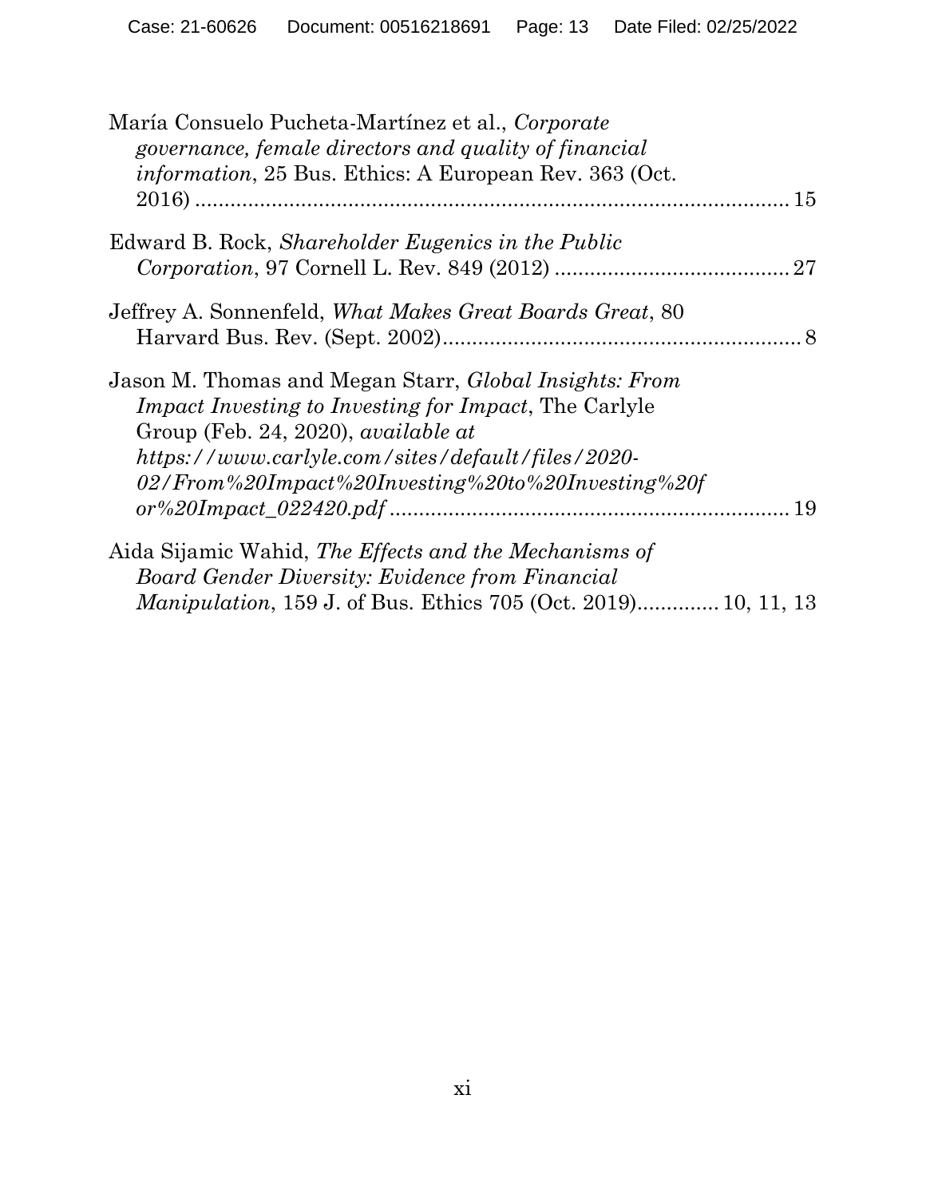María Consuelo Pucheta-Martínez et al., *Corporate governance, female directors and quality of financial information*, 25 Bus. Ethics: A European Rev. 363 (Oct. 2016) ........................................................................................ 15

Edward B. Rock, *Shareholder Eugenics in the Public Corporation*, 97 Cornell L. Rev. 849 (2012) ........................................ 27

Jeffrey A. Sonnenfeld, *What Makes Great Boards Great*, 80 Harvard Bus. Rev. (Sept. 2002)............................................................ 8

Jason M. Thomas and Megan Starr, *Global Insights: From Impact Investing to Investing for Impact*, The Carlyle Group (Feb. 24, 2020), *available at https://www.carlyle.com/sites/default/files/2020-02/From%20Impact%20Investing%20to%20Investing%20for%20Impact_022420.pdf* .................................................................... 19

Aida Sijamic Wahid, *The Effects and the Mechanisms of Board Gender Diversity: Evidence from Financial Manipulation*, 159 J. of Bus. Ethics 705 (Oct. 2019)............. 10, 11, 13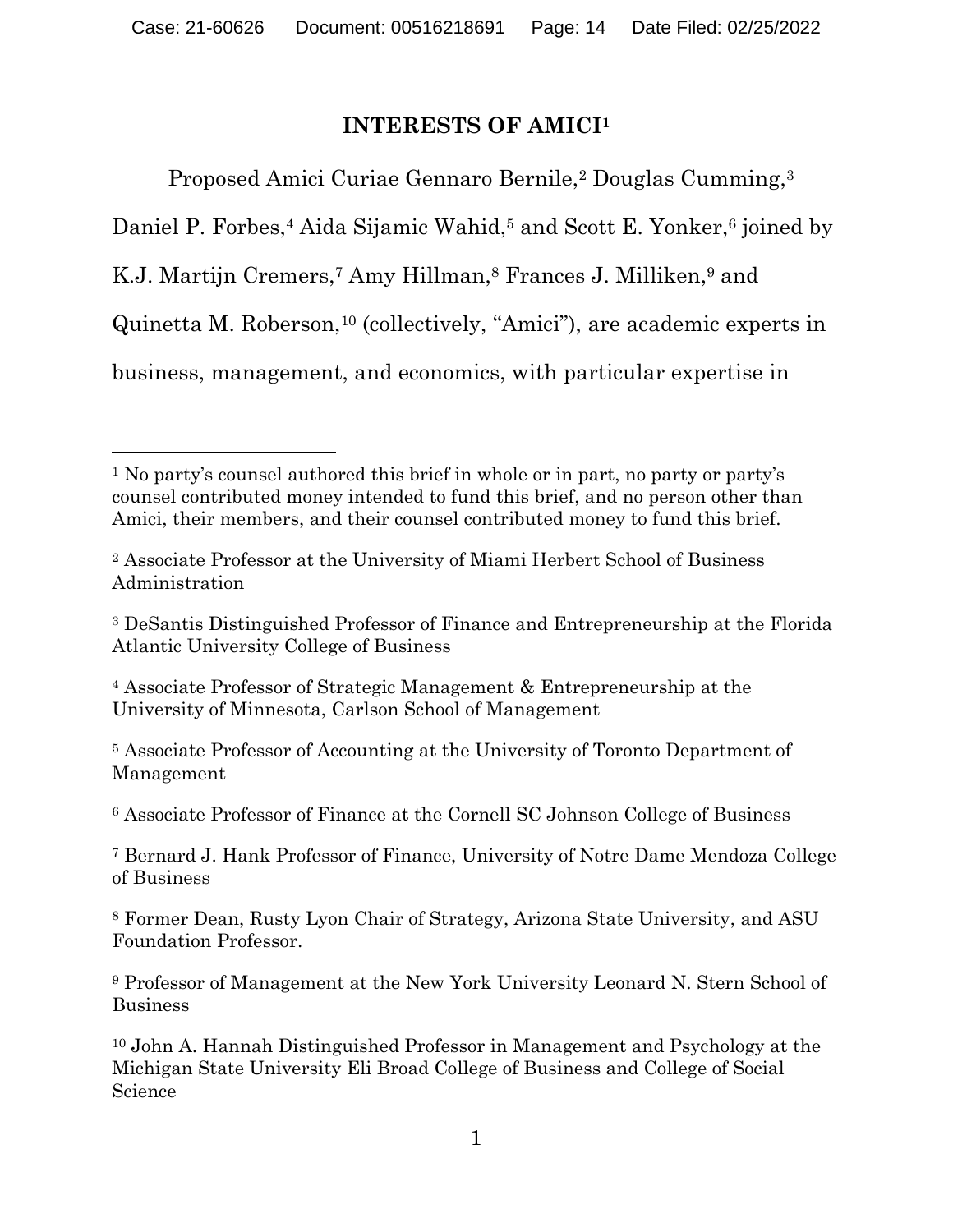## INTERESTS OF AMICI[1]

Proposed Amici Curiae Gennaro Bernile,[2] Douglas Cumming,[3] Daniel P. Forbes,[4] Aida Sijamic Wahid,[5] and Scott E. Yonker,[6] joined by K.J. Martijn Cremers,[7] Amy Hillman,[8] Frances J. Milliken,[9] and Quinetta M. Roberson,[10] (collectively, "Amici"), are academic experts in business, management, and economics, with particular expertise in

---

[1] No party's counsel authored this brief in whole or in part, no party or party's counsel contributed money intended to fund this brief, and no person other than Amici, their members, and their counsel contributed money to fund this brief.

[2] Associate Professor at the University of Miami Herbert School of Business Administration

[3] DeSantis Distinguished Professor of Finance and Entrepreneurship at the Florida Atlantic University College of Business

[4] Associate Professor of Strategic Management & Entrepreneurship at the University of Minnesota, Carlson School of Management

[5] Associate Professor of Accounting at the University of Toronto Department of Management

[6] Associate Professor of Finance at the Cornell SC Johnson College of Business

[7] Bernard J. Hank Professor of Finance, University of Notre Dame Mendoza College of Business

[8] Former Dean, Rusty Lyon Chair of Strategy, Arizona State University, and ASU Foundation Professor.

[9] Professor of Management at the New York University Leonard N. Stern School of Business

[10] John A. Hannah Distinguished Professor in Management and Psychology at the Michigan State University Eli Broad College of Business and College of Social Science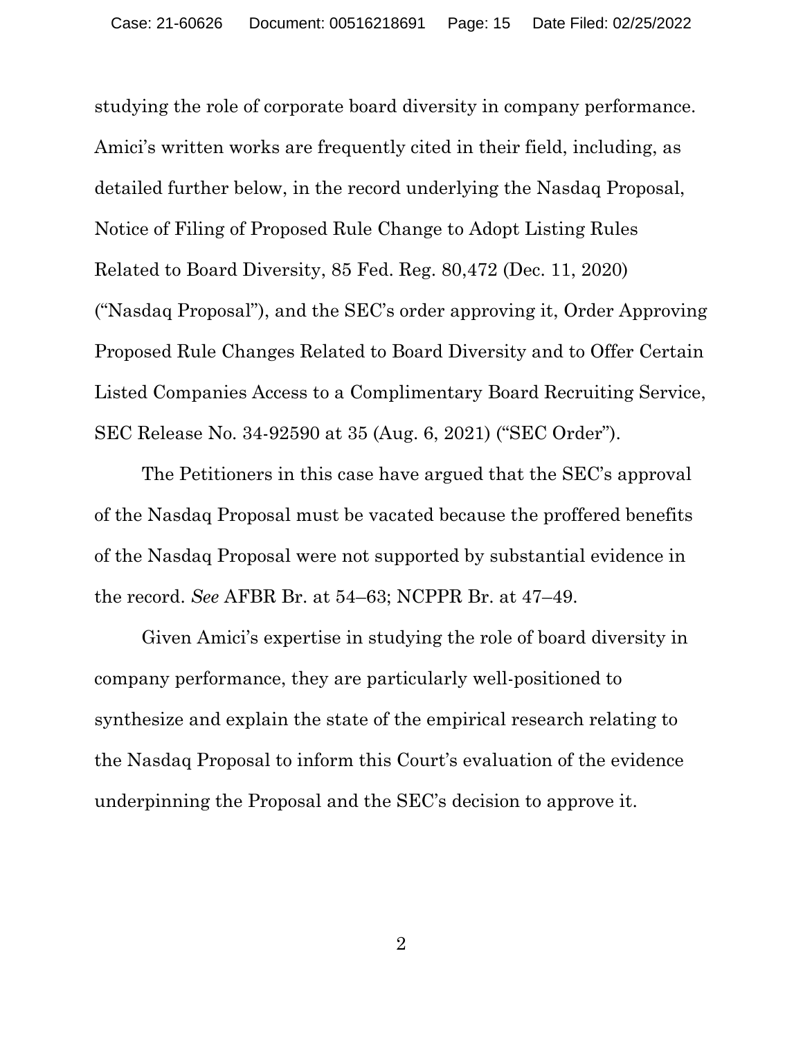studying the role of corporate board diversity in company performance. Amici's written works are frequently cited in their field, including, as detailed further below, in the record underlying the Nasdaq Proposal, Notice of Filing of Proposed Rule Change to Adopt Listing Rules Related to Board Diversity, 85 Fed. Reg. 80,472 (Dec. 11, 2020) ("Nasdaq Proposal"), and the SEC's order approving it, Order Approving Proposed Rule Changes Related to Board Diversity and to Offer Certain Listed Companies Access to a Complimentary Board Recruiting Service, SEC Release No. 34-92590 at 35 (Aug. 6, 2021) ("SEC Order").

The Petitioners in this case have argued that the SEC's approval of the Nasdaq Proposal must be vacated because the proffered benefits of the Nasdaq Proposal were not supported by substantial evidence in the record. *See* AFBR Br. at 54–63; NCPPR Br. at 47–49.

Given Amici's expertise in studying the role of board diversity in company performance, they are particularly well-positioned to synthesize and explain the state of the empirical research relating to the Nasdaq Proposal to inform this Court's evaluation of the evidence underpinning the Proposal and the SEC's decision to approve it.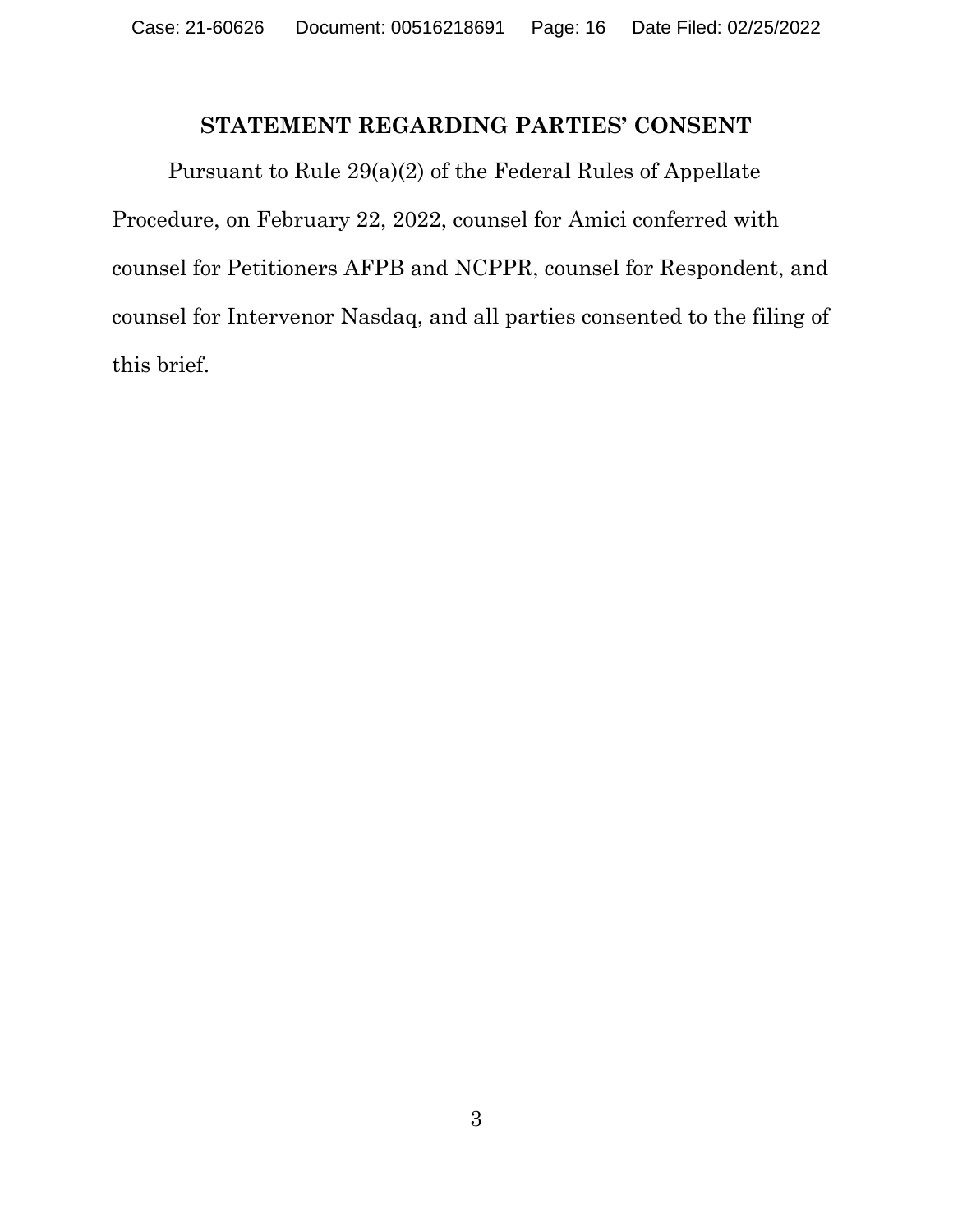## STATEMENT REGARDING PARTIES' CONSENT

Pursuant to Rule 29(a)(2) of the Federal Rules of Appellate Procedure, on February 22, 2022, counsel for Amici conferred with counsel for Petitioners AFPB and NCPPR, counsel for Respondent, and counsel for Intervenor Nasdaq, and all parties consented to the filing of this brief.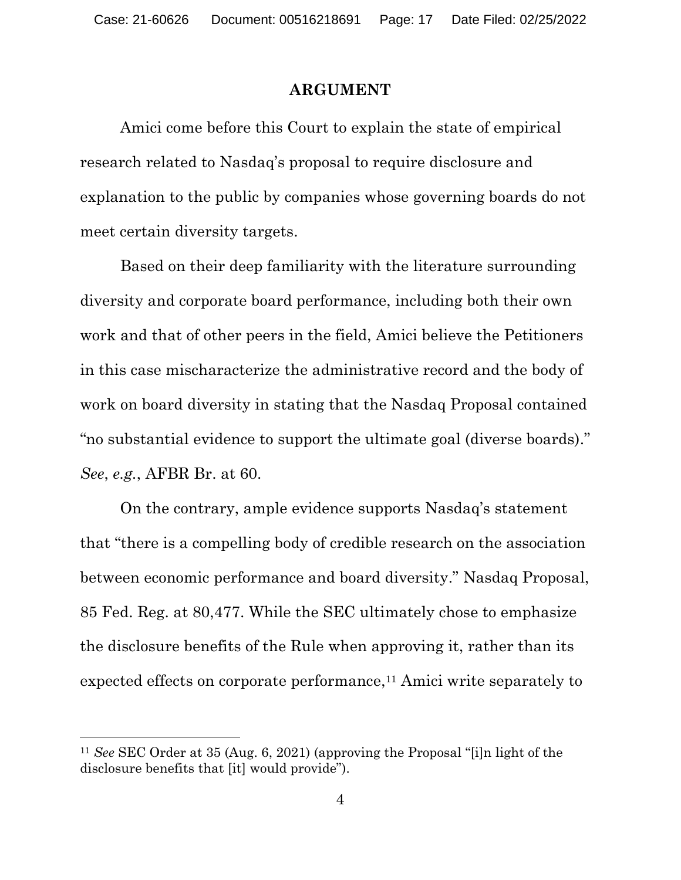## ARGUMENT

Amici come before this Court to explain the state of empirical research related to Nasdaq's proposal to require disclosure and explanation to the public by companies whose governing boards do not meet certain diversity targets.

Based on their deep familiarity with the literature surrounding diversity and corporate board performance, including both their own work and that of other peers in the field, Amici believe the Petitioners in this case mischaracterize the administrative record and the body of work on board diversity in stating that the Nasdaq Proposal contained "no substantial evidence to support the ultimate goal (diverse boards)." *See*, *e.g.*, AFBR Br. at 60.

On the contrary, ample evidence supports Nasdaq's statement that "there is a compelling body of credible research on the association between economic performance and board diversity." Nasdaq Proposal, 85 Fed. Reg. at 80,477. While the SEC ultimately chose to emphasize the disclosure benefits of the Rule when approving it, rather than its expected effects on corporate performance,[11] Amici write separately to

---

[11] *See* SEC Order at 35 (Aug. 6, 2021) (approving the Proposal "[i]n light of the disclosure benefits that [it] would provide").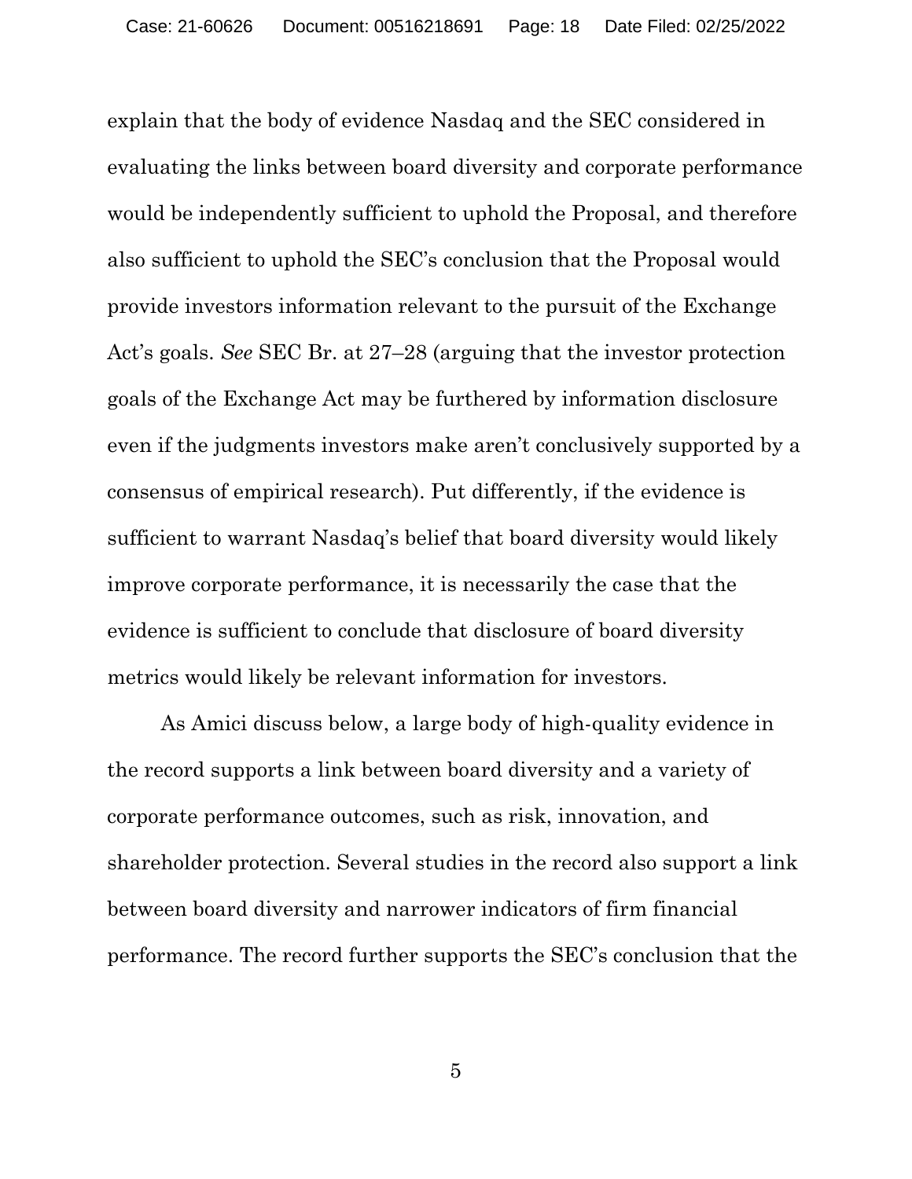explain that the body of evidence Nasdaq and the SEC considered in evaluating the links between board diversity and corporate performance would be independently sufficient to uphold the Proposal, and therefore also sufficient to uphold the SEC's conclusion that the Proposal would provide investors information relevant to the pursuit of the Exchange Act's goals. *See* SEC Br. at 27–28 (arguing that the investor protection goals of the Exchange Act may be furthered by information disclosure even if the judgments investors make aren't conclusively supported by a consensus of empirical research). Put differently, if the evidence is sufficient to warrant Nasdaq's belief that board diversity would likely improve corporate performance, it is necessarily the case that the evidence is sufficient to conclude that disclosure of board diversity metrics would likely be relevant information for investors.

As Amici discuss below, a large body of high-quality evidence in the record supports a link between board diversity and a variety of corporate performance outcomes, such as risk, innovation, and shareholder protection. Several studies in the record also support a link between board diversity and narrower indicators of firm financial performance. The record further supports the SEC's conclusion that the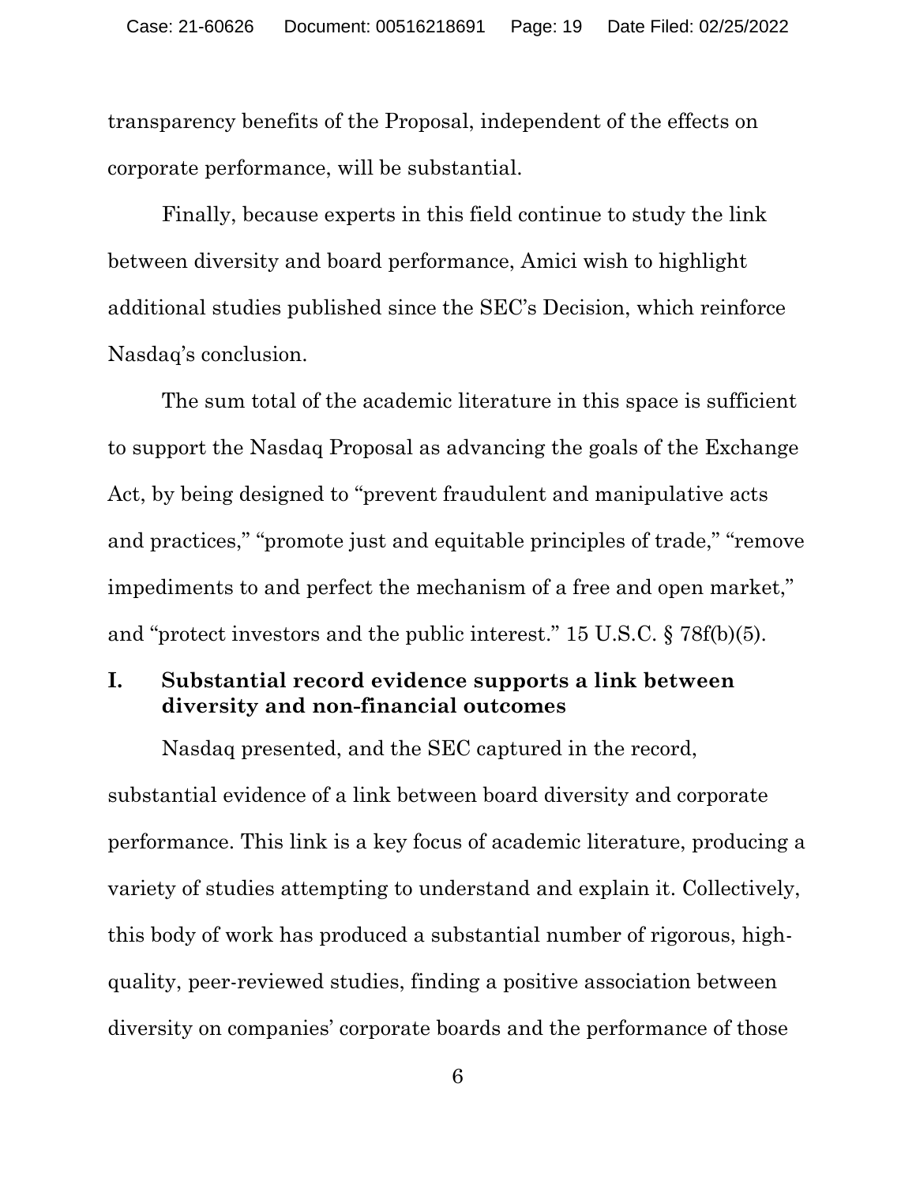transparency benefits of the Proposal, independent of the effects on corporate performance, will be substantial.

Finally, because experts in this field continue to study the link between diversity and board performance, Amici wish to highlight additional studies published since the SEC's Decision, which reinforce Nasdaq's conclusion.

The sum total of the academic literature in this space is sufficient to support the Nasdaq Proposal as advancing the goals of the Exchange Act, by being designed to "prevent fraudulent and manipulative acts and practices," "promote just and equitable principles of trade," "remove impediments to and perfect the mechanism of a free and open market," and "protect investors and the public interest." 15 U.S.C. § 78f(b)(5).

## I. Substantial record evidence supports a link between diversity and non-financial outcomes

Nasdaq presented, and the SEC captured in the record, substantial evidence of a link between board diversity and corporate performance. This link is a key focus of academic literature, producing a variety of studies attempting to understand and explain it. Collectively, this body of work has produced a substantial number of rigorous, high-quality, peer-reviewed studies, finding a positive association between diversity on companies' corporate boards and the performance of those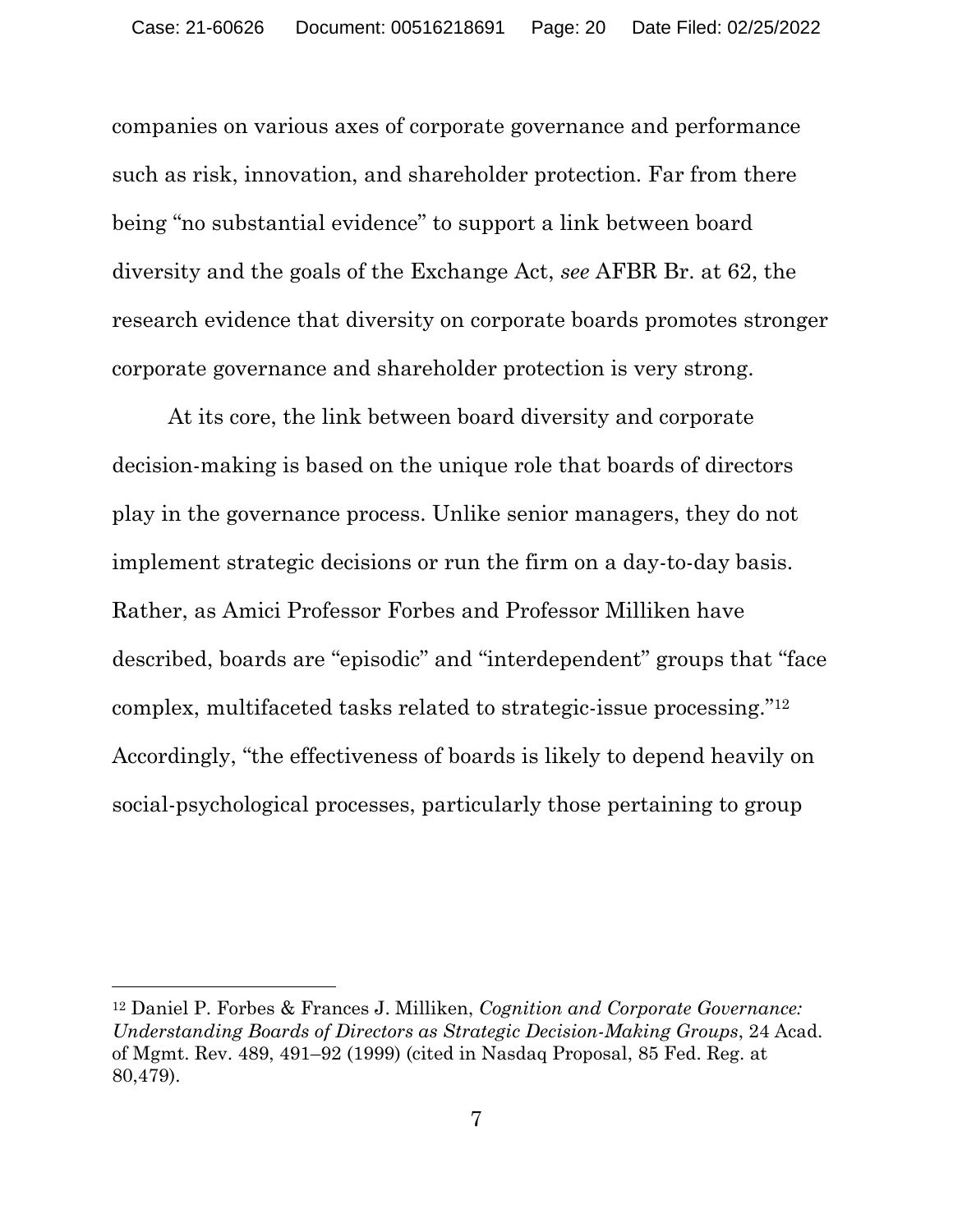companies on various axes of corporate governance and performance such as risk, innovation, and shareholder protection. Far from there being "no substantial evidence" to support a link between board diversity and the goals of the Exchange Act, *see* AFBR Br. at 62, the research evidence that diversity on corporate boards promotes stronger corporate governance and shareholder protection is very strong.

At its core, the link between board diversity and corporate decision-making is based on the unique role that boards of directors play in the governance process. Unlike senior managers, they do not implement strategic decisions or run the firm on a day-to-day basis. Rather, as Amici Professor Forbes and Professor Milliken have described, boards are "episodic" and "interdependent" groups that "face complex, multifaceted tasks related to strategic-issue processing."[12] Accordingly, "the effectiveness of boards is likely to depend heavily on social-psychological processes, particularly those pertaining to group

---

[12] Daniel P. Forbes & Frances J. Milliken, *Cognition and Corporate Governance: Understanding Boards of Directors as Strategic Decision-Making Groups*, 24 Acad. of Mgmt. Rev. 489, 491–92 (1999) (cited in Nasdaq Proposal, 85 Fed. Reg. at 80,479).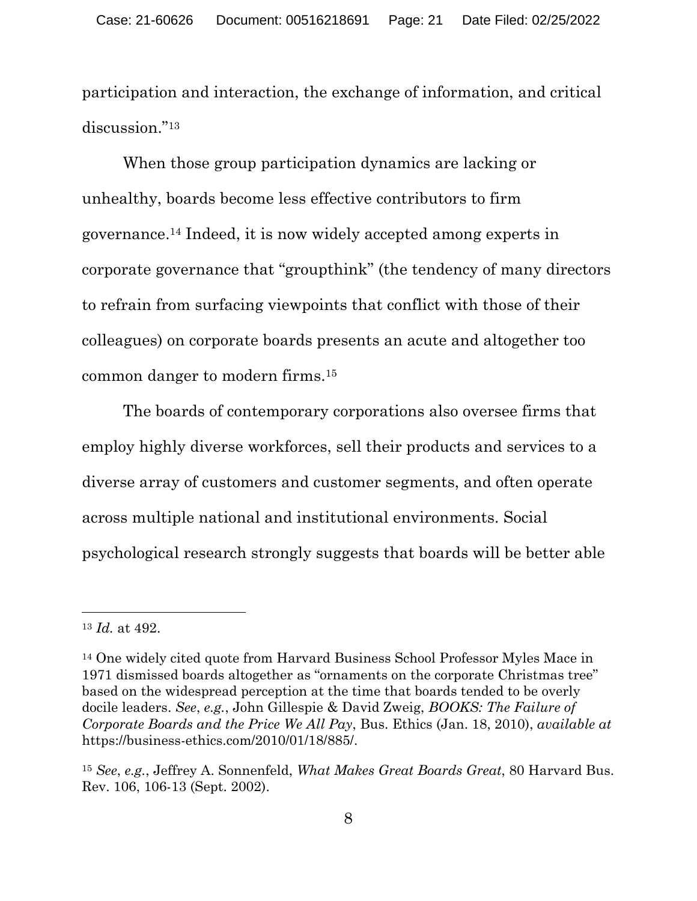participation and interaction, the exchange of information, and critical discussion."[13]

When those group participation dynamics are lacking or unhealthy, boards become less effective contributors to firm governance.[14] Indeed, it is now widely accepted among experts in corporate governance that "groupthink" (the tendency of many directors to refrain from surfacing viewpoints that conflict with those of their colleagues) on corporate boards presents an acute and altogether too common danger to modern firms.[15]

The boards of contemporary corporations also oversee firms that employ highly diverse workforces, sell their products and services to a diverse array of customers and customer segments, and often operate across multiple national and institutional environments. Social psychological research strongly suggests that boards will be better able

---

[13] *Id.* at 492.

[14] One widely cited quote from Harvard Business School Professor Myles Mace in 1971 dismissed boards altogether as "ornaments on the corporate Christmas tree" based on the widespread perception at the time that boards tended to be overly docile leaders. *See*, *e.g.*, John Gillespie & David Zweig, *BOOKS: The Failure of Corporate Boards and the Price We All Pay*, Bus. Ethics (Jan. 18, 2010), *available at* https://business-ethics.com/2010/01/18/885/.

[15] *See*, *e.g.*, Jeffrey A. Sonnenfeld, *What Makes Great Boards Great*, 80 Harvard Bus. Rev. 106, 106-13 (Sept. 2002).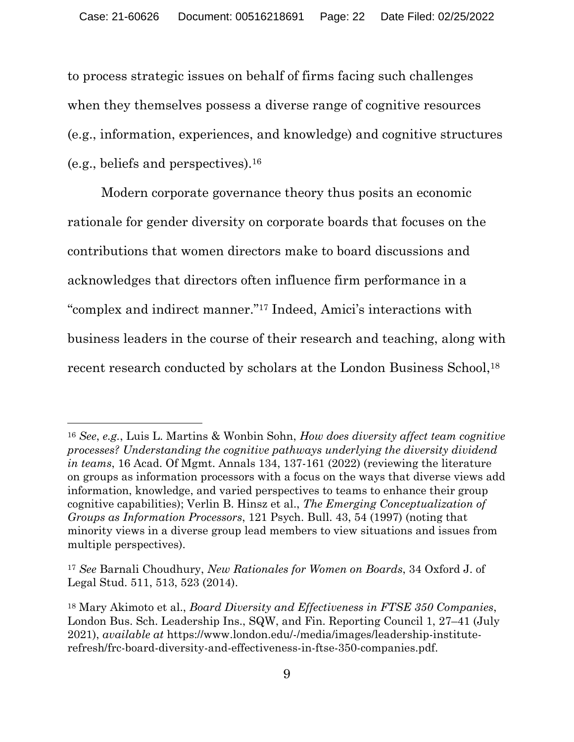to process strategic issues on behalf of firms facing such challenges when they themselves possess a diverse range of cognitive resources (e.g., information, experiences, and knowledge) and cognitive structures (e.g., beliefs and perspectives).[16]

Modern corporate governance theory thus posits an economic rationale for gender diversity on corporate boards that focuses on the contributions that women directors make to board discussions and acknowledges that directors often influence firm performance in a "complex and indirect manner."[17] Indeed, Amici's interactions with business leaders in the course of their research and teaching, along with recent research conducted by scholars at the London Business School,[18]

---

[16] *See*, *e.g.*, Luis L. Martins & Wonbin Sohn, *How does diversity affect team cognitive processes? Understanding the cognitive pathways underlying the diversity dividend in teams*, 16 Acad. Of Mgmt. Annals 134, 137-161 (2022) (reviewing the literature on groups as information processors with a focus on the ways that diverse views add information, knowledge, and varied perspectives to teams to enhance their group cognitive capabilities); Verlin B. Hinsz et al., *The Emerging Conceptualization of Groups as Information Processors*, 121 Psych. Bull. 43, 54 (1997) (noting that minority views in a diverse group lead members to view situations and issues from multiple perspectives).

[17] *See* Barnali Choudhury, *New Rationales for Women on Boards*, 34 Oxford J. of Legal Stud. 511, 513, 523 (2014).

[18] Mary Akimoto et al., *Board Diversity and Effectiveness in FTSE 350 Companies*, London Bus. Sch. Leadership Ins., SQW, and Fin. Reporting Council 1, 27–41 (July 2021), *available at* https://www.london.edu/-/media/images/leadership-institute-refresh/frc-board-diversity-and-effectiveness-in-ftse-350-companies.pdf.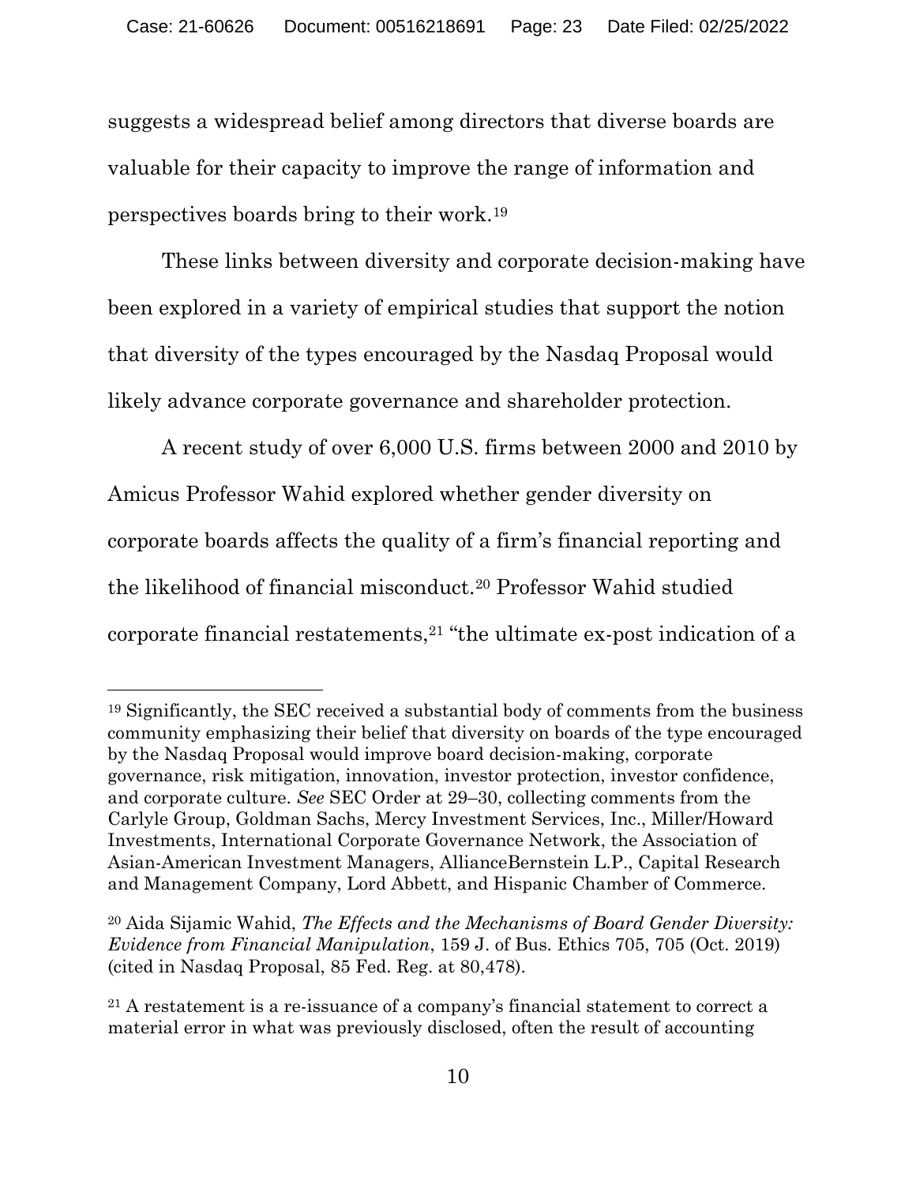suggests a widespread belief among directors that diverse boards are valuable for their capacity to improve the range of information and perspectives boards bring to their work.[19]

These links between diversity and corporate decision-making have been explored in a variety of empirical studies that support the notion that diversity of the types encouraged by the Nasdaq Proposal would likely advance corporate governance and shareholder protection.

A recent study of over 6,000 U.S. firms between 2000 and 2010 by Amicus Professor Wahid explored whether gender diversity on corporate boards affects the quality of a firm's financial reporting and the likelihood of financial misconduct.[20] Professor Wahid studied corporate financial restatements,[21] "the ultimate ex-post indication of a

---

[19] Significantly, the SEC received a substantial body of comments from the business community emphasizing their belief that diversity on boards of the type encouraged by the Nasdaq Proposal would improve board decision-making, corporate governance, risk mitigation, innovation, investor protection, investor confidence, and corporate culture. *See* SEC Order at 29–30, collecting comments from the Carlyle Group, Goldman Sachs, Mercy Investment Services, Inc., Miller/Howard Investments, International Corporate Governance Network, the Association of Asian-American Investment Managers, AllianceBernstein L.P., Capital Research and Management Company, Lord Abbett, and Hispanic Chamber of Commerce.

[20] Aida Sijamic Wahid, *The Effects and the Mechanisms of Board Gender Diversity: Evidence from Financial Manipulation*, 159 J. of Bus. Ethics 705, 705 (Oct. 2019) (cited in Nasdaq Proposal, 85 Fed. Reg. at 80,478).

[21] A restatement is a re-issuance of a company's financial statement to correct a material error in what was previously disclosed, often the result of accounting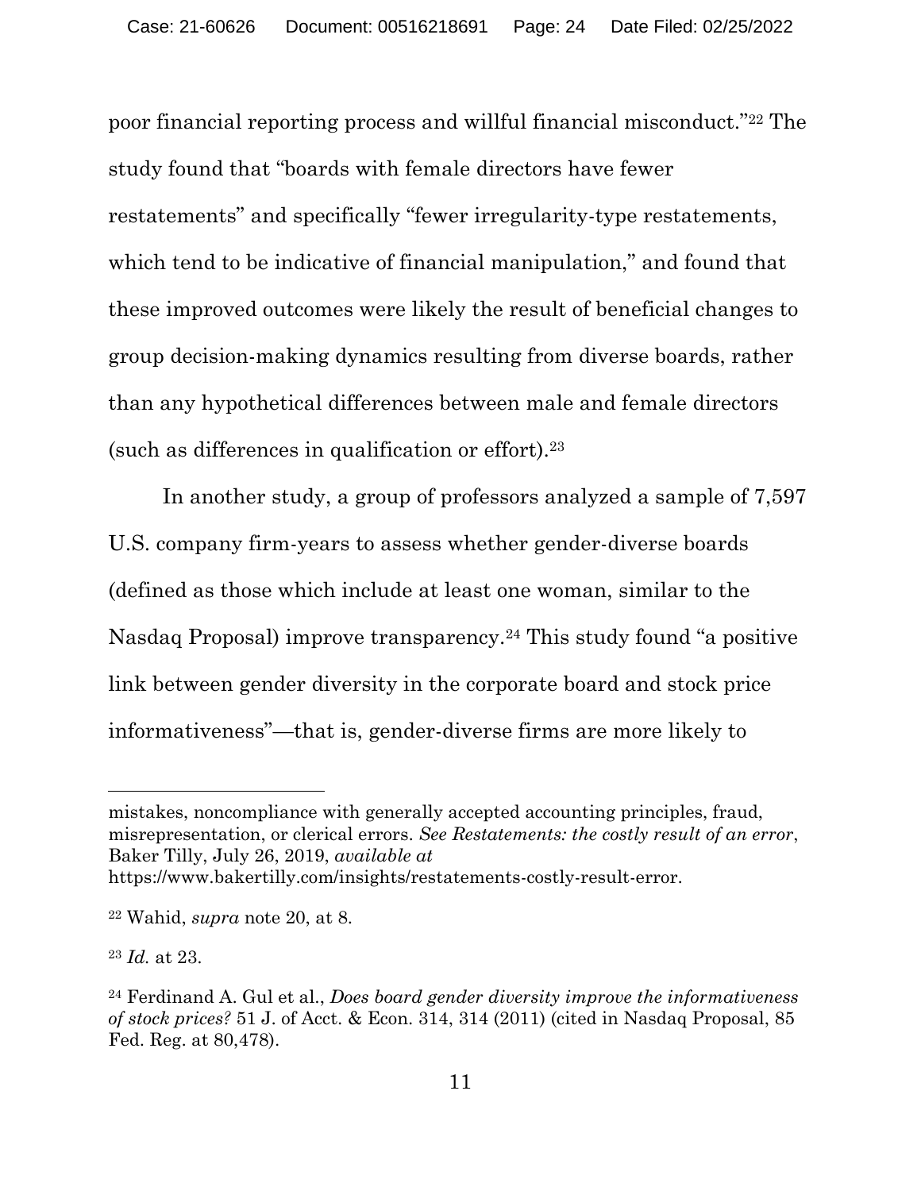poor financial reporting process and willful financial misconduct."[22] The study found that "boards with female directors have fewer restatements" and specifically "fewer irregularity-type restatements, which tend to be indicative of financial manipulation," and found that these improved outcomes were likely the result of beneficial changes to group decision-making dynamics resulting from diverse boards, rather than any hypothetical differences between male and female directors (such as differences in qualification or effort).[23]

In another study, a group of professors analyzed a sample of 7,597 U.S. company firm-years to assess whether gender-diverse boards (defined as those which include at least one woman, similar to the Nasdaq Proposal) improve transparency.[24] This study found "a positive link between gender diversity in the corporate board and stock price informativeness"—that is, gender-diverse firms are more likely to

---

mistakes, noncompliance with generally accepted accounting principles, fraud, misrepresentation, or clerical errors. *See Restatements: the costly result of an error*, Baker Tilly, July 26, 2019, *available at* https://www.bakertilly.com/insights/restatements-costly-result-error.

[22] Wahid, *supra* note 20, at 8.

[23] *Id.* at 23.

[24] Ferdinand A. Gul et al., *Does board gender diversity improve the informativeness of stock prices?* 51 J. of Acct. & Econ. 314, 314 (2011) (cited in Nasdaq Proposal, 85 Fed. Reg. at 80,478).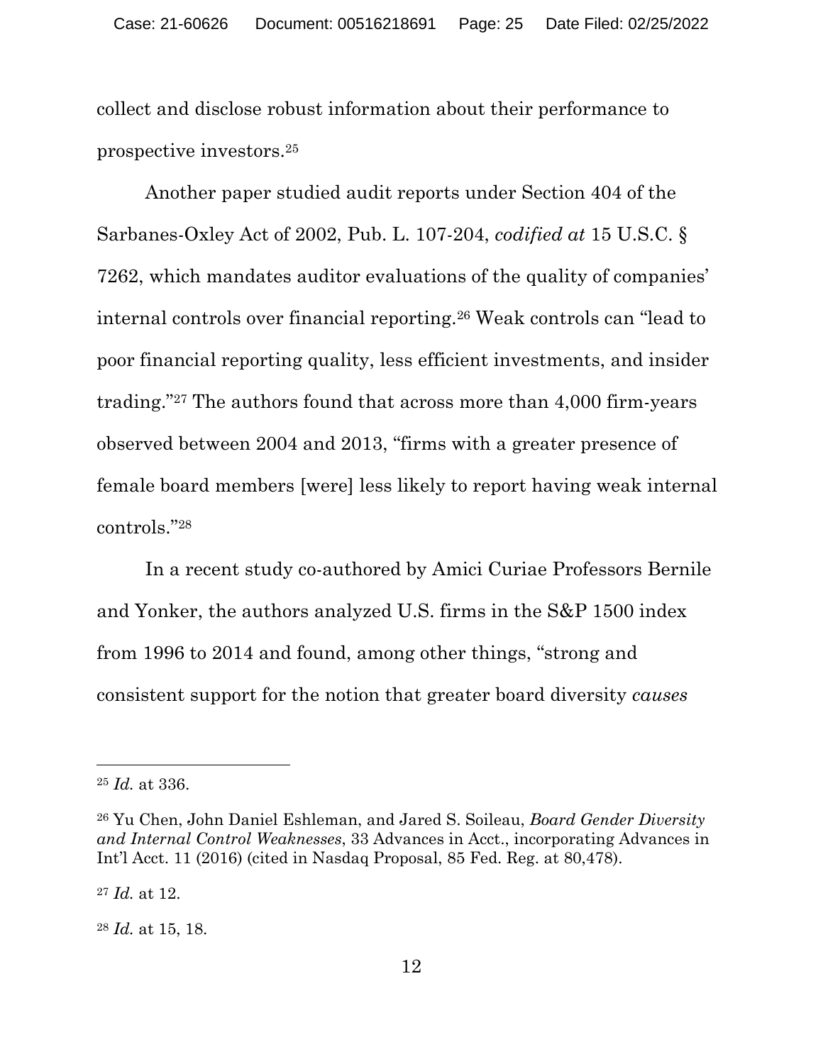collect and disclose robust information about their performance to prospective investors.[25]

Another paper studied audit reports under Section 404 of the Sarbanes-Oxley Act of 2002, Pub. L. 107-204, *codified at* 15 U.S.C. § 7262, which mandates auditor evaluations of the quality of companies' internal controls over financial reporting.[26] Weak controls can "lead to poor financial reporting quality, less efficient investments, and insider trading."[27] The authors found that across more than 4,000 firm-years observed between 2004 and 2013, "firms with a greater presence of female board members [were] less likely to report having weak internal controls."[28]

In a recent study co-authored by Amici Curiae Professors Bernile and Yonker, the authors analyzed U.S. firms in the S&P 1500 index from 1996 to 2014 and found, among other things, "strong and consistent support for the notion that greater board diversity *causes*

---

[25] *Id.* at 336.

[26] Yu Chen, John Daniel Eshleman, and Jared S. Soileau, *Board Gender Diversity and Internal Control Weaknesses*, 33 Advances in Acct., incorporating Advances in Int'l Acct. 11 (2016) (cited in Nasdaq Proposal, 85 Fed. Reg. at 80,478).

[27] *Id.* at 12.

[28] *Id.* at 15, 18.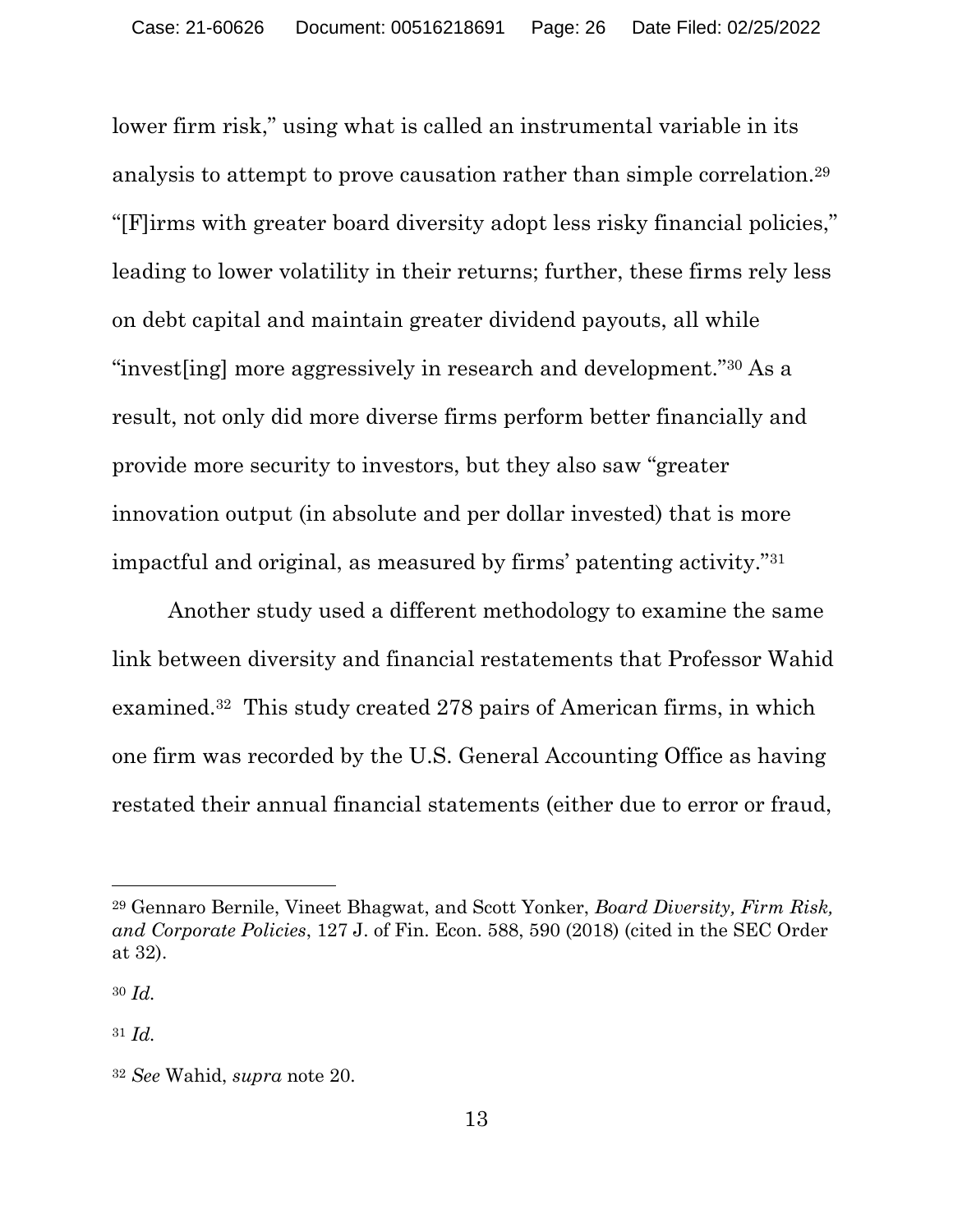lower firm risk," using what is called an instrumental variable in its analysis to attempt to prove causation rather than simple correlation.[29] "[F]irms with greater board diversity adopt less risky financial policies," leading to lower volatility in their returns; further, these firms rely less on debt capital and maintain greater dividend payouts, all while "invest[ing] more aggressively in research and development."[30] As a result, not only did more diverse firms perform better financially and provide more security to investors, but they also saw "greater innovation output (in absolute and per dollar invested) that is more impactful and original, as measured by firms' patenting activity."[31]

Another study used a different methodology to examine the same link between diversity and financial restatements that Professor Wahid examined.[32] This study created 278 pairs of American firms, in which one firm was recorded by the U.S. General Accounting Office as having restated their annual financial statements (either due to error or fraud,

---

[29] Gennaro Bernile, Vineet Bhagwat, and Scott Yonker, *Board Diversity, Firm Risk, and Corporate Policies*, 127 J. of Fin. Econ. 588, 590 (2018) (cited in the SEC Order at 32).

[30] *Id.*

[31] *Id.*

[32] *See* Wahid, *supra* note 20.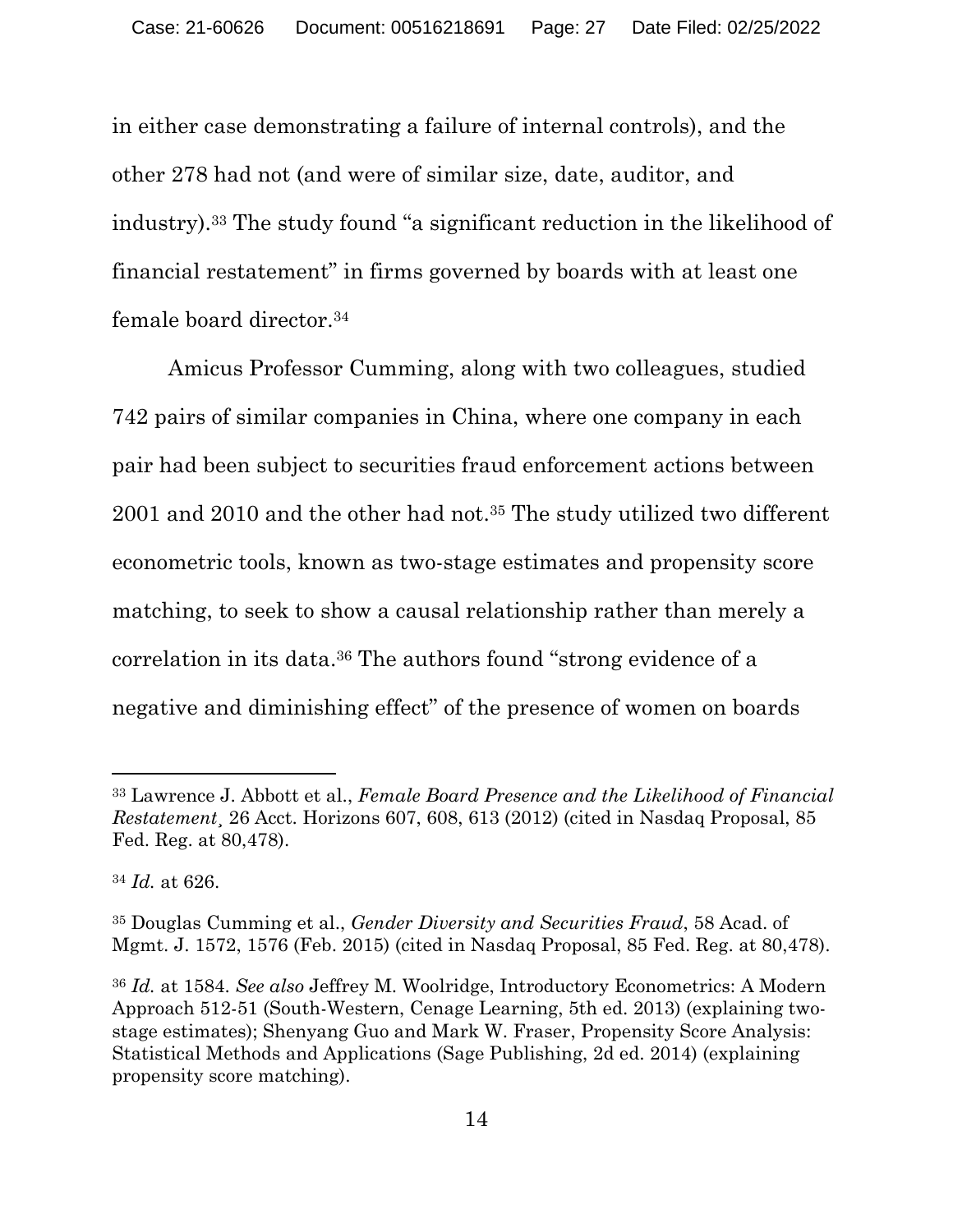in either case demonstrating a failure of internal controls), and the other 278 had not (and were of similar size, date, auditor, and industry).[33] The study found "a significant reduction in the likelihood of financial restatement" in firms governed by boards with at least one female board director.[34]

Amicus Professor Cumming, along with two colleagues, studied 742 pairs of similar companies in China, where one company in each pair had been subject to securities fraud enforcement actions between 2001 and 2010 and the other had not.[35] The study utilized two different econometric tools, known as two-stage estimates and propensity score matching, to seek to show a causal relationship rather than merely a correlation in its data.[36] The authors found "strong evidence of a negative and diminishing effect" of the presence of women on boards

---

[33] Lawrence J. Abbott et al., *Female Board Presence and the Likelihood of Financial Restatement¸* 26 Acct. Horizons 607, 608, 613 (2012) (cited in Nasdaq Proposal, 85 Fed. Reg. at 80,478).

[34] *Id.* at 626.

[35] Douglas Cumming et al., *Gender Diversity and Securities Fraud*, 58 Acad. of Mgmt. J. 1572, 1576 (Feb. 2015) (cited in Nasdaq Proposal, 85 Fed. Reg. at 80,478).

[36] *Id.* at 1584. *See also* Jeffrey M. Woolridge, Introductory Econometrics: A Modern Approach 512-51 (South-Western, Cenage Learning, 5th ed. 2013) (explaining two-stage estimates); Shenyang Guo and Mark W. Fraser, Propensity Score Analysis: Statistical Methods and Applications (Sage Publishing, 2d ed. 2014) (explaining propensity score matching).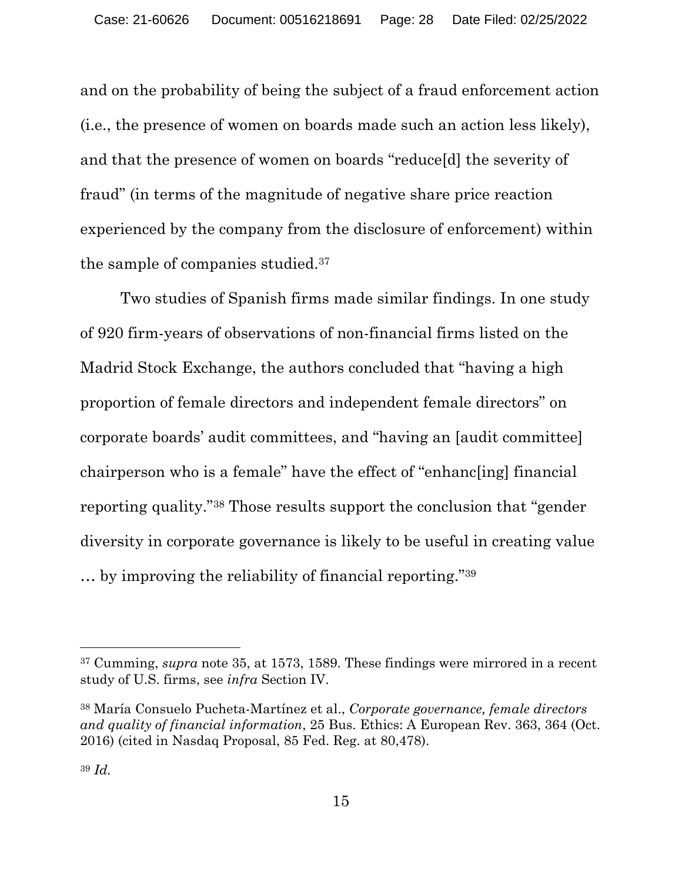and on the probability of being the subject of a fraud enforcement action (i.e., the presence of women on boards made such an action less likely), and that the presence of women on boards "reduce[d] the severity of fraud" (in terms of the magnitude of negative share price reaction experienced by the company from the disclosure of enforcement) within the sample of companies studied.[37]

Two studies of Spanish firms made similar findings. In one study of 920 firm-years of observations of non-financial firms listed on the Madrid Stock Exchange, the authors concluded that "having a high proportion of female directors and independent female directors" on corporate boards' audit committees, and "having an [audit committee] chairperson who is a female" have the effect of "enhanc[ing] financial reporting quality."[38] Those results support the conclusion that "gender diversity in corporate governance is likely to be useful in creating value … by improving the reliability of financial reporting."[39]

---

[37] Cumming, *supra* note 35, at 1573, 1589. These findings were mirrored in a recent study of U.S. firms, see *infra* Section IV.

[38] María Consuelo Pucheta-Martínez et al., *Corporate governance, female directors and quality of financial information*, 25 Bus. Ethics: A European Rev. 363, 364 (Oct. 2016) (cited in Nasdaq Proposal, 85 Fed. Reg. at 80,478).

[39] *Id.*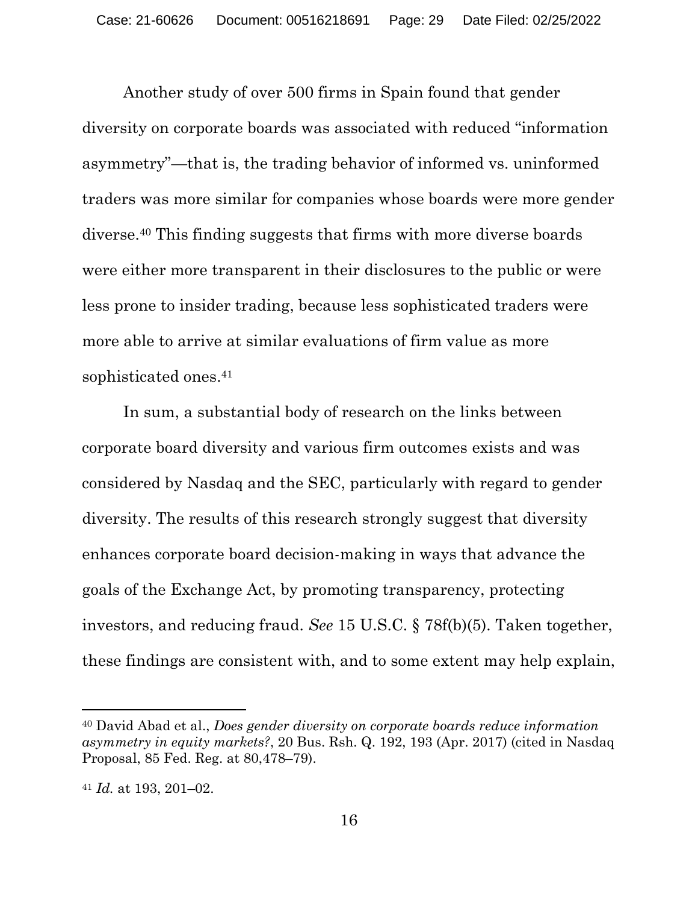Another study of over 500 firms in Spain found that gender diversity on corporate boards was associated with reduced "information asymmetry"—that is, the trading behavior of informed vs. uninformed traders was more similar for companies whose boards were more gender diverse.[40] This finding suggests that firms with more diverse boards were either more transparent in their disclosures to the public or were less prone to insider trading, because less sophisticated traders were more able to arrive at similar evaluations of firm value as more sophisticated ones.[41]

In sum, a substantial body of research on the links between corporate board diversity and various firm outcomes exists and was considered by Nasdaq and the SEC, particularly with regard to gender diversity. The results of this research strongly suggest that diversity enhances corporate board decision-making in ways that advance the goals of the Exchange Act, by promoting transparency, protecting investors, and reducing fraud. *See* 15 U.S.C. § 78f(b)(5). Taken together, these findings are consistent with, and to some extent may help explain,

---

[40] David Abad et al., *Does gender diversity on corporate boards reduce information asymmetry in equity markets?*, 20 Bus. Rsh. Q. 192, 193 (Apr. 2017) (cited in Nasdaq Proposal, 85 Fed. Reg. at 80,478–79).

[41] *Id.* at 193, 201–02.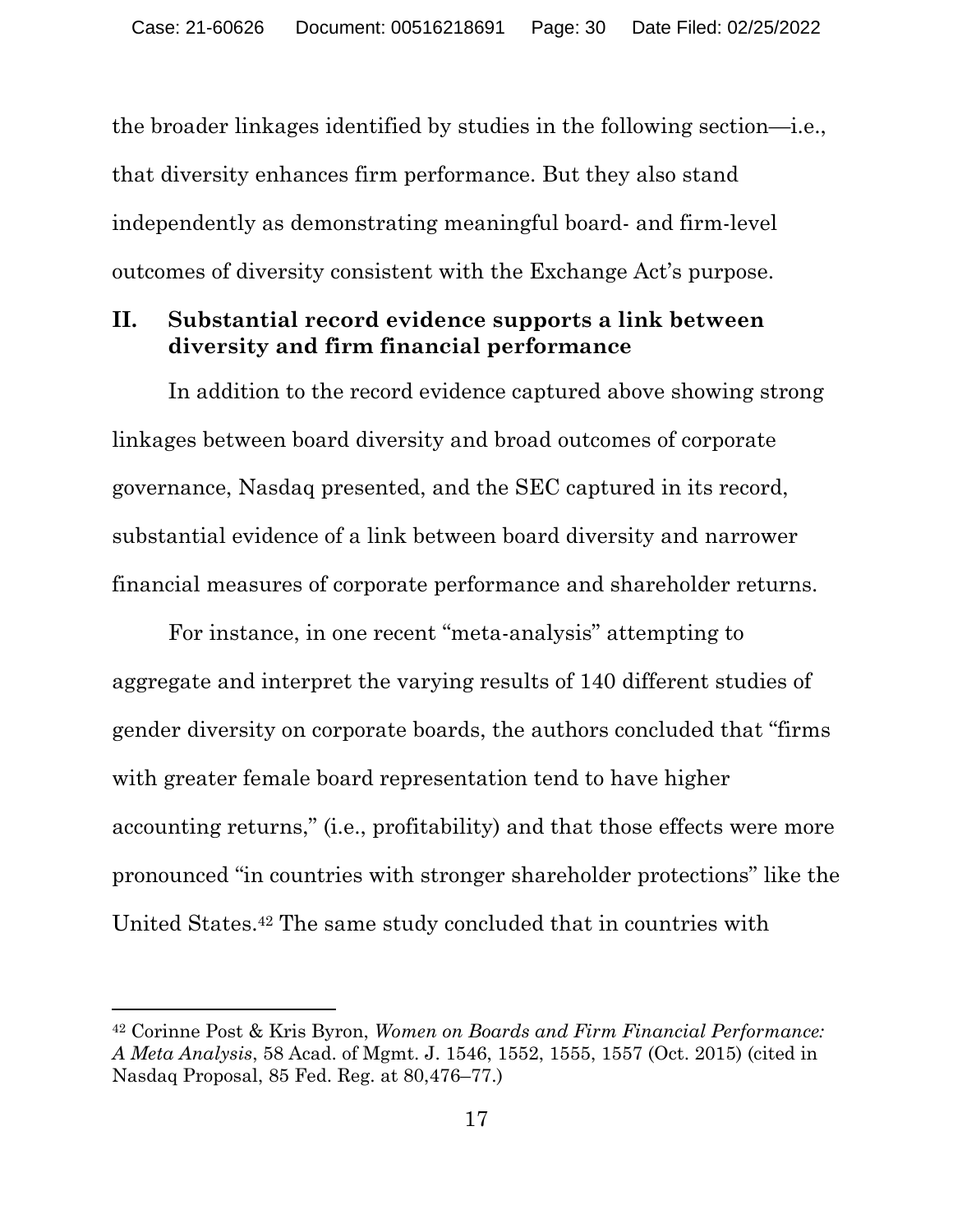the broader linkages identified by studies in the following section—i.e., that diversity enhances firm performance. But they also stand independently as demonstrating meaningful board- and firm-level outcomes of diversity consistent with the Exchange Act's purpose.

## II. Substantial record evidence supports a link between diversity and firm financial performance

In addition to the record evidence captured above showing strong linkages between board diversity and broad outcomes of corporate governance, Nasdaq presented, and the SEC captured in its record, substantial evidence of a link between board diversity and narrower financial measures of corporate performance and shareholder returns.

For instance, in one recent "meta-analysis" attempting to aggregate and interpret the varying results of 140 different studies of gender diversity on corporate boards, the authors concluded that "firms with greater female board representation tend to have higher accounting returns," (i.e., profitability) and that those effects were more pronounced "in countries with stronger shareholder protections" like the United States.[42] The same study concluded that in countries with

---

[42] Corinne Post & Kris Byron, *Women on Boards and Firm Financial Performance: A Meta Analysis*, 58 Acad. of Mgmt. J. 1546, 1552, 1555, 1557 (Oct. 2015) (cited in Nasdaq Proposal, 85 Fed. Reg. at 80,476–77.)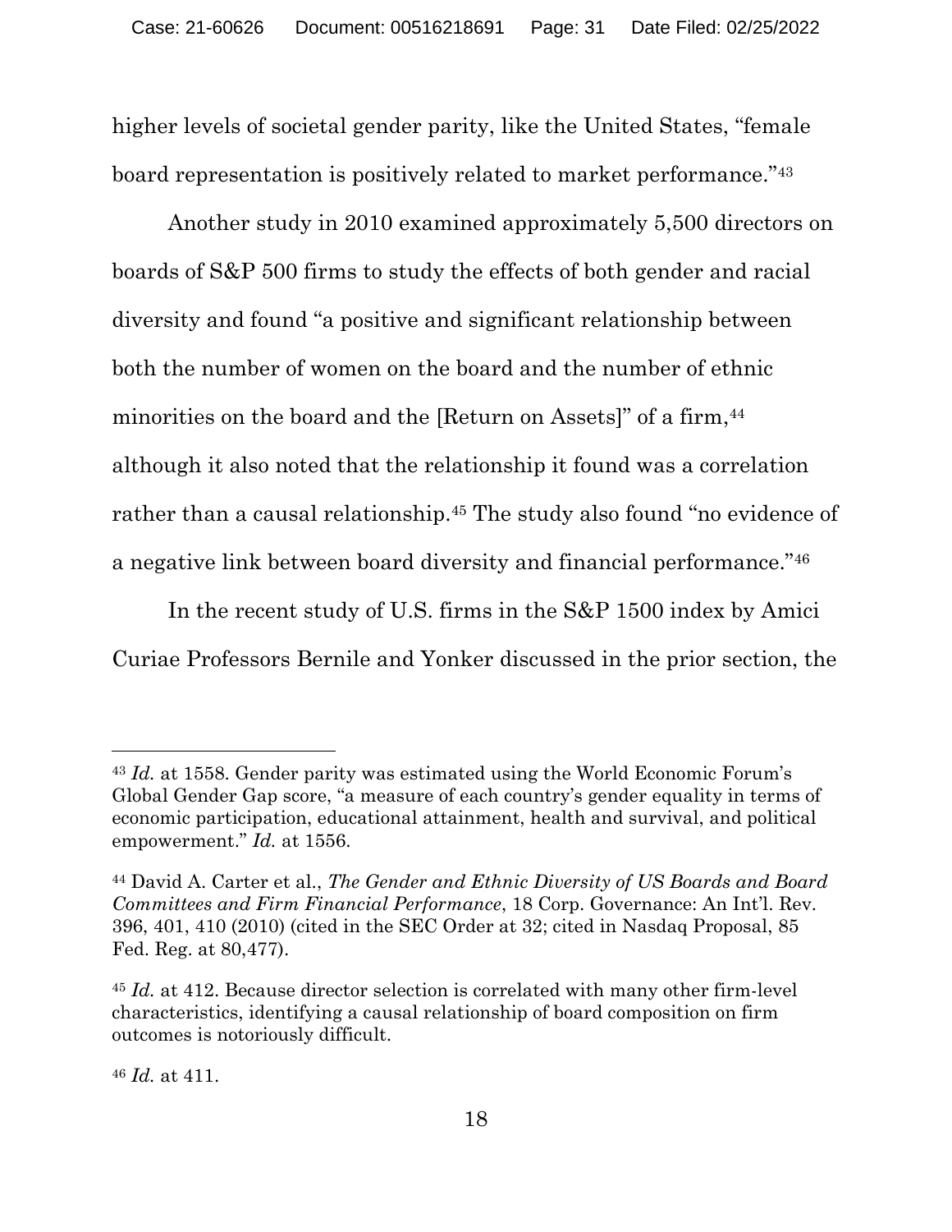higher levels of societal gender parity, like the United States, "female board representation is positively related to market performance."[43]

Another study in 2010 examined approximately 5,500 directors on boards of S&P 500 firms to study the effects of both gender and racial diversity and found "a positive and significant relationship between both the number of women on the board and the number of ethnic minorities on the board and the [Return on Assets]" of a firm,[44] although it also noted that the relationship it found was a correlation rather than a causal relationship.[45] The study also found "no evidence of a negative link between board diversity and financial performance."[46]

In the recent study of U.S. firms in the S&P 1500 index by Amici Curiae Professors Bernile and Yonker discussed in the prior section, the

---

[43] *Id.* at 1558. Gender parity was estimated using the World Economic Forum's Global Gender Gap score, "a measure of each country's gender equality in terms of economic participation, educational attainment, health and survival, and political empowerment." *Id.* at 1556.

[44] David A. Carter et al., *The Gender and Ethnic Diversity of US Boards and Board Committees and Firm Financial Performance*, 18 Corp. Governance: An Int'l. Rev. 396, 401, 410 (2010) (cited in the SEC Order at 32; cited in Nasdaq Proposal, 85 Fed. Reg. at 80,477).

[45] *Id.* at 412. Because director selection is correlated with many other firm-level characteristics, identifying a causal relationship of board composition on firm outcomes is notoriously difficult.

[46] *Id.* at 411.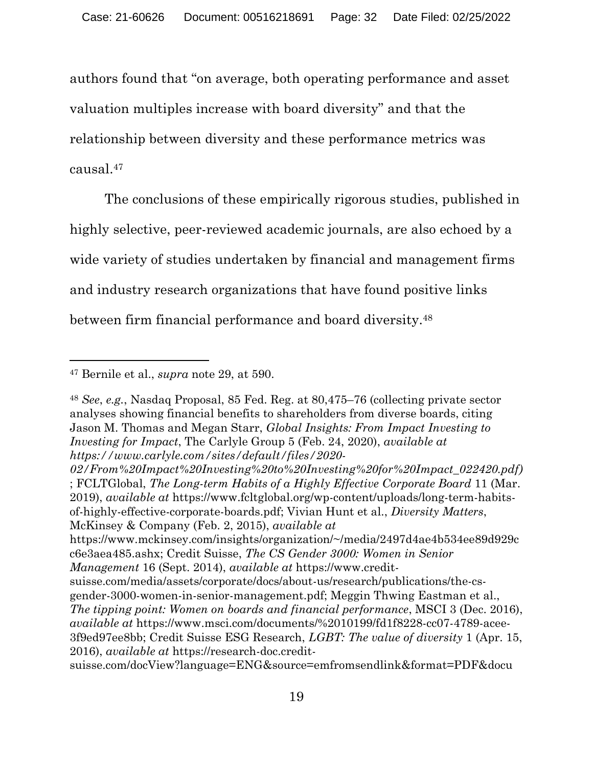authors found that "on average, both operating performance and asset valuation multiples increase with board diversity" and that the relationship between diversity and these performance metrics was causal.[47]

The conclusions of these empirically rigorous studies, published in highly selective, peer-reviewed academic journals, are also echoed by a wide variety of studies undertaken by financial and management firms and industry research organizations that have found positive links between firm financial performance and board diversity.[48]

---

[47] Bernile et al., *supra* note 29, at 590.

[48] *See*, *e.g.*, Nasdaq Proposal, 85 Fed. Reg. at 80,475–76 (collecting private sector analyses showing financial benefits to shareholders from diverse boards, citing Jason M. Thomas and Megan Starr, *Global Insights: From Impact Investing to Investing for Impact*, The Carlyle Group 5 (Feb. 24, 2020), *available at https://www.carlyle.com/sites/default/files/2020-02/From%20Impact%20Investing%20to%20Investing%20for%20Impact_022420.pdf)* ; FCLTGlobal, *The Long-term Habits of a Highly Effective Corporate Board* 11 (Mar. 2019), *available at* https://www.fcltglobal.org/wp-content/uploads/long-term-habits-of-highly-effective-corporate-boards.pdf; Vivian Hunt et al., *Diversity Matters*, McKinsey & Company (Feb. 2, 2015), *available at* https://www.mckinsey.com/insights/organization/~/media/2497d4ae4b534ee89d929cc6e3aea485.ashx; Credit Suisse, *The CS Gender 3000: Women in Senior Management* 16 (Sept. 2014), *available at* https://www.credit-suisse.com/media/assets/corporate/docs/about-us/research/publications/the-cs-gender-3000-women-in-senior-management.pdf; Meggin Thwing Eastman et al., *The tipping point: Women on boards and financial performance*, MSCI 3 (Dec. 2016), *available at* https://www.msci.com/documents/%2010199/fd1f8228-cc07-4789-acee-3f9ed97ee8bb; Credit Suisse ESG Research, *LGBT: The value of diversity* 1 (Apr. 15, 2016), *available at* https://research-doc.credit-suisse.com/docView?language=ENG&source=emfromsendlink&format=PDF&docu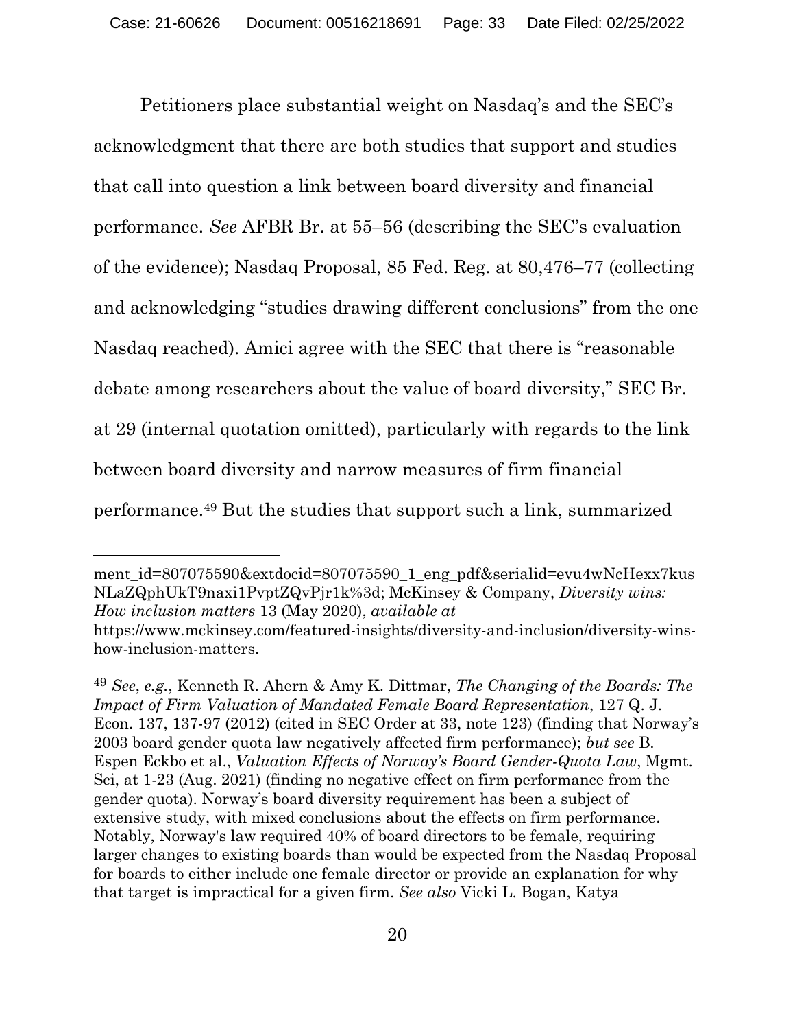Petitioners place substantial weight on Nasdaq's and the SEC's acknowledgment that there are both studies that support and studies that call into question a link between board diversity and financial performance. *See* AFBR Br. at 55–56 (describing the SEC's evaluation of the evidence); Nasdaq Proposal, 85 Fed. Reg. at 80,476–77 (collecting and acknowledging "studies drawing different conclusions" from the one Nasdaq reached). Amici agree with the SEC that there is "reasonable debate among researchers about the value of board diversity," SEC Br. at 29 (internal quotation omitted), particularly with regards to the link between board diversity and narrow measures of firm financial performance.[49] But the studies that support such a link, summarized

---

ment_id=807075590&extdocid=807075590_1_eng_pdf&serialid=evu4wNcHexx7kusNLaZQphUkT9naxi1PvptZQvPjr1k%3d; McKinsey & Company, *Diversity wins: How inclusion matters* 13 (May 2020), *available at* https://www.mckinsey.com/featured-insights/diversity-and-inclusion/diversity-wins-how-inclusion-matters.

[49] *See*, *e.g.*, Kenneth R. Ahern & Amy K. Dittmar, *The Changing of the Boards: The Impact of Firm Valuation of Mandated Female Board Representation*, 127 Q. J. Econ. 137, 137-97 (2012) (cited in SEC Order at 33, note 123) (finding that Norway's 2003 board gender quota law negatively affected firm performance); *but see* B. Espen Eckbo et al., *Valuation Effects of Norway's Board Gender-Quota Law*, Mgmt. Sci, at 1-23 (Aug. 2021) (finding no negative effect on firm performance from the gender quota). Norway's board diversity requirement has been a subject of extensive study, with mixed conclusions about the effects on firm performance. Notably, Norway's law required 40% of board directors to be female, requiring larger changes to existing boards than would be expected from the Nasdaq Proposal for boards to either include one female director or provide an explanation for why that target is impractical for a given firm. *See also* Vicki L. Bogan, Katya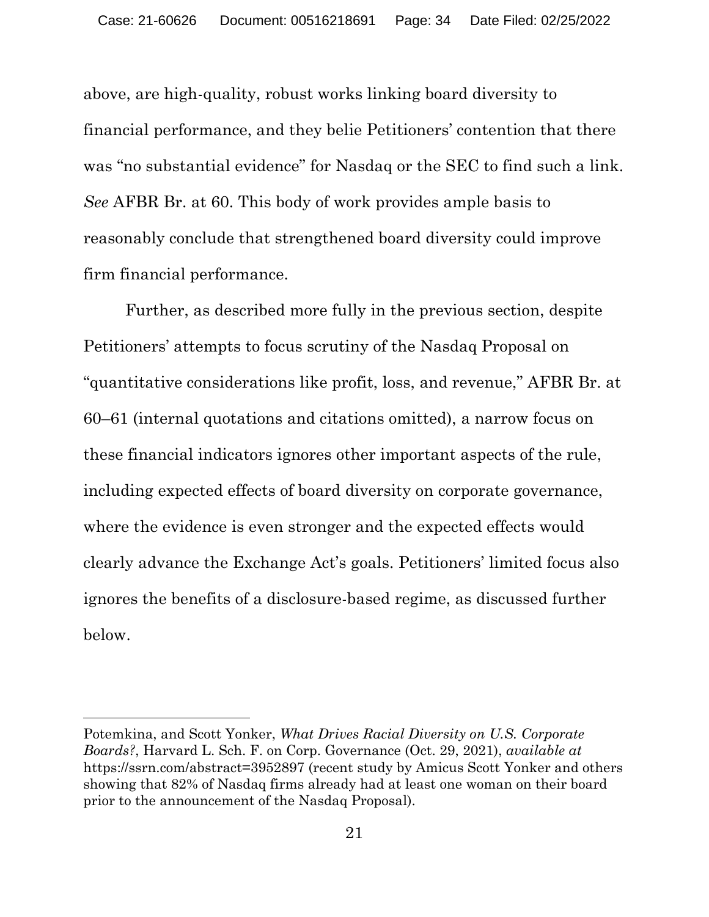above, are high-quality, robust works linking board diversity to financial performance, and they belie Petitioners' contention that there was "no substantial evidence" for Nasdaq or the SEC to find such a link. *See* AFBR Br. at 60. This body of work provides ample basis to reasonably conclude that strengthened board diversity could improve firm financial performance.

Further, as described more fully in the previous section, despite Petitioners' attempts to focus scrutiny of the Nasdaq Proposal on "quantitative considerations like profit, loss, and revenue," AFBR Br. at 60–61 (internal quotations and citations omitted), a narrow focus on these financial indicators ignores other important aspects of the rule, including expected effects of board diversity on corporate governance, where the evidence is even stronger and the expected effects would clearly advance the Exchange Act's goals. Petitioners' limited focus also ignores the benefits of a disclosure-based regime, as discussed further below.

---

Potemkina, and Scott Yonker, *What Drives Racial Diversity on U.S. Corporate Boards?*, Harvard L. Sch. F. on Corp. Governance (Oct. 29, 2021), *available at* https://ssrn.com/abstract=3952897 (recent study by Amicus Scott Yonker and others showing that 82% of Nasdaq firms already had at least one woman on their board prior to the announcement of the Nasdaq Proposal).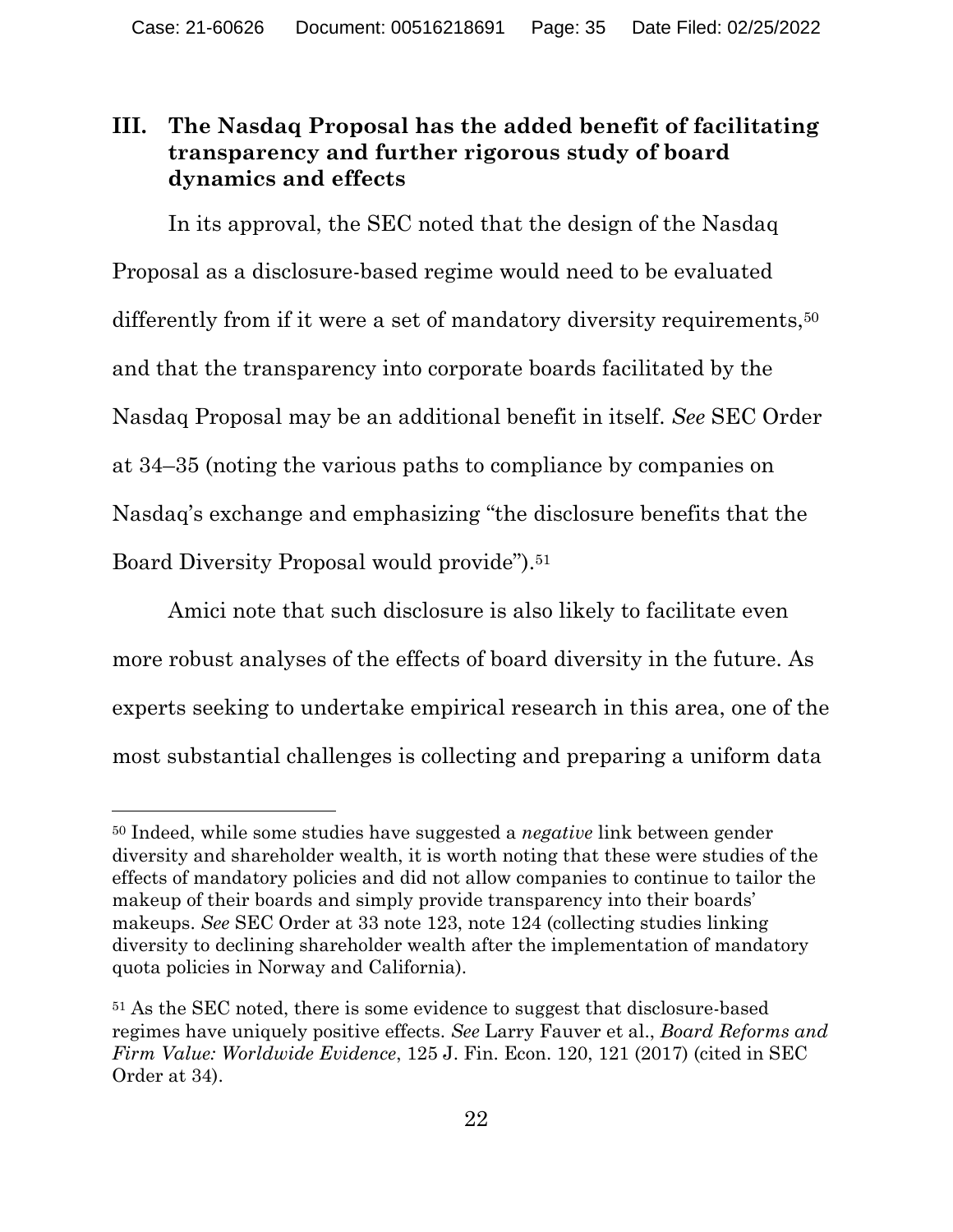## III. The Nasdaq Proposal has the added benefit of facilitating transparency and further rigorous study of board dynamics and effects

In its approval, the SEC noted that the design of the Nasdaq Proposal as a disclosure-based regime would need to be evaluated differently from if it were a set of mandatory diversity requirements,[50] and that the transparency into corporate boards facilitated by the Nasdaq Proposal may be an additional benefit in itself. *See* SEC Order at 34–35 (noting the various paths to compliance by companies on Nasdaq's exchange and emphasizing "the disclosure benefits that the Board Diversity Proposal would provide").[51]

Amici note that such disclosure is also likely to facilitate even more robust analyses of the effects of board diversity in the future. As experts seeking to undertake empirical research in this area, one of the most substantial challenges is collecting and preparing a uniform data

---

[50] Indeed, while some studies have suggested a *negative* link between gender diversity and shareholder wealth, it is worth noting that these were studies of the effects of mandatory policies and did not allow companies to continue to tailor the makeup of their boards and simply provide transparency into their boards' makeups. *See* SEC Order at 33 note 123, note 124 (collecting studies linking diversity to declining shareholder wealth after the implementation of mandatory quota policies in Norway and California).

[51] As the SEC noted, there is some evidence to suggest that disclosure-based regimes have uniquely positive effects. *See* Larry Fauver et al., *Board Reforms and Firm Value: Worldwide Evidence*, 125 J. Fin. Econ. 120, 121 (2017) (cited in SEC Order at 34).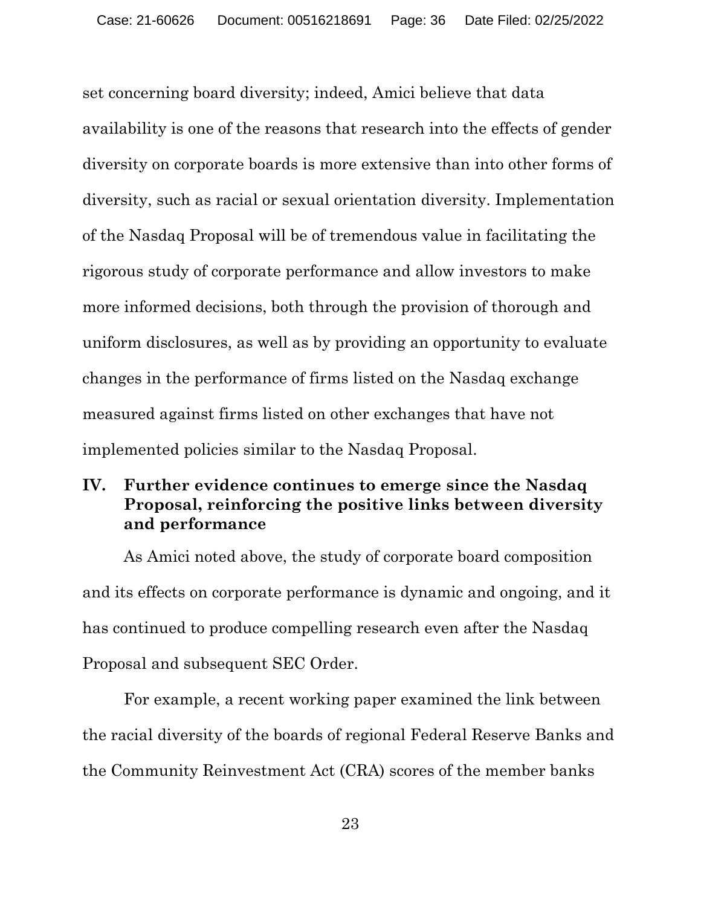set concerning board diversity; indeed, Amici believe that data availability is one of the reasons that research into the effects of gender diversity on corporate boards is more extensive than into other forms of diversity, such as racial or sexual orientation diversity. Implementation of the Nasdaq Proposal will be of tremendous value in facilitating the rigorous study of corporate performance and allow investors to make more informed decisions, both through the provision of thorough and uniform disclosures, as well as by providing an opportunity to evaluate changes in the performance of firms listed on the Nasdaq exchange measured against firms listed on other exchanges that have not implemented policies similar to the Nasdaq Proposal.

## IV. Further evidence continues to emerge since the Nasdaq Proposal, reinforcing the positive links between diversity and performance

As Amici noted above, the study of corporate board composition and its effects on corporate performance is dynamic and ongoing, and it has continued to produce compelling research even after the Nasdaq Proposal and subsequent SEC Order.

For example, a recent working paper examined the link between the racial diversity of the boards of regional Federal Reserve Banks and the Community Reinvestment Act (CRA) scores of the member banks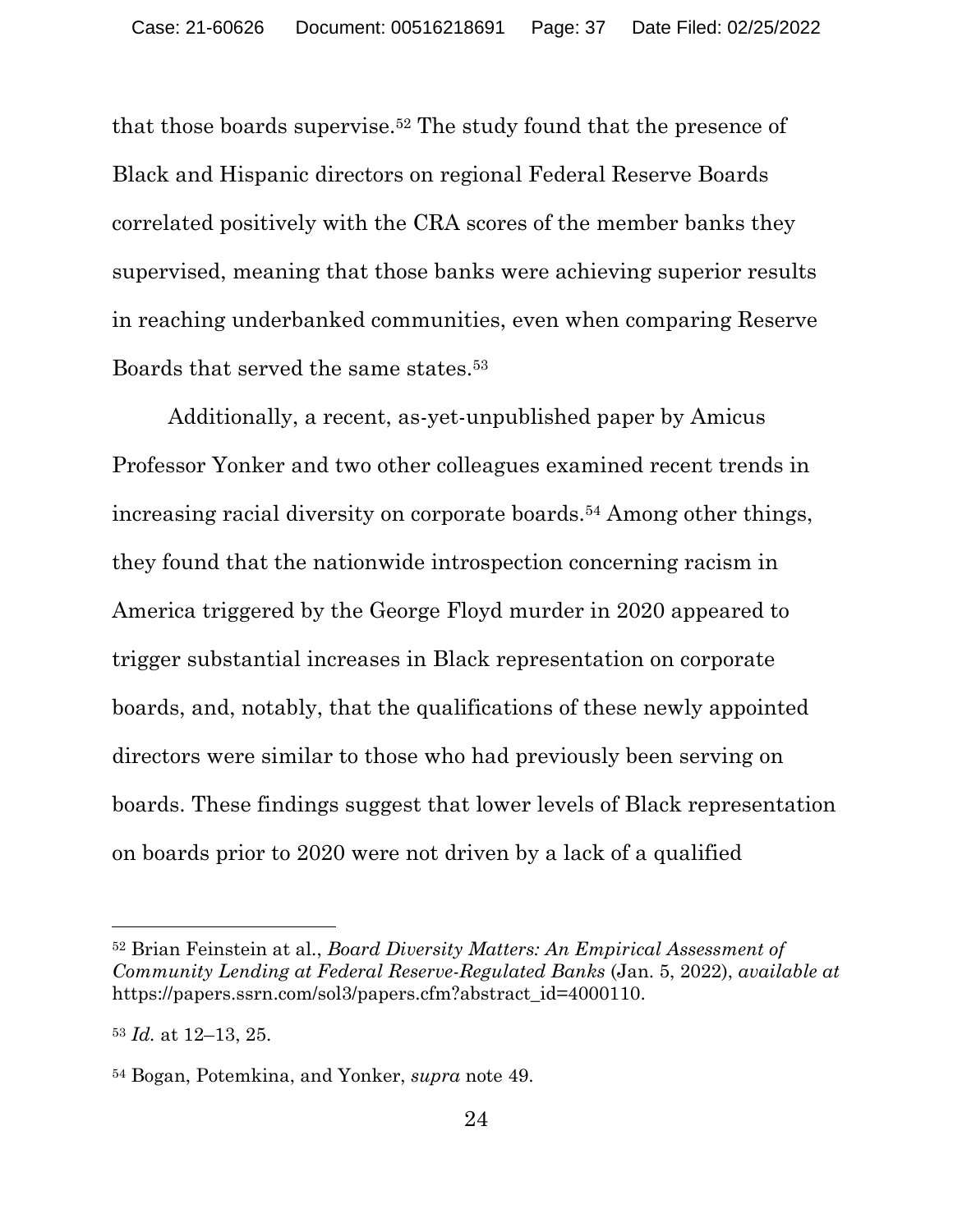that those boards supervise.[52] The study found that the presence of Black and Hispanic directors on regional Federal Reserve Boards correlated positively with the CRA scores of the member banks they supervised, meaning that those banks were achieving superior results in reaching underbanked communities, even when comparing Reserve Boards that served the same states.[53]

Additionally, a recent, as-yet-unpublished paper by Amicus Professor Yonker and two other colleagues examined recent trends in increasing racial diversity on corporate boards.[54] Among other things, they found that the nationwide introspection concerning racism in America triggered by the George Floyd murder in 2020 appeared to trigger substantial increases in Black representation on corporate boards, and, notably, that the qualifications of these newly appointed directors were similar to those who had previously been serving on boards. These findings suggest that lower levels of Black representation on boards prior to 2020 were not driven by a lack of a qualified

---

[52] Brian Feinstein at al., *Board Diversity Matters: An Empirical Assessment of Community Lending at Federal Reserve-Regulated Banks* (Jan. 5, 2022), *available at* https://papers.ssrn.com/sol3/papers.cfm?abstract_id=4000110.

[53] *Id.* at 12–13, 25.

[54] Bogan, Potemkina, and Yonker, *supra* note 49.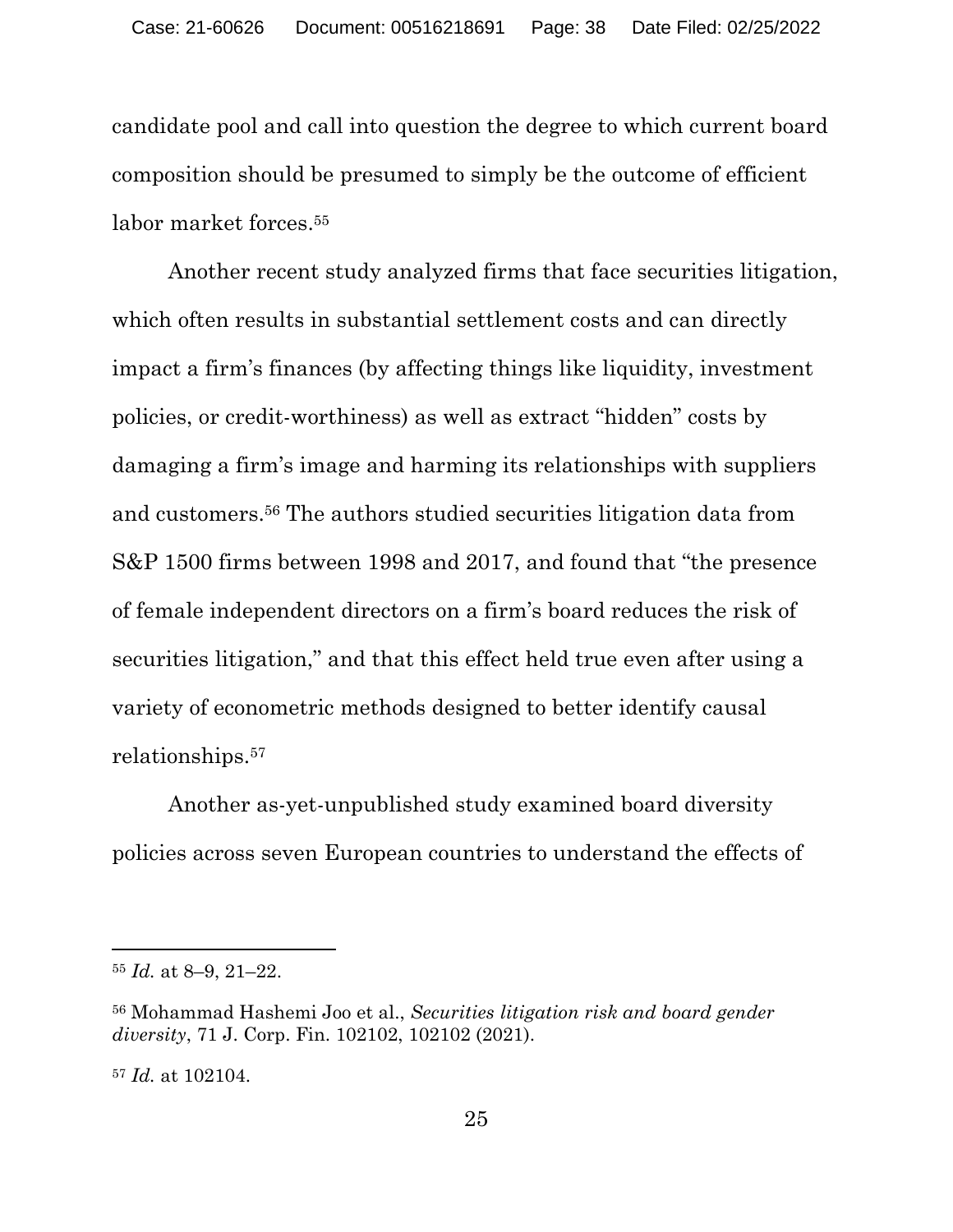candidate pool and call into question the degree to which current board composition should be presumed to simply be the outcome of efficient labor market forces.[55]

Another recent study analyzed firms that face securities litigation, which often results in substantial settlement costs and can directly impact a firm's finances (by affecting things like liquidity, investment policies, or credit-worthiness) as well as extract "hidden" costs by damaging a firm's image and harming its relationships with suppliers and customers.[56] The authors studied securities litigation data from S&P 1500 firms between 1998 and 2017, and found that "the presence of female independent directors on a firm's board reduces the risk of securities litigation," and that this effect held true even after using a variety of econometric methods designed to better identify causal relationships.[57]

Another as-yet-unpublished study examined board diversity policies across seven European countries to understand the effects of

---

[55] *Id.* at 8–9, 21–22.

[56] Mohammad Hashemi Joo et al., *Securities litigation risk and board gender diversity*, 71 J. Corp. Fin. 102102, 102102 (2021).

[57] *Id.* at 102104.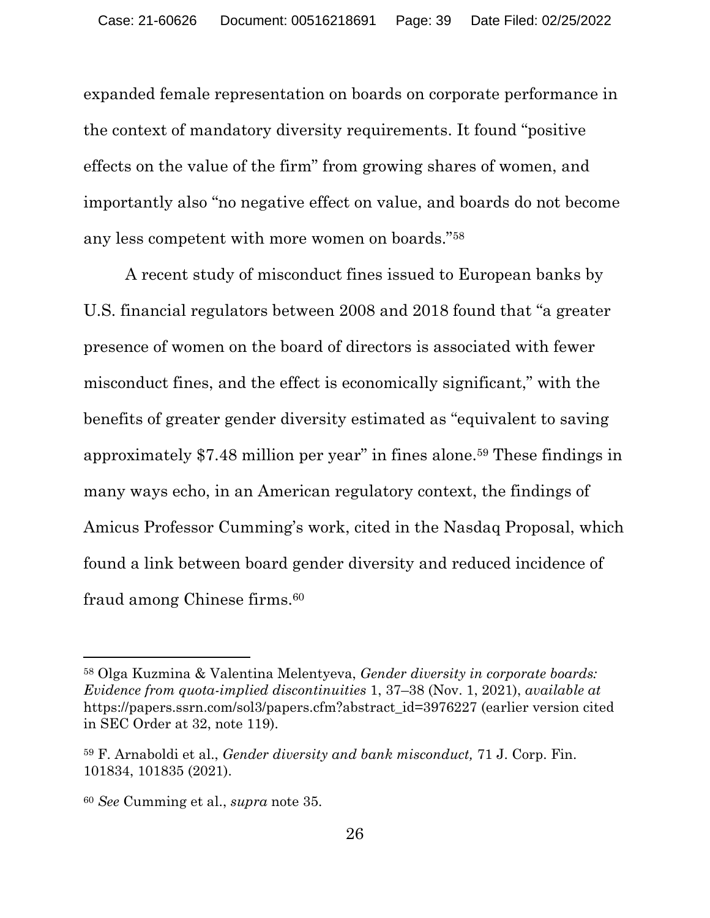expanded female representation on boards on corporate performance in the context of mandatory diversity requirements. It found "positive effects on the value of the firm" from growing shares of women, and importantly also "no negative effect on value, and boards do not become any less competent with more women on boards."[58]

A recent study of misconduct fines issued to European banks by U.S. financial regulators between 2008 and 2018 found that "a greater presence of women on the board of directors is associated with fewer misconduct fines, and the effect is economically significant," with the benefits of greater gender diversity estimated as "equivalent to saving approximately $7.48 million per year" in fines alone.[59] These findings in many ways echo, in an American regulatory context, the findings of Amicus Professor Cumming's work, cited in the Nasdaq Proposal, which found a link between board gender diversity and reduced incidence of fraud among Chinese firms.[60]

---

[58] Olga Kuzmina & Valentina Melentyeva, *Gender diversity in corporate boards: Evidence from quota-implied discontinuities* 1, 37–38 (Nov. 1, 2021), *available at* https://papers.ssrn.com/sol3/papers.cfm?abstract_id=3976227 (earlier version cited in SEC Order at 32, note 119).

[59] F. Arnaboldi et al., *Gender diversity and bank misconduct,* 71 J. Corp. Fin. 101834, 101835 (2021).

[60] *See* Cumming et al., *supra* note 35.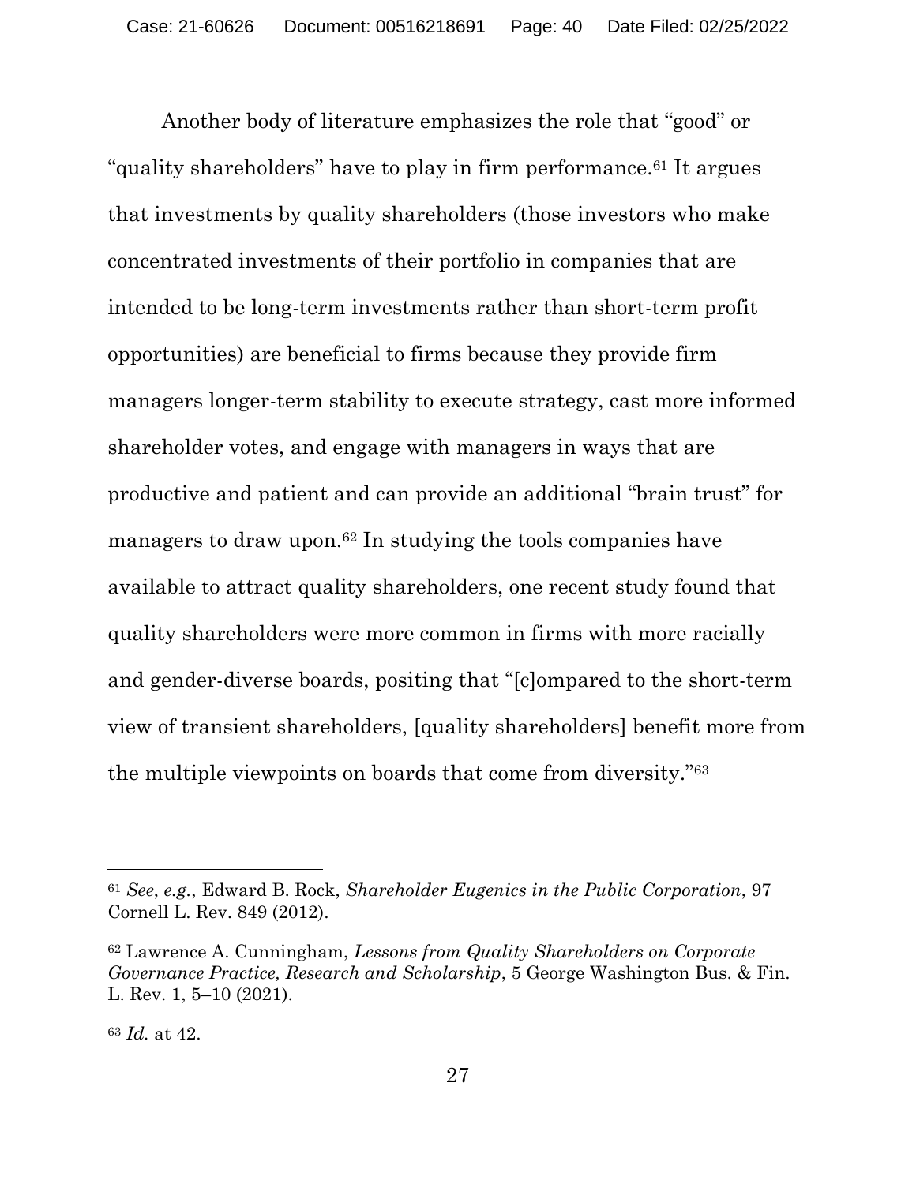Another body of literature emphasizes the role that "good" or "quality shareholders" have to play in firm performance.[61] It argues that investments by quality shareholders (those investors who make concentrated investments of their portfolio in companies that are intended to be long-term investments rather than short-term profit opportunities) are beneficial to firms because they provide firm managers longer-term stability to execute strategy, cast more informed shareholder votes, and engage with managers in ways that are productive and patient and can provide an additional "brain trust" for managers to draw upon.[62] In studying the tools companies have available to attract quality shareholders, one recent study found that quality shareholders were more common in firms with more racially and gender-diverse boards, positing that "[c]ompared to the short-term view of transient shareholders, [quality shareholders] benefit more from the multiple viewpoints on boards that come from diversity."[63]

---

[61] *See*, *e.g.*, Edward B. Rock, *Shareholder Eugenics in the Public Corporation*, 97 Cornell L. Rev. 849 (2012).

[62] Lawrence A. Cunningham, *Lessons from Quality Shareholders on Corporate Governance Practice, Research and Scholarship*, 5 George Washington Bus. & Fin. L. Rev. 1, 5–10 (2021).

[63] *Id.* at 42.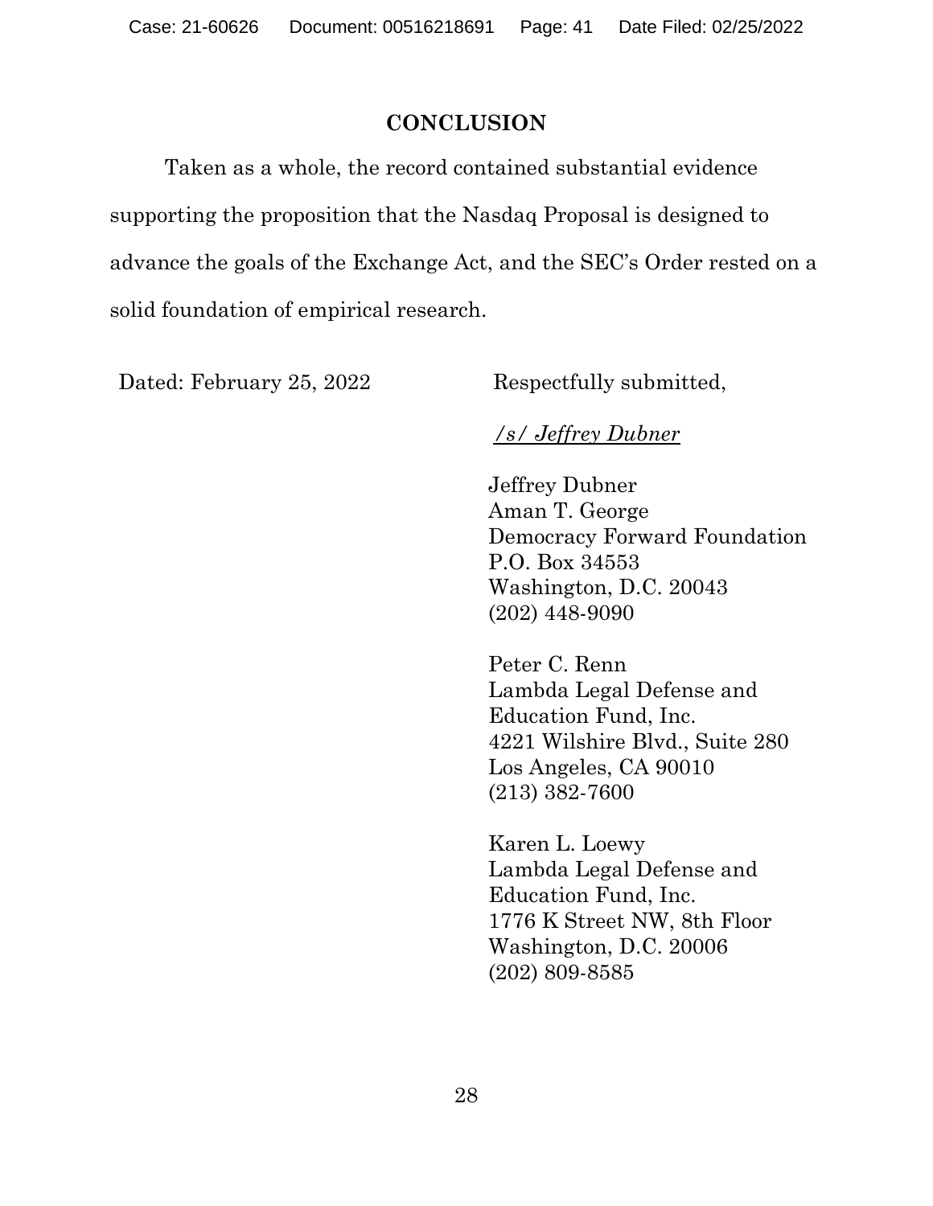## CONCLUSION

Taken as a whole, the record contained substantial evidence supporting the proposition that the Nasdaq Proposal is designed to advance the goals of the Exchange Act, and the SEC's Order rested on a solid foundation of empirical research.

Dated: February 25, 2022

Respectfully submitted,

*/s/ Jeffrey Dubner*

Jeffrey Dubner
Aman T. George
Democracy Forward Foundation
P.O. Box 34553
Washington, D.C. 20043
(202) 448-9090

Peter C. Renn
Lambda Legal Defense and Education Fund, Inc.
4221 Wilshire Blvd., Suite 280
Los Angeles, CA 90010
(213) 382-7600

Karen L. Loewy
Lambda Legal Defense and Education Fund, Inc.
1776 K Street NW, 8th Floor
Washington, D.C. 20006
(202) 809-8585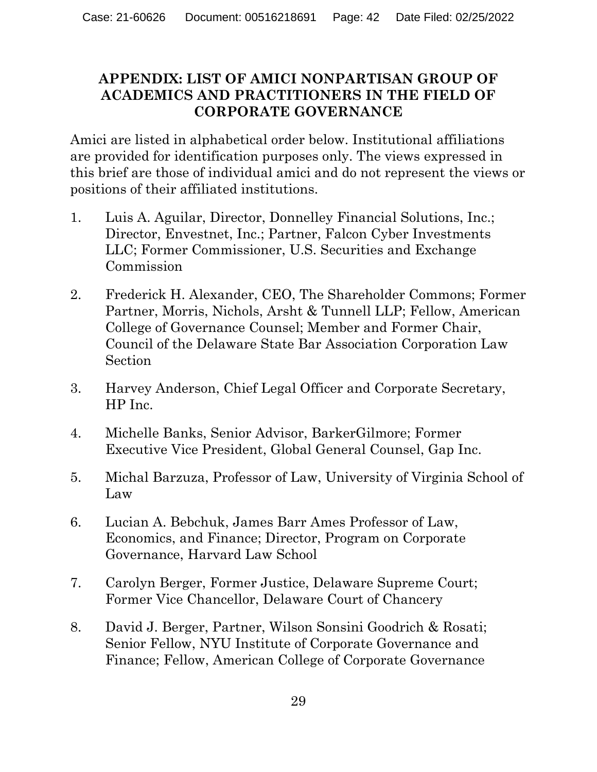## APPENDIX: LIST OF AMICI NONPARTISAN GROUP OF ACADEMICS AND PRACTITIONERS IN THE FIELD OF CORPORATE GOVERNANCE

Amici are listed in alphabetical order below. Institutional affiliations are provided for identification purposes only. The views expressed in this brief are those of individual amici and do not represent the views or positions of their affiliated institutions.

1. Luis A. Aguilar, Director, Donnelley Financial Solutions, Inc.; Director, Envestnet, Inc.; Partner, Falcon Cyber Investments LLC; Former Commissioner, U.S. Securities and Exchange Commission

2. Frederick H. Alexander, CEO, The Shareholder Commons; Former Partner, Morris, Nichols, Arsht & Tunnell LLP; Fellow, American College of Governance Counsel; Member and Former Chair, Council of the Delaware State Bar Association Corporation Law Section

3. Harvey Anderson, Chief Legal Officer and Corporate Secretary, HP Inc.

4. Michelle Banks, Senior Advisor, BarkerGilmore; Former Executive Vice President, Global General Counsel, Gap Inc.

5. Michal Barzuza, Professor of Law, University of Virginia School of Law

6. Lucian A. Bebchuk, James Barr Ames Professor of Law, Economics, and Finance; Director, Program on Corporate Governance, Harvard Law School

7. Carolyn Berger, Former Justice, Delaware Supreme Court; Former Vice Chancellor, Delaware Court of Chancery

8. David J. Berger, Partner, Wilson Sonsini Goodrich & Rosati; Senior Fellow, NYU Institute of Corporate Governance and Finance; Fellow, American College of Corporate Governance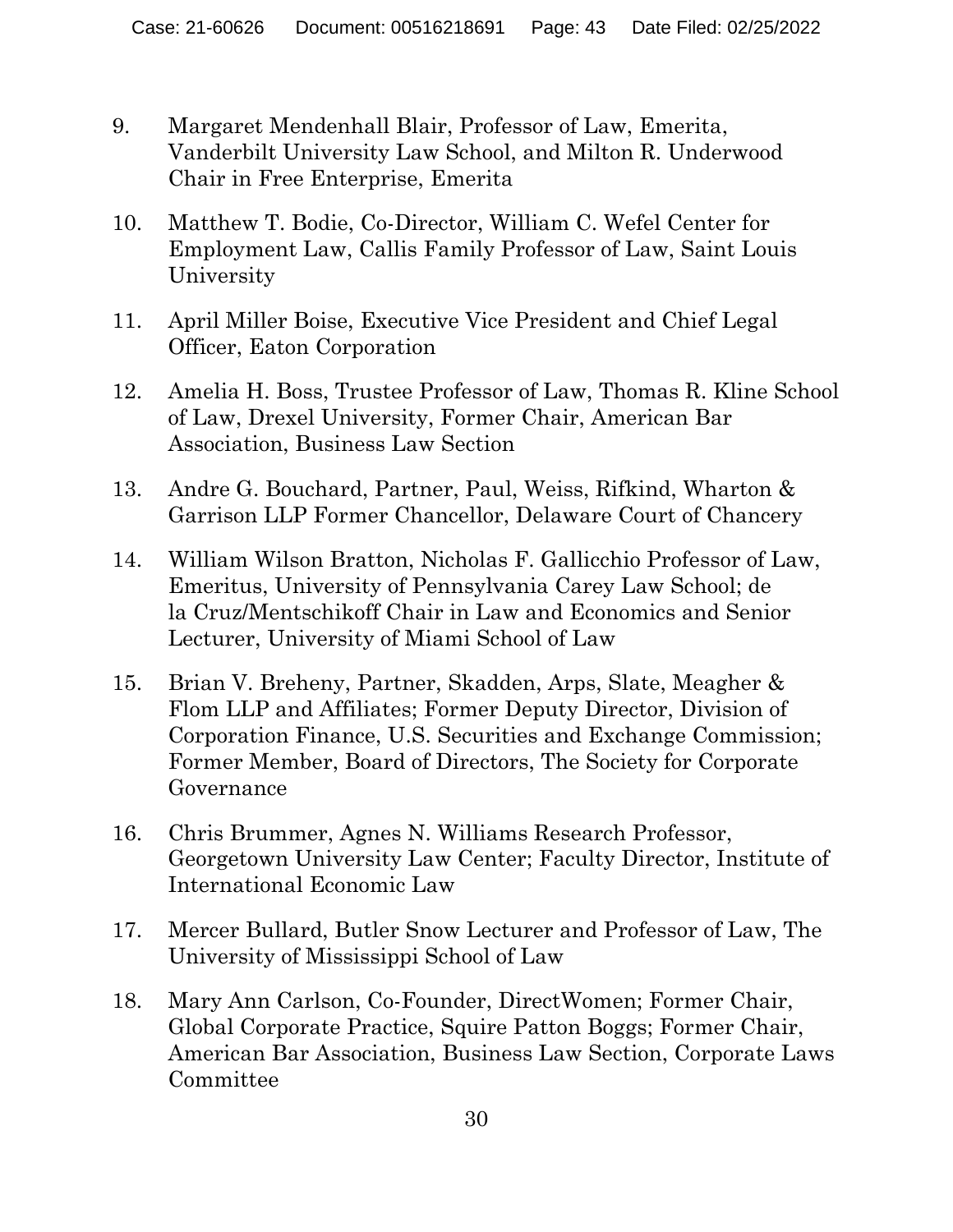9. Margaret Mendenhall Blair, Professor of Law, Emerita, Vanderbilt University Law School, and Milton R. Underwood Chair in Free Enterprise, Emerita

10. Matthew T. Bodie, Co-Director, William C. Wefel Center for Employment Law, Callis Family Professor of Law, Saint Louis University

11. April Miller Boise, Executive Vice President and Chief Legal Officer, Eaton Corporation

12. Amelia H. Boss, Trustee Professor of Law, Thomas R. Kline School of Law, Drexel University, Former Chair, American Bar Association, Business Law Section

13. Andre G. Bouchard, Partner, Paul, Weiss, Rifkind, Wharton & Garrison LLP Former Chancellor, Delaware Court of Chancery

14. William Wilson Bratton, Nicholas F. Gallicchio Professor of Law, Emeritus, University of Pennsylvania Carey Law School; de la Cruz/Mentschikoff Chair in Law and Economics and Senior Lecturer, University of Miami School of Law

15. Brian V. Breheny, Partner, Skadden, Arps, Slate, Meagher & Flom LLP and Affiliates; Former Deputy Director, Division of Corporation Finance, U.S. Securities and Exchange Commission; Former Member, Board of Directors, The Society for Corporate Governance

16. Chris Brummer, Agnes N. Williams Research Professor, Georgetown University Law Center; Faculty Director, Institute of International Economic Law

17. Mercer Bullard, Butler Snow Lecturer and Professor of Law, The University of Mississippi School of Law

18. Mary Ann Carlson, Co-Founder, DirectWomen; Former Chair, Global Corporate Practice, Squire Patton Boggs; Former Chair, American Bar Association, Business Law Section, Corporate Laws Committee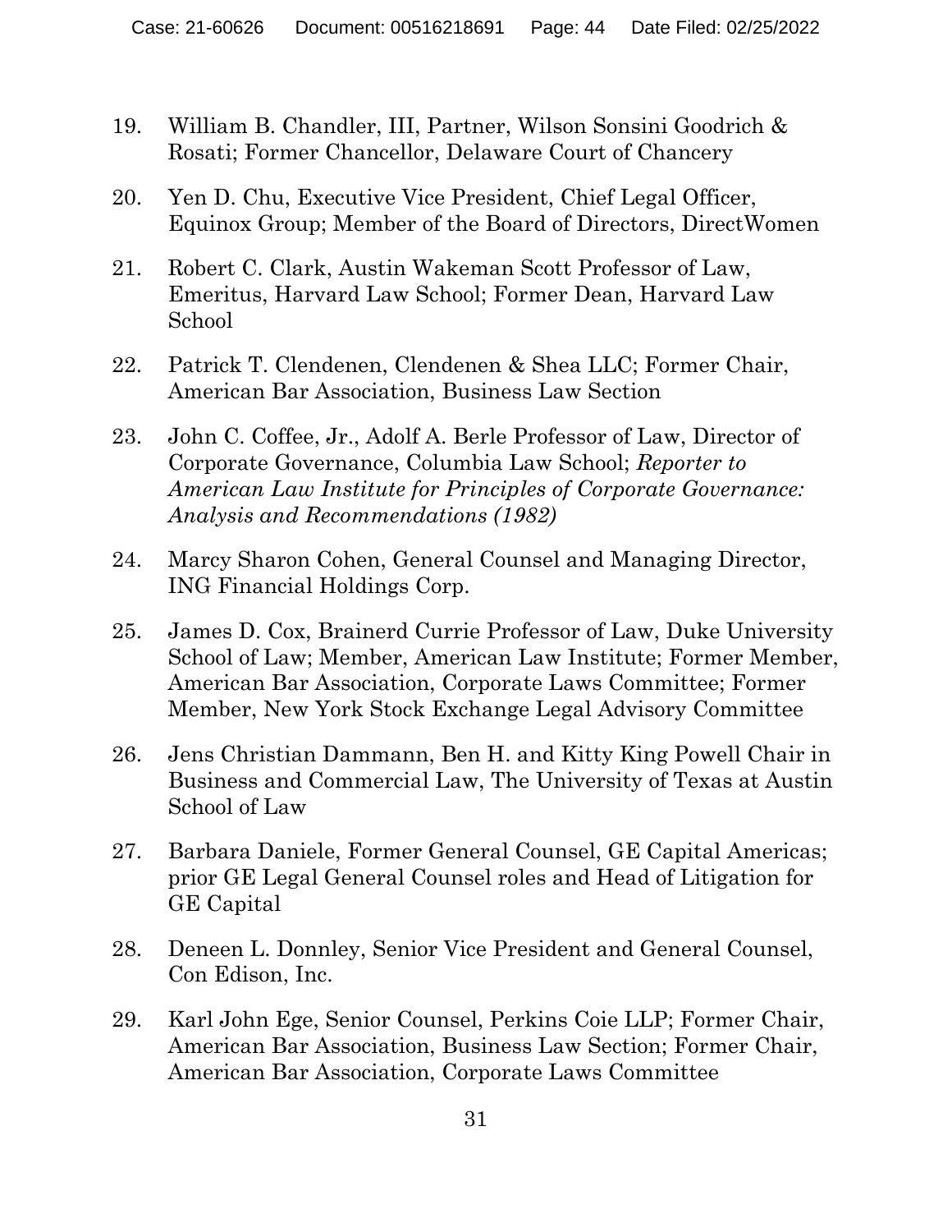19. William B. Chandler, III, Partner, Wilson Sonsini Goodrich & Rosati; Former Chancellor, Delaware Court of Chancery

20. Yen D. Chu, Executive Vice President, Chief Legal Officer, Equinox Group; Member of the Board of Directors, DirectWomen

21. Robert C. Clark, Austin Wakeman Scott Professor of Law, Emeritus, Harvard Law School; Former Dean, Harvard Law School

22. Patrick T. Clendenen, Clendenen & Shea LLC; Former Chair, American Bar Association, Business Law Section

23. John C. Coffee, Jr., Adolf A. Berle Professor of Law, Director of Corporate Governance, Columbia Law School; *Reporter to American Law Institute for Principles of Corporate Governance: Analysis and Recommendations (1982)*

24. Marcy Sharon Cohen, General Counsel and Managing Director, ING Financial Holdings Corp.

25. James D. Cox, Brainerd Currie Professor of Law, Duke University School of Law; Member, American Law Institute; Former Member, American Bar Association, Corporate Laws Committee; Former Member, New York Stock Exchange Legal Advisory Committee

26. Jens Christian Dammann, Ben H. and Kitty King Powell Chair in Business and Commercial Law, The University of Texas at Austin School of Law

27. Barbara Daniele, Former General Counsel, GE Capital Americas; prior GE Legal General Counsel roles and Head of Litigation for GE Capital

28. Deneen L. Donnley, Senior Vice President and General Counsel, Con Edison, Inc.

29. Karl John Ege, Senior Counsel, Perkins Coie LLP; Former Chair, American Bar Association, Business Law Section; Former Chair, American Bar Association, Corporate Laws Committee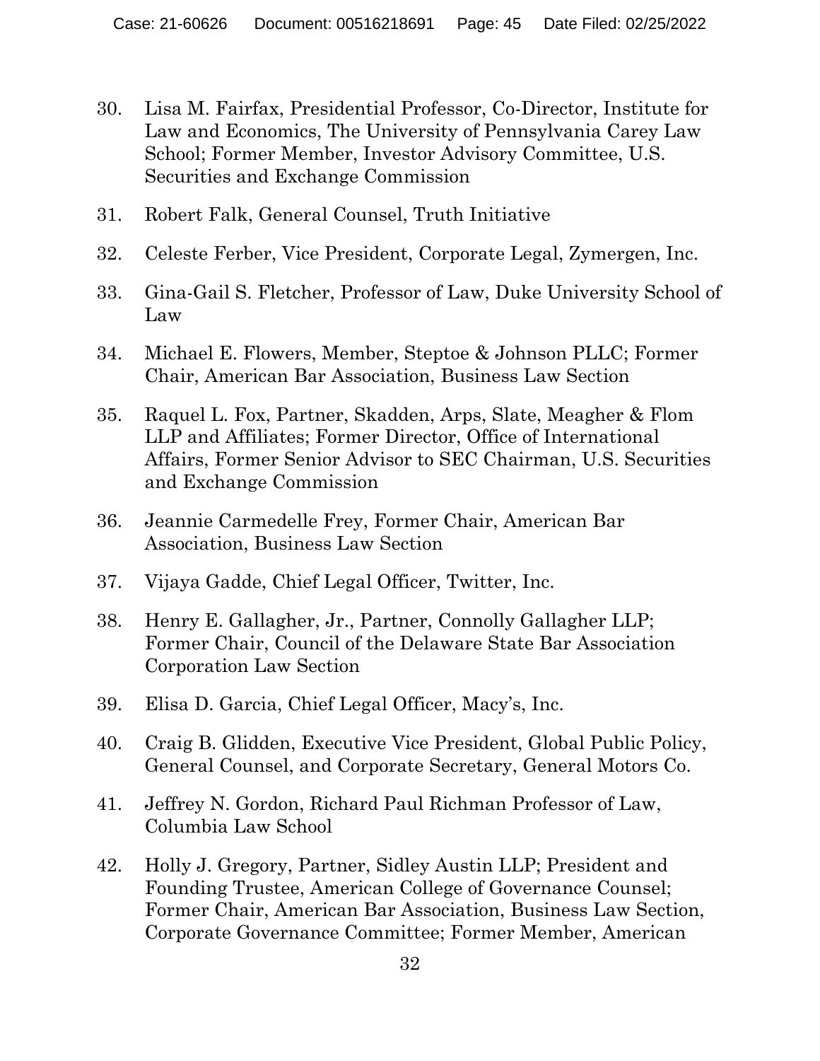30. Lisa M. Fairfax, Presidential Professor, Co-Director, Institute for Law and Economics, The University of Pennsylvania Carey Law School; Former Member, Investor Advisory Committee, U.S. Securities and Exchange Commission

31. Robert Falk, General Counsel, Truth Initiative

32. Celeste Ferber, Vice President, Corporate Legal, Zymergen, Inc.

33. Gina-Gail S. Fletcher, Professor of Law, Duke University School of Law

34. Michael E. Flowers, Member, Steptoe & Johnson PLLC; Former Chair, American Bar Association, Business Law Section

35. Raquel L. Fox, Partner, Skadden, Arps, Slate, Meagher & Flom LLP and Affiliates; Former Director, Office of International Affairs, Former Senior Advisor to SEC Chairman, U.S. Securities and Exchange Commission

36. Jeannie Carmedelle Frey, Former Chair, American Bar Association, Business Law Section

37. Vijaya Gadde, Chief Legal Officer, Twitter, Inc.

38. Henry E. Gallagher, Jr., Partner, Connolly Gallagher LLP; Former Chair, Council of the Delaware State Bar Association Corporation Law Section

39. Elisa D. Garcia, Chief Legal Officer, Macy's, Inc.

40. Craig B. Glidden, Executive Vice President, Global Public Policy, General Counsel, and Corporate Secretary, General Motors Co.

41. Jeffrey N. Gordon, Richard Paul Richman Professor of Law, Columbia Law School

42. Holly J. Gregory, Partner, Sidley Austin LLP; President and Founding Trustee, American College of Governance Counsel; Former Chair, American Bar Association, Business Law Section, Corporate Governance Committee; Former Member, American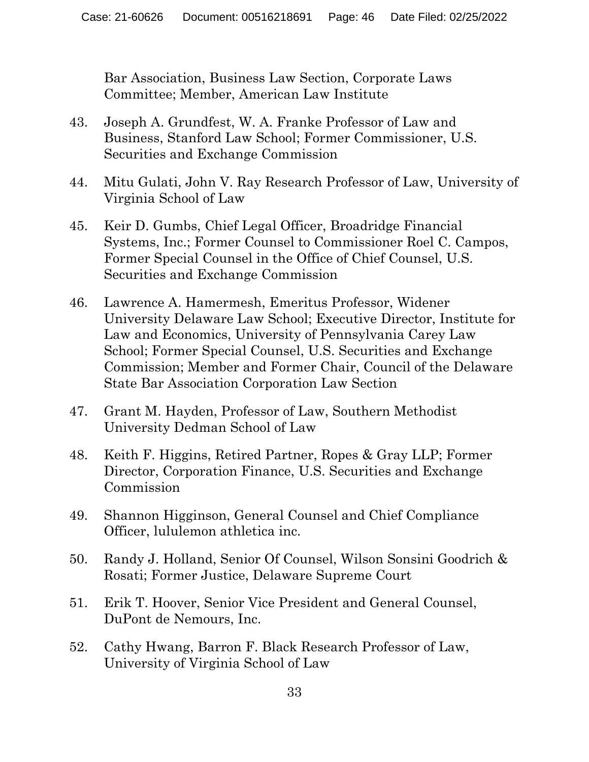Bar Association, Business Law Section, Corporate Laws Committee; Member, American Law Institute

43. Joseph A. Grundfest, W. A. Franke Professor of Law and Business, Stanford Law School; Former Commissioner, U.S. Securities and Exchange Commission

44. Mitu Gulati, John V. Ray Research Professor of Law, University of Virginia School of Law

45. Keir D. Gumbs, Chief Legal Officer, Broadridge Financial Systems, Inc.; Former Counsel to Commissioner Roel C. Campos, Former Special Counsel in the Office of Chief Counsel, U.S. Securities and Exchange Commission

46. Lawrence A. Hamermesh, Emeritus Professor, Widener University Delaware Law School; Executive Director, Institute for Law and Economics, University of Pennsylvania Carey Law School; Former Special Counsel, U.S. Securities and Exchange Commission; Member and Former Chair, Council of the Delaware State Bar Association Corporation Law Section

47. Grant M. Hayden, Professor of Law, Southern Methodist University Dedman School of Law

48. Keith F. Higgins, Retired Partner, Ropes & Gray LLP; Former Director, Corporation Finance, U.S. Securities and Exchange Commission

49. Shannon Higginson, General Counsel and Chief Compliance Officer, lululemon athletica inc.

50. Randy J. Holland, Senior Of Counsel, Wilson Sonsini Goodrich & Rosati; Former Justice, Delaware Supreme Court

51. Erik T. Hoover, Senior Vice President and General Counsel, DuPont de Nemours, Inc.

52. Cathy Hwang, Barron F. Black Research Professor of Law, University of Virginia School of Law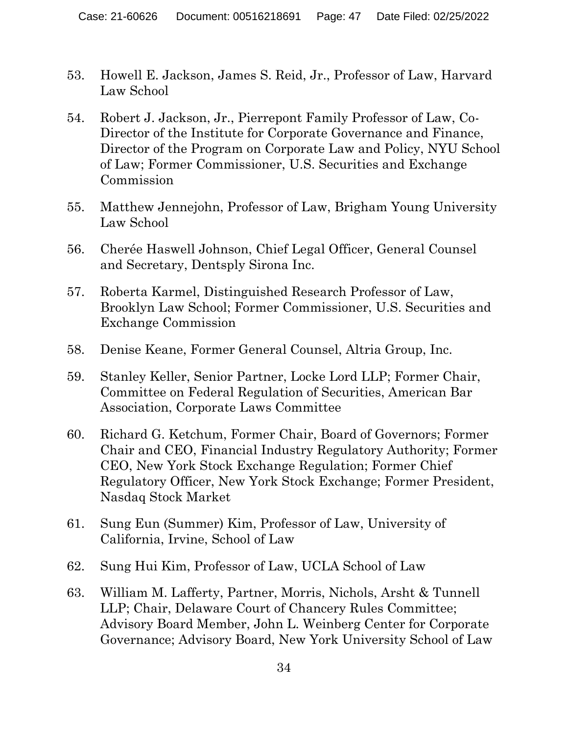53. Howell E. Jackson, James S. Reid, Jr., Professor of Law, Harvard Law School

54. Robert J. Jackson, Jr., Pierrepont Family Professor of Law, Co-Director of the Institute for Corporate Governance and Finance, Director of the Program on Corporate Law and Policy, NYU School of Law; Former Commissioner, U.S. Securities and Exchange Commission

55. Matthew Jennejohn, Professor of Law, Brigham Young University Law School

56. Cherée Haswell Johnson, Chief Legal Officer, General Counsel and Secretary, Dentsply Sirona Inc.

57. Roberta Karmel, Distinguished Research Professor of Law, Brooklyn Law School; Former Commissioner, U.S. Securities and Exchange Commission

58. Denise Keane, Former General Counsel, Altria Group, Inc.

59. Stanley Keller, Senior Partner, Locke Lord LLP; Former Chair, Committee on Federal Regulation of Securities, American Bar Association, Corporate Laws Committee

60. Richard G. Ketchum, Former Chair, Board of Governors; Former Chair and CEO, Financial Industry Regulatory Authority; Former CEO, New York Stock Exchange Regulation; Former Chief Regulatory Officer, New York Stock Exchange; Former President, Nasdaq Stock Market

61. Sung Eun (Summer) Kim, Professor of Law, University of California, Irvine, School of Law

62. Sung Hui Kim, Professor of Law, UCLA School of Law

63. William M. Lafferty, Partner, Morris, Nichols, Arsht & Tunnell LLP; Chair, Delaware Court of Chancery Rules Committee; Advisory Board Member, John L. Weinberg Center for Corporate Governance; Advisory Board, New York University School of Law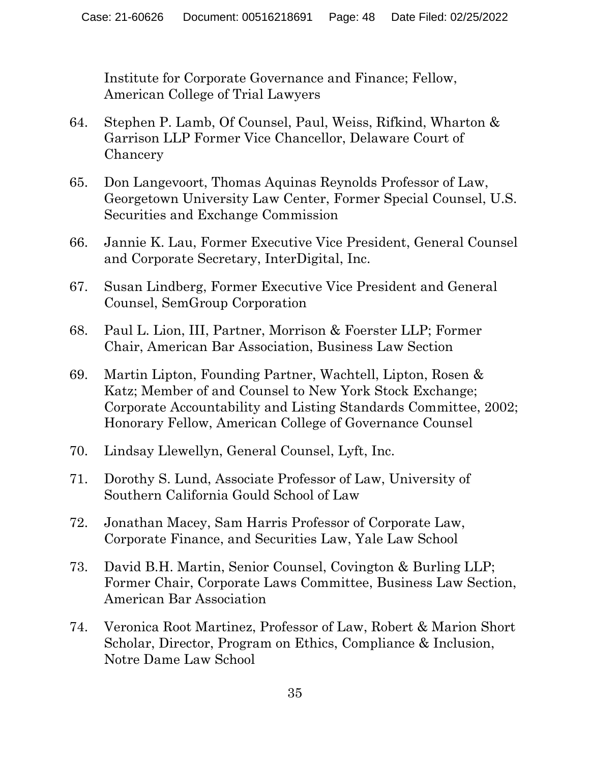Institute for Corporate Governance and Finance; Fellow, American College of Trial Lawyers

64. Stephen P. Lamb, Of Counsel, Paul, Weiss, Rifkind, Wharton & Garrison LLP Former Vice Chancellor, Delaware Court of Chancery

65. Don Langevoort, Thomas Aquinas Reynolds Professor of Law, Georgetown University Law Center, Former Special Counsel, U.S. Securities and Exchange Commission

66. Jannie K. Lau, Former Executive Vice President, General Counsel and Corporate Secretary, InterDigital, Inc.

67. Susan Lindberg, Former Executive Vice President and General Counsel, SemGroup Corporation

68. Paul L. Lion, III, Partner, Morrison & Foerster LLP; Former Chair, American Bar Association, Business Law Section

69. Martin Lipton, Founding Partner, Wachtell, Lipton, Rosen & Katz; Member of and Counsel to New York Stock Exchange; Corporate Accountability and Listing Standards Committee, 2002; Honorary Fellow, American College of Governance Counsel

70. Lindsay Llewellyn, General Counsel, Lyft, Inc.

71. Dorothy S. Lund, Associate Professor of Law, University of Southern California Gould School of Law

72. Jonathan Macey, Sam Harris Professor of Corporate Law, Corporate Finance, and Securities Law, Yale Law School

73. David B.H. Martin, Senior Counsel, Covington & Burling LLP; Former Chair, Corporate Laws Committee, Business Law Section, American Bar Association

74. Veronica Root Martinez, Professor of Law, Robert & Marion Short Scholar, Director, Program on Ethics, Compliance & Inclusion, Notre Dame Law School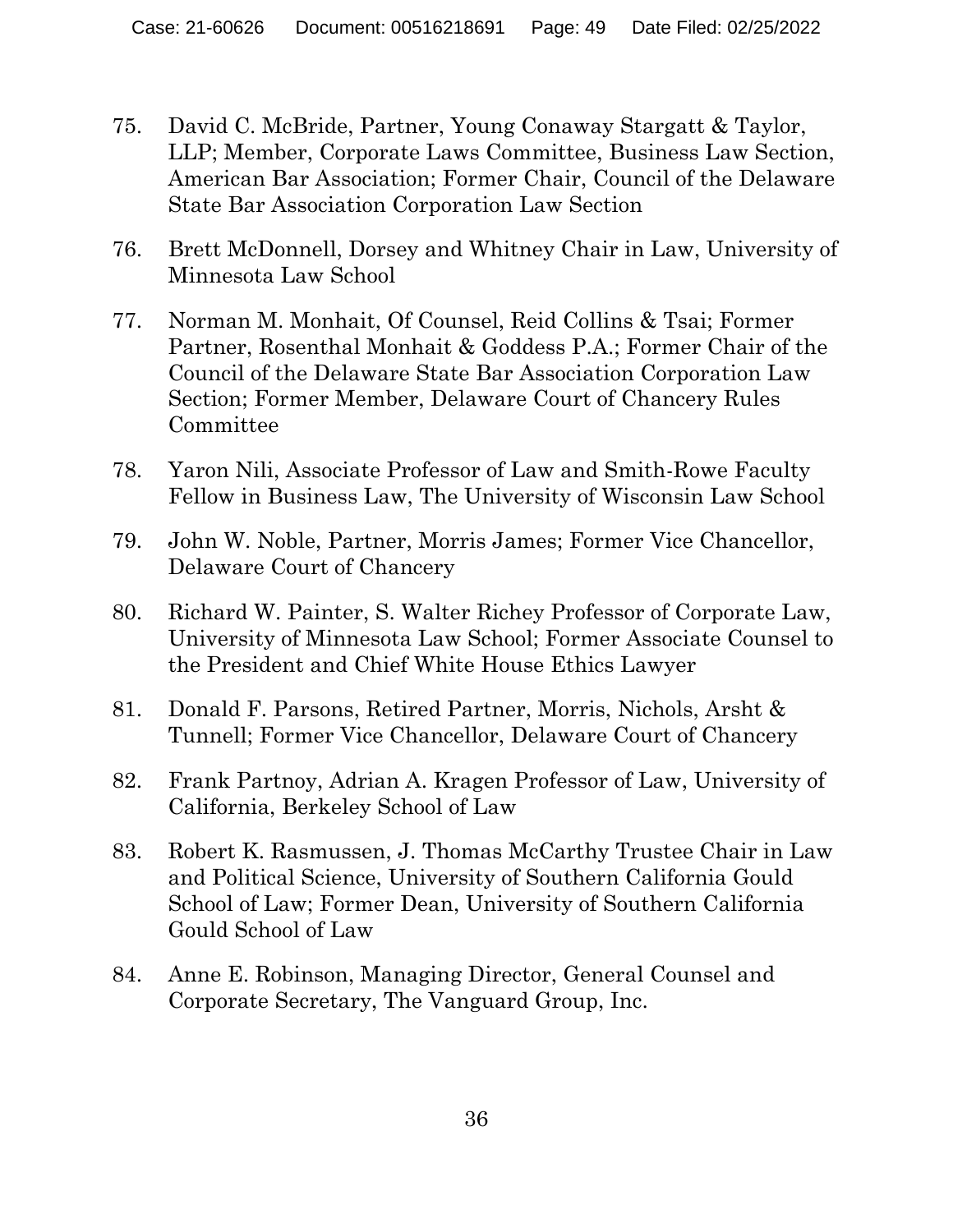75. David C. McBride, Partner, Young Conaway Stargatt & Taylor, LLP; Member, Corporate Laws Committee, Business Law Section, American Bar Association; Former Chair, Council of the Delaware State Bar Association Corporation Law Section

76. Brett McDonnell, Dorsey and Whitney Chair in Law, University of Minnesota Law School

77. Norman M. Monhait, Of Counsel, Reid Collins & Tsai; Former Partner, Rosenthal Monhait & Goddess P.A.; Former Chair of the Council of the Delaware State Bar Association Corporation Law Section; Former Member, Delaware Court of Chancery Rules Committee

78. Yaron Nili, Associate Professor of Law and Smith-Rowe Faculty Fellow in Business Law, The University of Wisconsin Law School

79. John W. Noble, Partner, Morris James; Former Vice Chancellor, Delaware Court of Chancery

80. Richard W. Painter, S. Walter Richey Professor of Corporate Law, University of Minnesota Law School; Former Associate Counsel to the President and Chief White House Ethics Lawyer

81. Donald F. Parsons, Retired Partner, Morris, Nichols, Arsht & Tunnell; Former Vice Chancellor, Delaware Court of Chancery

82. Frank Partnoy, Adrian A. Kragen Professor of Law, University of California, Berkeley School of Law

83. Robert K. Rasmussen, J. Thomas McCarthy Trustee Chair in Law and Political Science, University of Southern California Gould School of Law; Former Dean, University of Southern California Gould School of Law

84. Anne E. Robinson, Managing Director, General Counsel and Corporate Secretary, The Vanguard Group, Inc.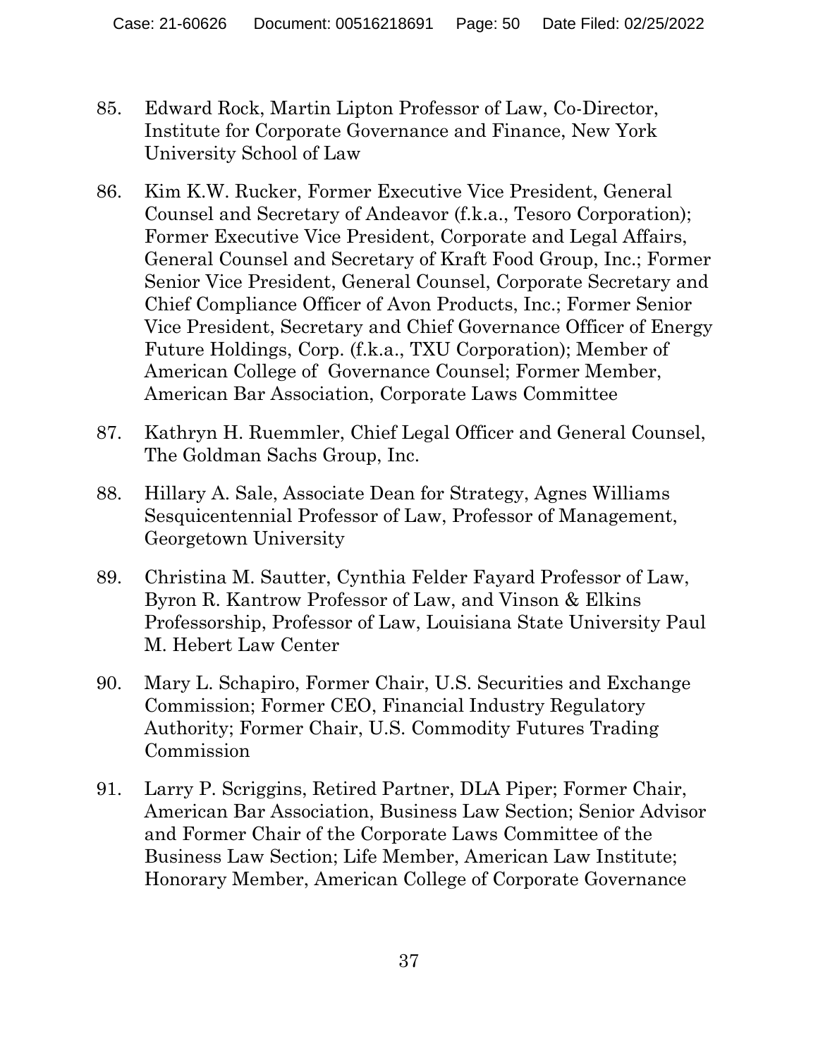85. Edward Rock, Martin Lipton Professor of Law, Co-Director, Institute for Corporate Governance and Finance, New York University School of Law

86. Kim K.W. Rucker, Former Executive Vice President, General Counsel and Secretary of Andeavor (f.k.a., Tesoro Corporation); Former Executive Vice President, Corporate and Legal Affairs, General Counsel and Secretary of Kraft Food Group, Inc.; Former Senior Vice President, General Counsel, Corporate Secretary and Chief Compliance Officer of Avon Products, Inc.; Former Senior Vice President, Secretary and Chief Governance Officer of Energy Future Holdings, Corp. (f.k.a., TXU Corporation); Member of American College of Governance Counsel; Former Member, American Bar Association, Corporate Laws Committee

87. Kathryn H. Ruemmler, Chief Legal Officer and General Counsel, The Goldman Sachs Group, Inc.

88. Hillary A. Sale, Associate Dean for Strategy, Agnes Williams Sesquicentennial Professor of Law, Professor of Management, Georgetown University

89. Christina M. Sautter, Cynthia Felder Fayard Professor of Law, Byron R. Kantrow Professor of Law, and Vinson & Elkins Professorship, Professor of Law, Louisiana State University Paul M. Hebert Law Center

90. Mary L. Schapiro, Former Chair, U.S. Securities and Exchange Commission; Former CEO, Financial Industry Regulatory Authority; Former Chair, U.S. Commodity Futures Trading Commission

91. Larry P. Scriggins, Retired Partner, DLA Piper; Former Chair, American Bar Association, Business Law Section; Senior Advisor and Former Chair of the Corporate Laws Committee of the Business Law Section; Life Member, American Law Institute; Honorary Member, American College of Corporate Governance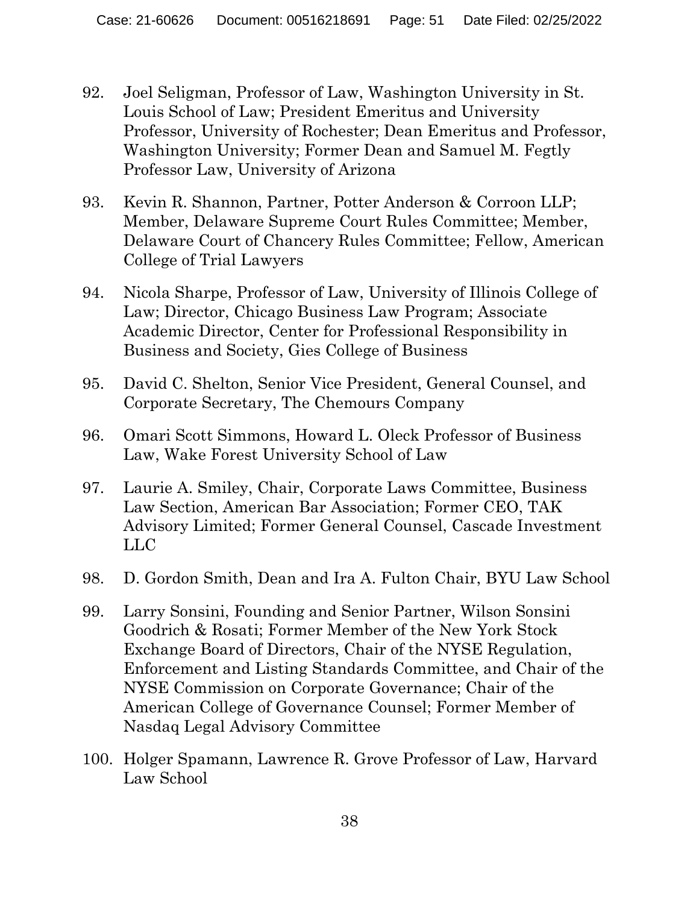92. Joel Seligman, Professor of Law, Washington University in St. Louis School of Law; President Emeritus and University Professor, University of Rochester; Dean Emeritus and Professor, Washington University; Former Dean and Samuel M. Fegtly Professor Law, University of Arizona

93. Kevin R. Shannon, Partner, Potter Anderson & Corroon LLP; Member, Delaware Supreme Court Rules Committee; Member, Delaware Court of Chancery Rules Committee; Fellow, American College of Trial Lawyers

94. Nicola Sharpe, Professor of Law, University of Illinois College of Law; Director, Chicago Business Law Program; Associate Academic Director, Center for Professional Responsibility in Business and Society, Gies College of Business

95. David C. Shelton, Senior Vice President, General Counsel, and Corporate Secretary, The Chemours Company

96. Omari Scott Simmons, Howard L. Oleck Professor of Business Law, Wake Forest University School of Law

97. Laurie A. Smiley, Chair, Corporate Laws Committee, Business Law Section, American Bar Association; Former CEO, TAK Advisory Limited; Former General Counsel, Cascade Investment LLC

98. D. Gordon Smith, Dean and Ira A. Fulton Chair, BYU Law School

99. Larry Sonsini, Founding and Senior Partner, Wilson Sonsini Goodrich & Rosati; Former Member of the New York Stock Exchange Board of Directors, Chair of the NYSE Regulation, Enforcement and Listing Standards Committee, and Chair of the NYSE Commission on Corporate Governance; Chair of the American College of Governance Counsel; Former Member of Nasdaq Legal Advisory Committee

100. Holger Spamann, Lawrence R. Grove Professor of Law, Harvard Law School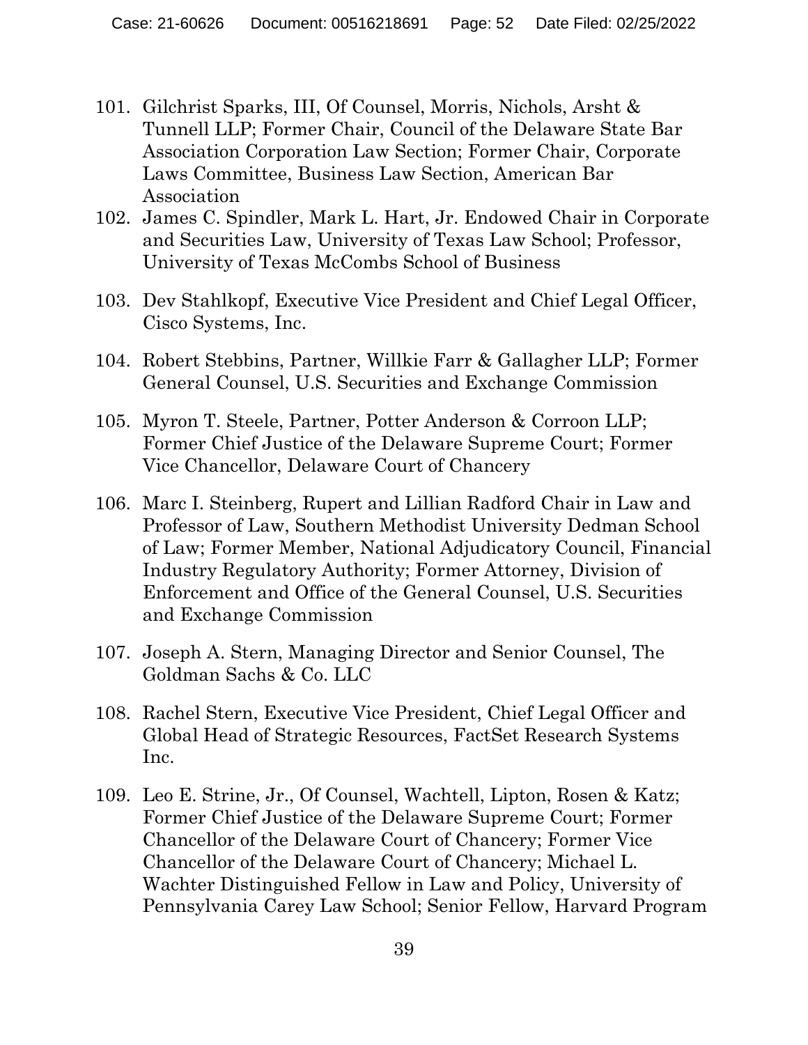101. Gilchrist Sparks, III, Of Counsel, Morris, Nichols, Arsht & Tunnell LLP; Former Chair, Council of the Delaware State Bar Association Corporation Law Section; Former Chair, Corporate Laws Committee, Business Law Section, American Bar Association
102. James C. Spindler, Mark L. Hart, Jr. Endowed Chair in Corporate and Securities Law, University of Texas Law School; Professor, University of Texas McCombs School of Business
103. Dev Stahlkopf, Executive Vice President and Chief Legal Officer, Cisco Systems, Inc.
104. Robert Stebbins, Partner, Willkie Farr & Gallagher LLP; Former General Counsel, U.S. Securities and Exchange Commission
105. Myron T. Steele, Partner, Potter Anderson & Corroon LLP; Former Chief Justice of the Delaware Supreme Court; Former Vice Chancellor, Delaware Court of Chancery
106. Marc I. Steinberg, Rupert and Lillian Radford Chair in Law and Professor of Law, Southern Methodist University Dedman School of Law; Former Member, National Adjudicatory Council, Financial Industry Regulatory Authority; Former Attorney, Division of Enforcement and Office of the General Counsel, U.S. Securities and Exchange Commission
107. Joseph A. Stern, Managing Director and Senior Counsel, The Goldman Sachs & Co. LLC
108. Rachel Stern, Executive Vice President, Chief Legal Officer and Global Head of Strategic Resources, FactSet Research Systems Inc.
109. Leo E. Strine, Jr., Of Counsel, Wachtell, Lipton, Rosen & Katz; Former Chief Justice of the Delaware Supreme Court; Former Chancellor of the Delaware Court of Chancery; Former Vice Chancellor of the Delaware Court of Chancery; Michael L. Wachter Distinguished Fellow in Law and Policy, University of Pennsylvania Carey Law School; Senior Fellow, Harvard Program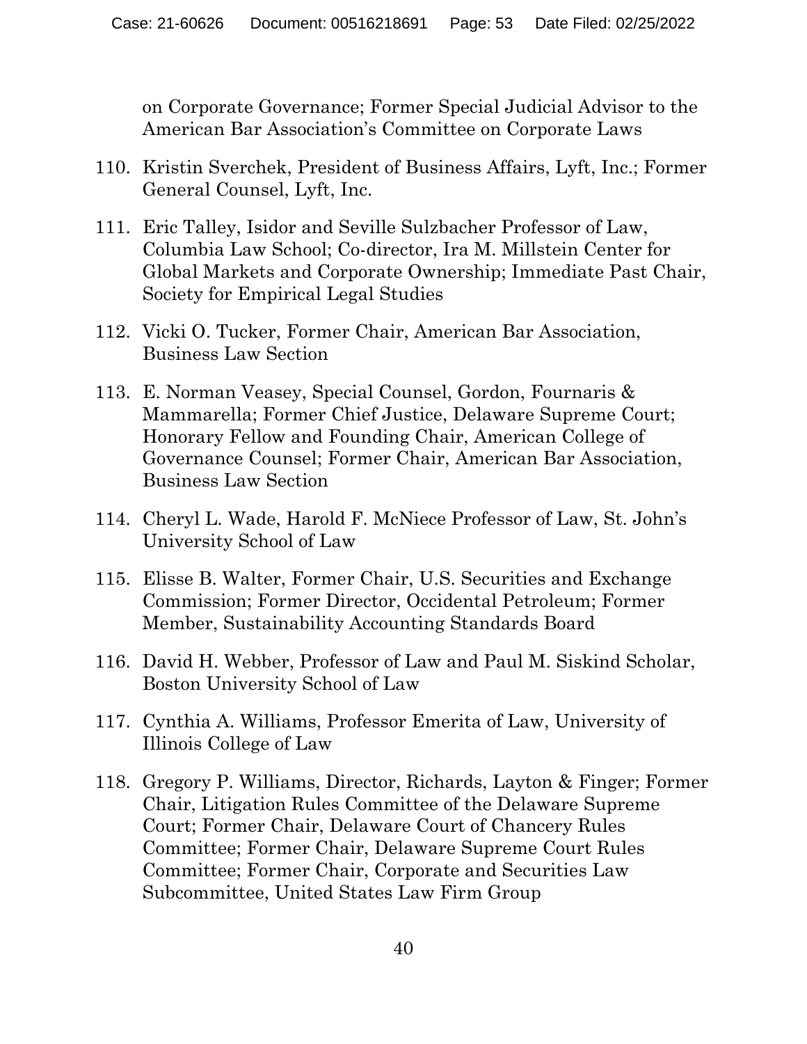on Corporate Governance; Former Special Judicial Advisor to the American Bar Association's Committee on Corporate Laws

110. Kristin Sverchek, President of Business Affairs, Lyft, Inc.; Former General Counsel, Lyft, Inc.

111. Eric Talley, Isidor and Seville Sulzbacher Professor of Law, Columbia Law School; Co-director, Ira M. Millstein Center for Global Markets and Corporate Ownership; Immediate Past Chair, Society for Empirical Legal Studies

112. Vicki O. Tucker, Former Chair, American Bar Association, Business Law Section

113. E. Norman Veasey, Special Counsel, Gordon, Fournaris & Mammarella; Former Chief Justice, Delaware Supreme Court; Honorary Fellow and Founding Chair, American College of Governance Counsel; Former Chair, American Bar Association, Business Law Section

114. Cheryl L. Wade, Harold F. McNiece Professor of Law, St. John's University School of Law

115. Elisse B. Walter, Former Chair, U.S. Securities and Exchange Commission; Former Director, Occidental Petroleum; Former Member, Sustainability Accounting Standards Board

116. David H. Webber, Professor of Law and Paul M. Siskind Scholar, Boston University School of Law

117. Cynthia A. Williams, Professor Emerita of Law, University of Illinois College of Law

118. Gregory P. Williams, Director, Richards, Layton & Finger; Former Chair, Litigation Rules Committee of the Delaware Supreme Court; Former Chair, Delaware Court of Chancery Rules Committee; Former Chair, Delaware Supreme Court Rules Committee; Former Chair, Corporate and Securities Law Subcommittee, United States Law Firm Group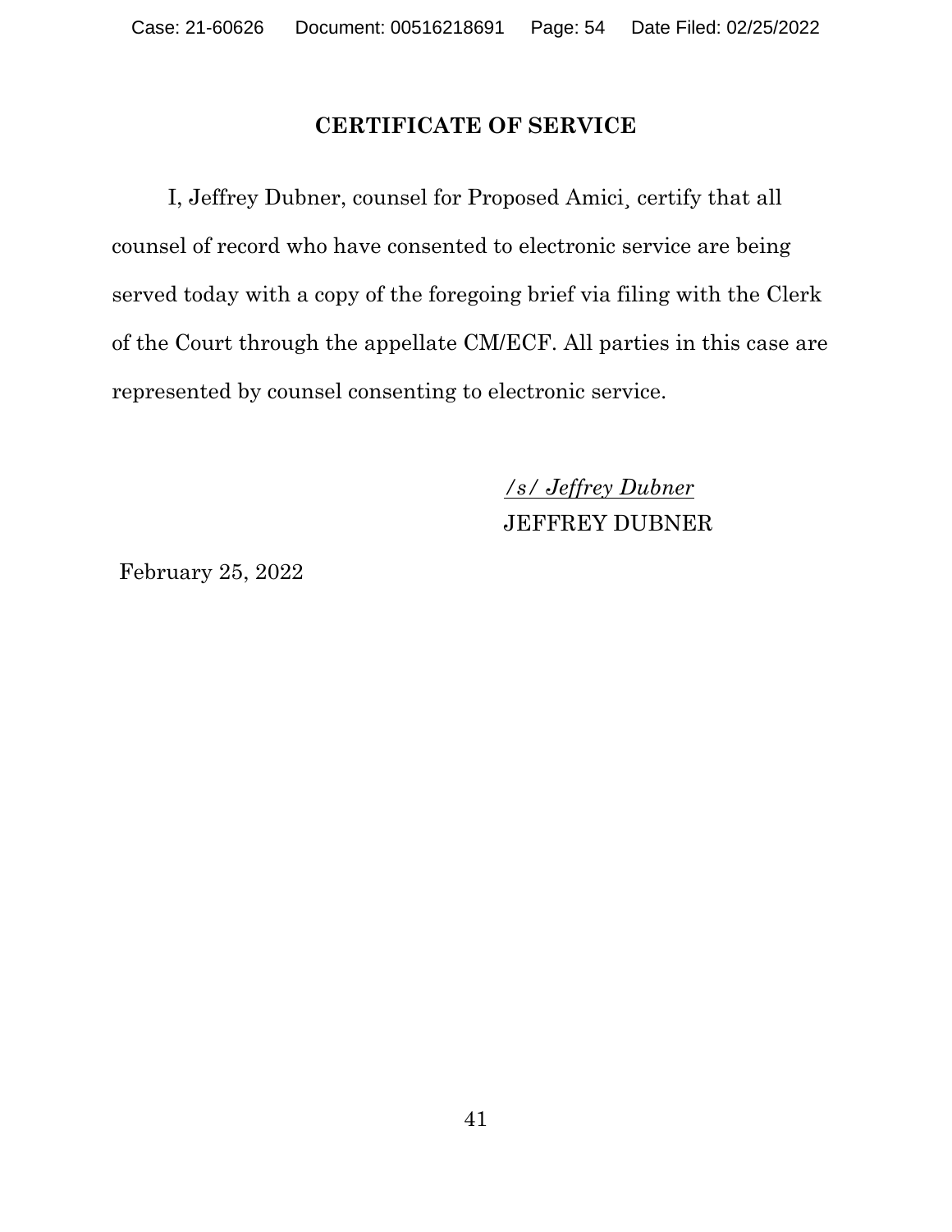## CERTIFICATE OF SERVICE

I, Jeffrey Dubner, counsel for Proposed Amici¸ certify that all counsel of record who have consented to electronic service are being served today with a copy of the foregoing brief via filing with the Clerk of the Court through the appellate CM/ECF. All parties in this case are represented by counsel consenting to electronic service.

*/s/ Jeffrey Dubner*
JEFFREY DUBNER

February 25, 2022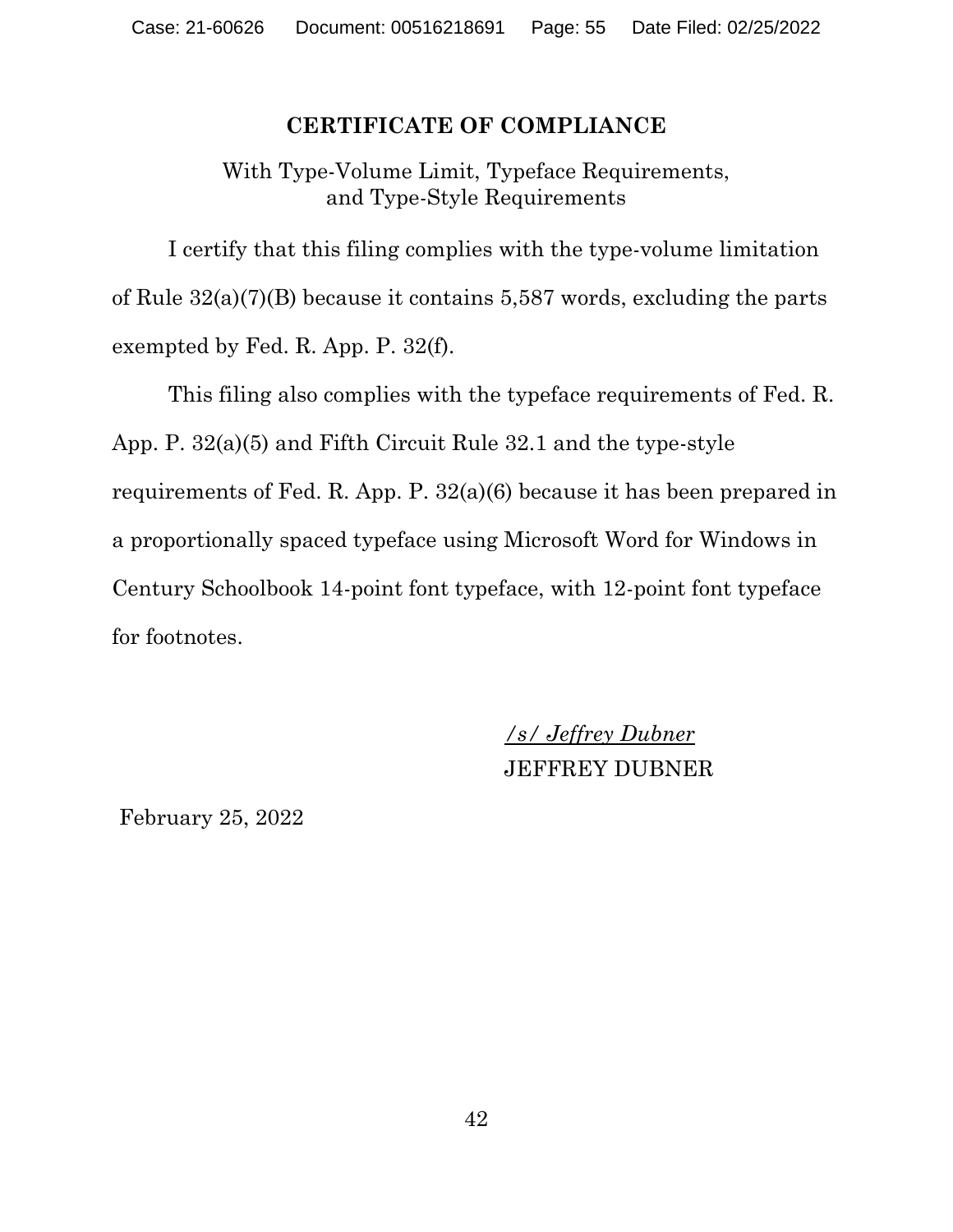## CERTIFICATE OF COMPLIANCE

With Type-Volume Limit, Typeface Requirements, and Type-Style Requirements

I certify that this filing complies with the type-volume limitation of Rule 32(a)(7)(B) because it contains 5,587 words, excluding the parts exempted by Fed. R. App. P. 32(f).

This filing also complies with the typeface requirements of Fed. R. App. P. 32(a)(5) and Fifth Circuit Rule 32.1 and the type-style requirements of Fed. R. App. P. 32(a)(6) because it has been prepared in a proportionally spaced typeface using Microsoft Word for Windows in Century Schoolbook 14-point font typeface, with 12-point font typeface for footnotes.

*/s/ Jeffrey Dubner*
JEFFREY DUBNER

February 25, 2022